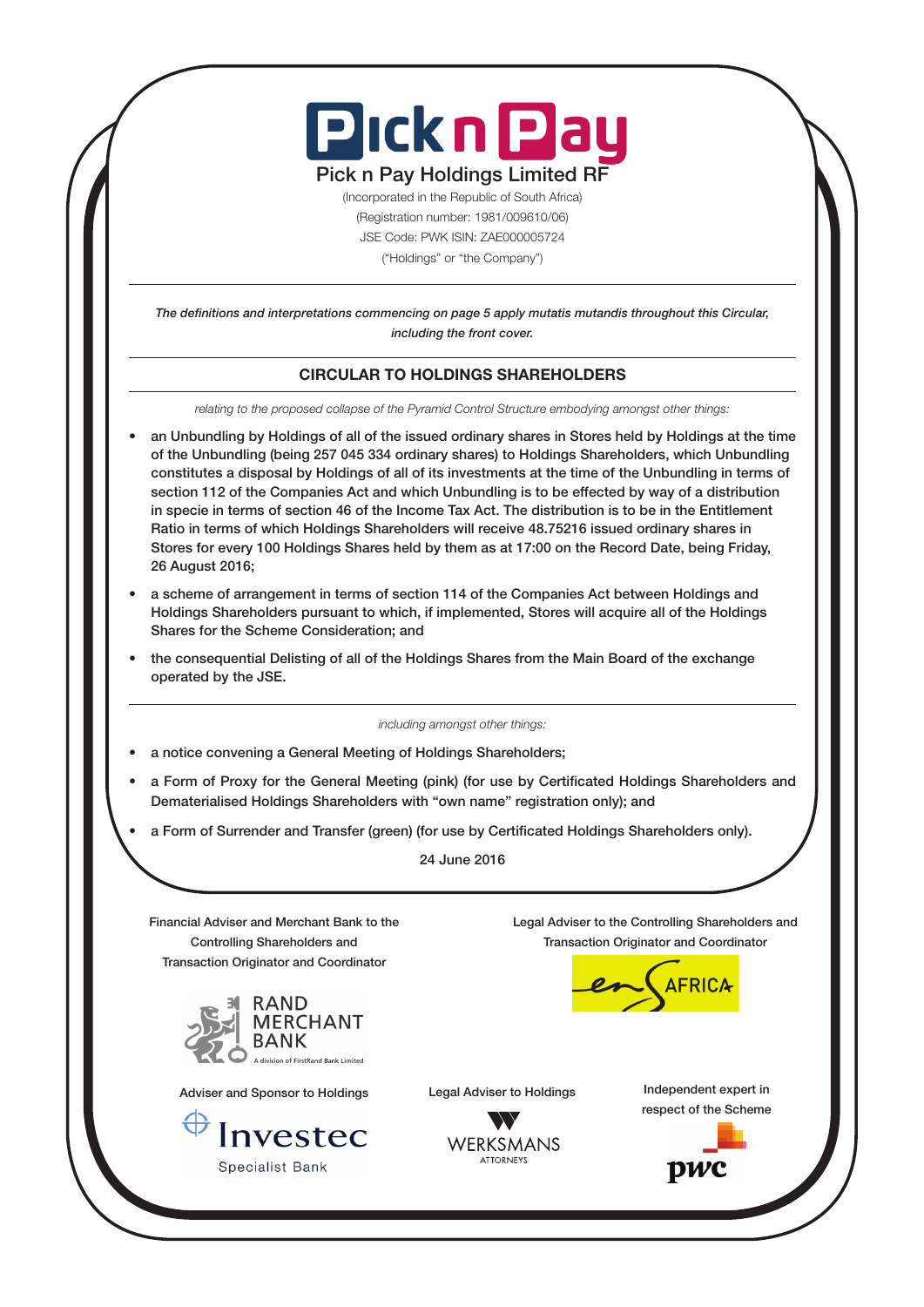# Pick n Pay Holdings Limited RF

(Incorporated in the Republic of South Africa)
(Registration number: 1981/009610/06)
JSE Code: PWK ISIN: ZAE000005724
("Holdings" or "the Company")

*The definitions and interpretations commencing on page 5 apply mutatis mutandis throughout this Circular, including the front cover.*

## CIRCULAR TO HOLDINGS SHAREHOLDERS

*relating to the proposed collapse of the Pyramid Control Structure embodying amongst other things:*

- an Unbundling by Holdings of all of the issued ordinary shares in Stores held by Holdings at the time of the Unbundling (being 257 045 334 ordinary shares) to Holdings Shareholders, which Unbundling constitutes a disposal by Holdings of all of its investments at the time of the Unbundling in terms of section 112 of the Companies Act and which Unbundling is to be effected by way of a distribution in specie in terms of section 46 of the Income Tax Act. The distribution is to be in the Entitlement Ratio in terms of which Holdings Shareholders will receive 48.75216 issued ordinary shares in Stores for every 100 Holdings Shares held by them as at 17:00 on the Record Date, being Friday, 26 August 2016;
- a scheme of arrangement in terms of section 114 of the Companies Act between Holdings and Holdings Shareholders pursuant to which, if implemented, Stores will acquire all of the Holdings Shares for the Scheme Consideration; and
- the consequential Delisting of all of the Holdings Shares from the Main Board of the exchange operated by the JSE.

*including amongst other things:*

- a notice convening a General Meeting of Holdings Shareholders;
- a Form of Proxy for the General Meeting (pink) (for use by Certificated Holdings Shareholders and Dematerialised Holdings Shareholders with "own name" registration only); and
- a Form of Surrender and Transfer (green) (for use by Certificated Holdings Shareholders only).

24 June 2016

Financial Adviser and Merchant Bank to the Controlling Shareholders and Transaction Originator and Coordinator

RAND MERCHANT BANK
A division of FirstRand Bank Limited

Legal Adviser to the Controlling Shareholders and Transaction Originator and Coordinator

ENSAFRICA

Adviser and Sponsor to Holdings

Investec Specialist Bank

Legal Adviser to Holdings

WERKSMANS ATTORNEYS

Independent expert in respect of the Scheme

pwc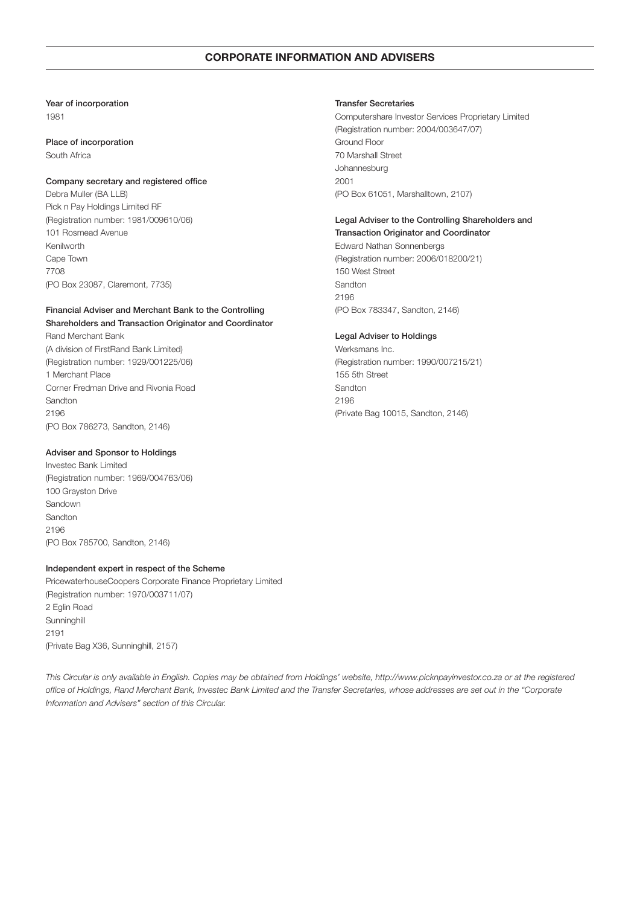## CORPORATE INFORMATION AND ADVISERS

**Year of incorporation**
1981

**Place of incorporation**
South Africa

**Company secretary and registered office**
Debra Muller (BA LLB)
Pick n Pay Holdings Limited RF
(Registration number: 1981/009610/06)
101 Rosmead Avenue
Kenilworth
Cape Town
7708
(PO Box 23087, Claremont, 7735)

**Financial Adviser and Merchant Bank to the Controlling Shareholders and Transaction Originator and Coordinator**
Rand Merchant Bank
(A division of FirstRand Bank Limited)
(Registration number: 1929/001225/06)
1 Merchant Place
Corner Fredman Drive and Rivonia Road
Sandton
2196
(PO Box 786273, Sandton, 2146)

**Adviser and Sponsor to Holdings**
Investec Bank Limited
(Registration number: 1969/004763/06)
100 Grayston Drive
Sandown
Sandton
2196
(PO Box 785700, Sandton, 2146)

**Independent expert in respect of the Scheme**
PricewaterhouseCoopers Corporate Finance Proprietary Limited
(Registration number: 1970/003711/07)
2 Eglin Road
Sunninghill
2191
(Private Bag X36, Sunninghill, 2157)

**Transfer Secretaries**
Computershare Investor Services Proprietary Limited
(Registration number: 2004/003647/07)
Ground Floor
70 Marshall Street
Johannesburg
2001
(PO Box 61051, Marshalltown, 2107)

**Legal Adviser to the Controlling Shareholders and Transaction Originator and Coordinator**
Edward Nathan Sonnenbergs
(Registration number: 2006/018200/21)
150 West Street
Sandton
2196
(PO Box 783347, Sandton, 2146)

**Legal Adviser to Holdings**
Werksmans Inc.
(Registration number: 1990/007215/21)
155 5th Street
Sandton
2196
(Private Bag 10015, Sandton, 2146)

*This Circular is only available in English. Copies may be obtained from Holdings' website, http://www.picknpayinvestor.co.za or at the registered office of Holdings, Rand Merchant Bank, Investec Bank Limited and the Transfer Secretaries, whose addresses are set out in the "Corporate Information and Advisers" section of this Circular.*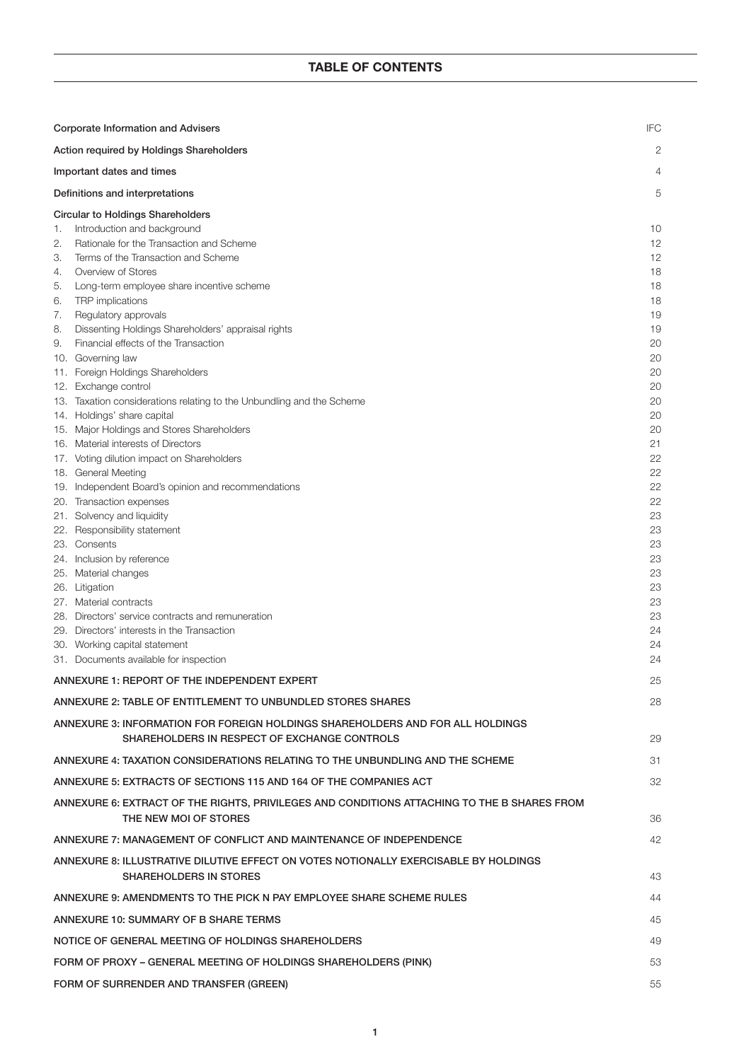# TABLE OF CONTENTS

| | |
|---|---|
| **Corporate Information and Advisers** | IFC |
| **Action required by Holdings Shareholders** | 2 |
| **Important dates and times** | 4 |
| **Definitions and interpretations** | 5 |
| **Circular to Holdings Shareholders** | |
| 1. Introduction and background | 10 |
| 2. Rationale for the Transaction and Scheme | 12 |
| 3. Terms of the Transaction and Scheme | 12 |
| 4. Overview of Stores | 18 |
| 5. Long-term employee share incentive scheme | 18 |
| 6. TRP implications | 18 |
| 7. Regulatory approvals | 19 |
| 8. Dissenting Holdings Shareholders' appraisal rights | 19 |
| 9. Financial effects of the Transaction | 20 |
| 10. Governing law | 20 |
| 11. Foreign Holdings Shareholders | 20 |
| 12. Exchange control | 20 |
| 13. Taxation considerations relating to the Unbundling and the Scheme | 20 |
| 14. Holdings' share capital | 20 |
| 15. Major Holdings and Stores Shareholders | 20 |
| 16. Material interests of Directors | 21 |
| 17. Voting dilution impact on Shareholders | 22 |
| 18. General Meeting | 22 |
| 19. Independent Board's opinion and recommendations | 22 |
| 20. Transaction expenses | 22 |
| 21. Solvency and liquidity | 23 |
| 22. Responsibility statement | 23 |
| 23. Consents | 23 |
| 24. Inclusion by reference | 23 |
| 25. Material changes | 23 |
| 26. Litigation | 23 |
| 27. Material contracts | 23 |
| 28. Directors' service contracts and remuneration | 23 |
| 29. Directors' interests in the Transaction | 24 |
| 30. Working capital statement | 24 |
| 31. Documents available for inspection | 24 |
| **ANNEXURE 1: REPORT OF THE INDEPENDENT EXPERT** | 25 |
| **ANNEXURE 2: TABLE OF ENTITLEMENT TO UNBUNDLED STORES SHARES** | 28 |
| **ANNEXURE 3: INFORMATION FOR FOREIGN HOLDINGS SHAREHOLDERS AND FOR ALL HOLDINGS SHAREHOLDERS IN RESPECT OF EXCHANGE CONTROLS** | 29 |
| **ANNEXURE 4: TAXATION CONSIDERATIONS RELATING TO THE UNBUNDLING AND THE SCHEME** | 31 |
| **ANNEXURE 5: EXTRACTS OF SECTIONS 115 AND 164 OF THE COMPANIES ACT** | 32 |
| **ANNEXURE 6: EXTRACT OF THE RIGHTS, PRIVILEGES AND CONDITIONS ATTACHING TO THE B SHARES FROM THE NEW MOI OF STORES** | 36 |
| **ANNEXURE 7: MANAGEMENT OF CONFLICT AND MAINTENANCE OF INDEPENDENCE** | 42 |
| **ANNEXURE 8: ILLUSTRATIVE DILUTIVE EFFECT ON VOTES NOTIONALLY EXERCISABLE BY HOLDINGS SHAREHOLDERS IN STORES** | 43 |
| **ANNEXURE 9: AMENDMENTS TO THE PICK N PAY EMPLOYEE SHARE SCHEME RULES** | 44 |
| **ANNEXURE 10: SUMMARY OF B SHARE TERMS** | 45 |
| **NOTICE OF GENERAL MEETING OF HOLDINGS SHAREHOLDERS** | 49 |
| **FORM OF PROXY – GENERAL MEETING OF HOLDINGS SHAREHOLDERS (PINK)** | 53 |
| **FORM OF SURRENDER AND TRANSFER (GREEN)** | 55 |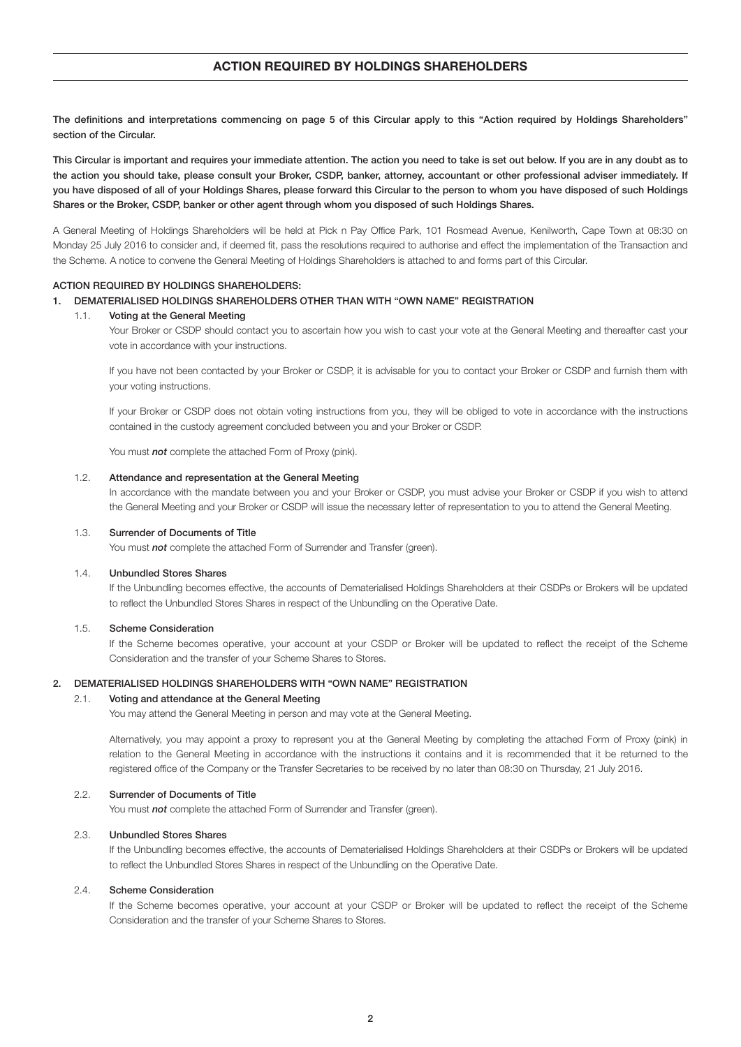# ACTION REQUIRED BY HOLDINGS SHAREHOLDERS

**The definitions and interpretations commencing on page 5 of this Circular apply to this "Action required by Holdings Shareholders" section of the Circular.**

**This Circular is important and requires your immediate attention. The action you need to take is set out below. If you are in any doubt as to the action you should take, please consult your Broker, CSDP, banker, attorney, accountant or other professional adviser immediately. If you have disposed of all of your Holdings Shares, please forward this Circular to the person to whom you have disposed of such Holdings Shares or the Broker, CSDP, banker or other agent through whom you disposed of such Holdings Shares.**

A General Meeting of Holdings Shareholders will be held at Pick n Pay Office Park, 101 Rosmead Avenue, Kenilworth, Cape Town at 08:30 on Monday 25 July 2016 to consider and, if deemed fit, pass the resolutions required to authorise and effect the implementation of the Transaction and the Scheme. A notice to convene the General Meeting of Holdings Shareholders is attached to and forms part of this Circular.

**ACTION REQUIRED BY HOLDINGS SHAREHOLDERS:**

**1. DEMATERIALISED HOLDINGS SHAREHOLDERS OTHER THAN WITH "OWN NAME" REGISTRATION**

1.1. **Voting at the General Meeting**

Your Broker or CSDP should contact you to ascertain how you wish to cast your vote at the General Meeting and thereafter cast your vote in accordance with your instructions.

If you have not been contacted by your Broker or CSDP, it is advisable for you to contact your Broker or CSDP and furnish them with your voting instructions.

If your Broker or CSDP does not obtain voting instructions from you, they will be obliged to vote in accordance with the instructions contained in the custody agreement concluded between you and your Broker or CSDP.

You must ***not*** complete the attached Form of Proxy (pink).

1.2. **Attendance and representation at the General Meeting**

In accordance with the mandate between you and your Broker or CSDP, you must advise your Broker or CSDP if you wish to attend the General Meeting and your Broker or CSDP will issue the necessary letter of representation to you to attend the General Meeting.

1.3. **Surrender of Documents of Title**

You must ***not*** complete the attached Form of Surrender and Transfer (green).

1.4. **Unbundled Stores Shares**

If the Unbundling becomes effective, the accounts of Dematerialised Holdings Shareholders at their CSDPs or Brokers will be updated to reflect the Unbundled Stores Shares in respect of the Unbundling on the Operative Date.

1.5. **Scheme Consideration**

If the Scheme becomes operative, your account at your CSDP or Broker will be updated to reflect the receipt of the Scheme Consideration and the transfer of your Scheme Shares to Stores.

**2. DEMATERIALISED HOLDINGS SHAREHOLDERS WITH "OWN NAME" REGISTRATION**

2.1. **Voting and attendance at the General Meeting**

You may attend the General Meeting in person and may vote at the General Meeting.

Alternatively, you may appoint a proxy to represent you at the General Meeting by completing the attached Form of Proxy (pink) in relation to the General Meeting in accordance with the instructions it contains and it is recommended that it be returned to the registered office of the Company or the Transfer Secretaries to be received by no later than 08:30 on Thursday, 21 July 2016.

2.2. **Surrender of Documents of Title**

You must ***not*** complete the attached Form of Surrender and Transfer (green).

2.3. **Unbundled Stores Shares**

If the Unbundling becomes effective, the accounts of Dematerialised Holdings Shareholders at their CSDPs or Brokers will be updated to reflect the Unbundled Stores Shares in respect of the Unbundling on the Operative Date.

2.4. **Scheme Consideration**

If the Scheme becomes operative, your account at your CSDP or Broker will be updated to reflect the receipt of the Scheme Consideration and the transfer of your Scheme Shares to Stores.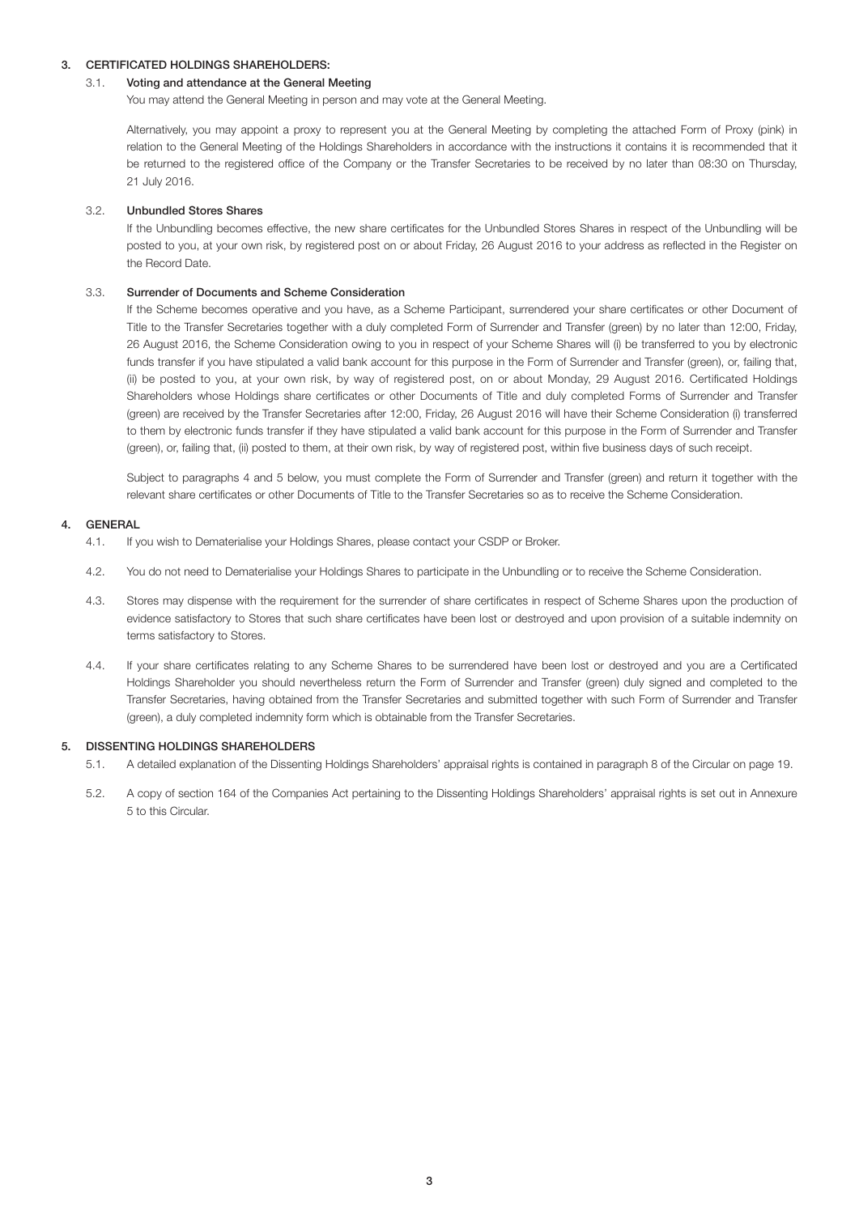## 3. CERTIFICATED HOLDINGS SHAREHOLDERS:

### 3.1. Voting and attendance at the General Meeting

You may attend the General Meeting in person and may vote at the General Meeting.

Alternatively, you may appoint a proxy to represent you at the General Meeting by completing the attached Form of Proxy (pink) in relation to the General Meeting of the Holdings Shareholders in accordance with the instructions it contains it is recommended that it be returned to the registered office of the Company or the Transfer Secretaries to be received by no later than 08:30 on Thursday, 21 July 2016.

### 3.2. Unbundled Stores Shares

If the Unbundling becomes effective, the new share certificates for the Unbundled Stores Shares in respect of the Unbundling will be posted to you, at your own risk, by registered post on or about Friday, 26 August 2016 to your address as reflected in the Register on the Record Date.

### 3.3. Surrender of Documents and Scheme Consideration

If the Scheme becomes operative and you have, as a Scheme Participant, surrendered your share certificates or other Document of Title to the Transfer Secretaries together with a duly completed Form of Surrender and Transfer (green) by no later than 12:00, Friday, 26 August 2016, the Scheme Consideration owing to you in respect of your Scheme Shares will (i) be transferred to you by electronic funds transfer if you have stipulated a valid bank account for this purpose in the Form of Surrender and Transfer (green), or, failing that, (ii) be posted to you, at your own risk, by way of registered post, on or about Monday, 29 August 2016. Certificated Holdings Shareholders whose Holdings share certificates or other Documents of Title and duly completed Forms of Surrender and Transfer (green) are received by the Transfer Secretaries after 12:00, Friday, 26 August 2016 will have their Scheme Consideration (i) transferred to them by electronic funds transfer if they have stipulated a valid bank account for this purpose in the Form of Surrender and Transfer (green), or, failing that, (ii) posted to them, at their own risk, by way of registered post, within five business days of such receipt.

Subject to paragraphs 4 and 5 below, you must complete the Form of Surrender and Transfer (green) and return it together with the relevant share certificates or other Documents of Title to the Transfer Secretaries so as to receive the Scheme Consideration.

## 4. GENERAL

4.1. If you wish to Dematerialise your Holdings Shares, please contact your CSDP or Broker.

4.2. You do not need to Dematerialise your Holdings Shares to participate in the Unbundling or to receive the Scheme Consideration.

4.3. Stores may dispense with the requirement for the surrender of share certificates in respect of Scheme Shares upon the production of evidence satisfactory to Stores that such share certificates have been lost or destroyed and upon provision of a suitable indemnity on terms satisfactory to Stores.

4.4. If your share certificates relating to any Scheme Shares to be surrendered have been lost or destroyed and you are a Certificated Holdings Shareholder you should nevertheless return the Form of Surrender and Transfer (green) duly signed and completed to the Transfer Secretaries, having obtained from the Transfer Secretaries and submitted together with such Form of Surrender and Transfer (green), a duly completed indemnity form which is obtainable from the Transfer Secretaries.

## 5. DISSENTING HOLDINGS SHAREHOLDERS

5.1. A detailed explanation of the Dissenting Holdings Shareholders' appraisal rights is contained in paragraph 8 of the Circular on page 19.

5.2. A copy of section 164 of the Companies Act pertaining to the Dissenting Holdings Shareholders' appraisal rights is set out in Annexure 5 to this Circular.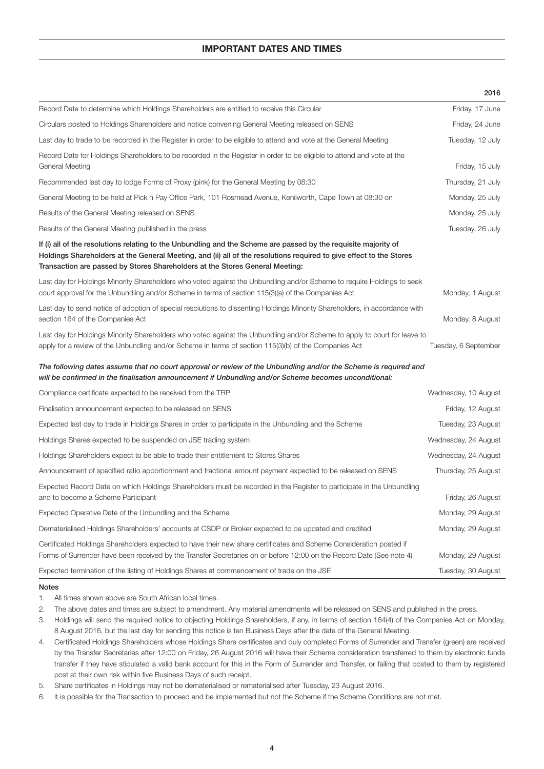# IMPORTANT DATES AND TIMES

| | 2016 |
|---|---|
| Record Date to determine which Holdings Shareholders are entitled to receive this Circular | Friday, 17 June |
| Circulars posted to Holdings Shareholders and notice convening General Meeting released on SENS | Friday, 24 June |
| Last day to trade to be recorded in the Register in order to be eligible to attend and vote at the General Meeting | Tuesday, 12 July |
| Record Date for Holdings Shareholders to be recorded in the Register in order to be eligible to attend and vote at the General Meeting | Friday, 15 July |
| Recommended last day to lodge Forms of Proxy (pink) for the General Meeting by 08:30 | Thursday, 21 July |
| General Meeting to be held at Pick n Pay Office Park, 101 Rosmead Avenue, Kenilworth, Cape Town at 08:30 on | Monday, 25 July |
| Results of the General Meeting released on SENS | Monday, 25 July |
| Results of the General Meeting published in the press | Tuesday, 26 July |
| **If (i) all of the resolutions relating to the Unbundling and the Scheme are passed by the requisite majority of Holdings Shareholders at the General Meeting, and (ii) all of the resolutions required to give effect to the Stores Transaction are passed by Stores Shareholders at the Stores General Meeting:** | |
| Last day for Holdings Minority Shareholders who voted against the Unbundling and/or Scheme to require Holdings to seek court approval for the Unbundling and/or Scheme in terms of section 115(3)(a) of the Companies Act | Monday, 1 August |
| Last day to send notice of adoption of special resolutions to dissenting Holdings Minority Shareholders, in accordance with section 164 of the Companies Act | Monday, 8 August |
| Last day for Holdings Minority Shareholders who voted against the Unbundling and/or Scheme to apply to court for leave to apply for a review of the Unbundling and/or Scheme in terms of section 115(3)(b) of the Companies Act | Tuesday, 6 September |
| ***The following dates assume that no court approval or review of the Unbundling and/or the Scheme is required and will be confirmed in the finalisation announcement if Unbundling and/or Scheme becomes unconditional:*** | |
| Compliance certificate expected to be received from the TRP | Wednesday, 10 August |
| Finalisation announcement expected to be released on SENS | Friday, 12 August |
| Expected last day to trade in Holdings Shares in order to participate in the Unbundling and the Scheme | Tuesday, 23 August |
| Holdings Shares expected to be suspended on JSE trading system | Wednesday, 24 August |
| Holdings Shareholders expect to be able to trade their entitlement to Stores Shares | Wednesday, 24 August |
| Announcement of specified ratio apportionment and fractional amount payment expected to be released on SENS | Thursday, 25 August |
| Expected Record Date on which Holdings Shareholders must be recorded in the Register to participate in the Unbundling and to become a Scheme Participant | Friday, 26 August |
| Expected Operative Date of the Unbundling and the Scheme | Monday, 29 August |
| Dematerialised Holdings Shareholders' accounts at CSDP or Broker expected to be updated and credited | Monday, 29 August |
| Certificated Holdings Shareholders expected to have their new share certificates and Scheme Consideration posted if Forms of Surrender have been received by the Transfer Secretaries on or before 12:00 on the Record Date (See note 4) | Monday, 29 August |
| Expected termination of the listing of Holdings Shares at commencement of trade on the JSE | Tuesday, 30 August |

**Notes**

1. All times shown above are South African local times.
2. The above dates and times are subject to amendment. Any material amendments will be released on SENS and published in the press.
3. Holdings will send the required notice to objecting Holdings Shareholders, if any, in terms of section 164(4) of the Companies Act on Monday, 8 August 2016, but the last day for sending this notice is ten Business Days after the date of the General Meeting.
4. Certificated Holdings Shareholders whose Holdings Share certificates and duly completed Forms of Surrender and Transfer (green) are received by the Transfer Secretaries after 12:00 on Friday, 26 August 2016 will have their Scheme consideration transferred to them by electronic funds transfer if they have stipulated a valid bank account for this in the Form of Surrender and Transfer, or failing that posted to them by registered post at their own risk within five Business Days of such receipt.
5. Share certificates in Holdings may not be dematerialised or rematerialised after Tuesday, 23 August 2016.
6. It is possible for the Transaction to proceed and be implemented but not the Scheme if the Scheme Conditions are not met.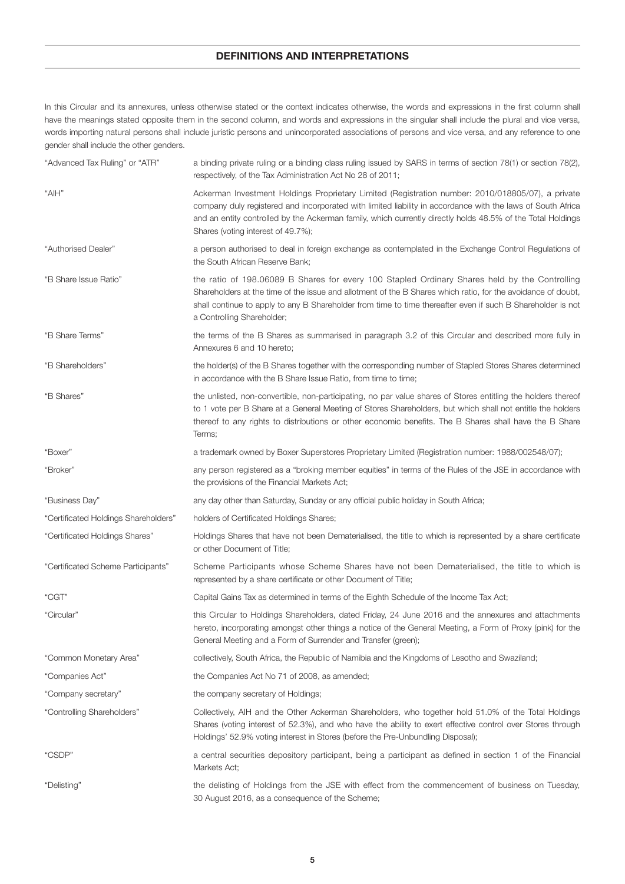## DEFINITIONS AND INTERPRETATIONS

In this Circular and its annexures, unless otherwise stated or the context indicates otherwise, the words and expressions in the first column shall have the meanings stated opposite them in the second column, and words and expressions in the singular shall include the plural and vice versa, words importing natural persons shall include juristic persons and unincorporated associations of persons and vice versa, and any reference to one gender shall include the other genders.

| | |
|---|---|
| "Advanced Tax Ruling" or "ATR" | a binding private ruling or a binding class ruling issued by SARS in terms of section 78(1) or section 78(2), respectively, of the Tax Administration Act No 28 of 2011; |
| "AIH" | Ackerman Investment Holdings Proprietary Limited (Registration number: 2010/018805/07), a private company duly registered and incorporated with limited liability in accordance with the laws of South Africa and an entity controlled by the Ackerman family, which currently directly holds 48.5% of the Total Holdings Shares (voting interest of 49.7%); |
| "Authorised Dealer" | a person authorised to deal in foreign exchange as contemplated in the Exchange Control Regulations of the South African Reserve Bank; |
| "B Share Issue Ratio" | the ratio of 198.06089 B Shares for every 100 Stapled Ordinary Shares held by the Controlling Shareholders at the time of the issue and allotment of the B Shares which ratio, for the avoidance of doubt, shall continue to apply to any B Shareholder from time to time thereafter even if such B Shareholder is not a Controlling Shareholder; |
| "B Share Terms" | the terms of the B Shares as summarised in paragraph 3.2 of this Circular and described more fully in Annexures 6 and 10 hereto; |
| "B Shareholders" | the holder(s) of the B Shares together with the corresponding number of Stapled Stores Shares determined in accordance with the B Share Issue Ratio, from time to time; |
| "B Shares" | the unlisted, non-convertible, non-participating, no par value shares of Stores entitling the holders thereof to 1 vote per B Share at a General Meeting of Stores Shareholders, but which shall not entitle the holders thereof to any rights to distributions or other economic benefits. The B Shares shall have the B Share Terms; |
| "Boxer" | a trademark owned by Boxer Superstores Proprietary Limited (Registration number: 1988/002548/07); |
| "Broker" | any person registered as a "broking member equities" in terms of the Rules of the JSE in accordance with the provisions of the Financial Markets Act; |
| "Business Day" | any day other than Saturday, Sunday or any official public holiday in South Africa; |
| "Certificated Holdings Shareholders" | holders of Certificated Holdings Shares; |
| "Certificated Holdings Shares" | Holdings Shares that have not been Dematerialised, the title to which is represented by a share certificate or other Document of Title; |
| "Certificated Scheme Participants" | Scheme Participants whose Scheme Shares have not been Dematerialised, the title to which is represented by a share certificate or other Document of Title; |
| "CGT" | Capital Gains Tax as determined in terms of the Eighth Schedule of the Income Tax Act; |
| "Circular" | this Circular to Holdings Shareholders, dated Friday, 24 June 2016 and the annexures and attachments hereto, incorporating amongst other things a notice of the General Meeting, a Form of Proxy (pink) for the General Meeting and a Form of Surrender and Transfer (green); |
| "Common Monetary Area" | collectively, South Africa, the Republic of Namibia and the Kingdoms of Lesotho and Swaziland; |
| "Companies Act" | the Companies Act No 71 of 2008, as amended; |
| "Company secretary" | the company secretary of Holdings; |
| "Controlling Shareholders" | Collectively, AIH and the Other Ackerman Shareholders, who together hold 51.0% of the Total Holdings Shares (voting interest of 52.3%), and who have the ability to exert effective control over Stores through Holdings' 52.9% voting interest in Stores (before the Pre-Unbundling Disposal); |
| "CSDP" | a central securities depository participant, being a participant as defined in section 1 of the Financial Markets Act; |
| "Delisting" | the delisting of Holdings from the JSE with effect from the commencement of business on Tuesday, 30 August 2016, as a consequence of the Scheme; |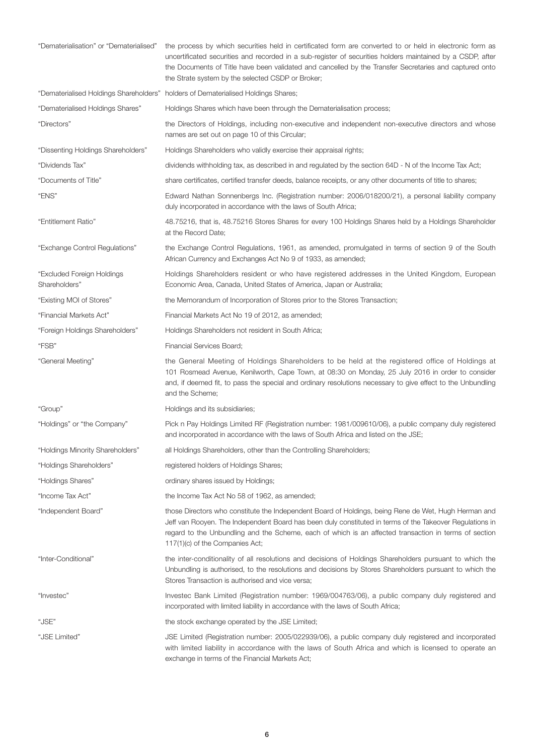| | |
|---|---|
| "Dematerialisation" or "Dematerialised" | the process by which securities held in certificated form are converted to or held in electronic form as uncertificated securities and recorded in a sub-register of securities holders maintained by a CSDP, after the Documents of Title have been validated and cancelled by the Transfer Secretaries and captured onto the Strate system by the selected CSDP or Broker; |
| "Dematerialised Holdings Shareholders" | holders of Dematerialised Holdings Shares; |
| "Dematerialised Holdings Shares" | Holdings Shares which have been through the Dematerialisation process; |
| "Directors" | the Directors of Holdings, including non-executive and independent non-executive directors and whose names are set out on page 10 of this Circular; |
| "Dissenting Holdings Shareholders" | Holdings Shareholders who validly exercise their appraisal rights; |
| "Dividends Tax" | dividends withholding tax, as described in and regulated by the section 64D - N of the Income Tax Act; |
| "Documents of Title" | share certificates, certified transfer deeds, balance receipts, or any other documents of title to shares; |
| "ENS" | Edward Nathan Sonnenbergs Inc. (Registration number: 2006/018200/21), a personal liability company duly incorporated in accordance with the laws of South Africa; |
| "Entitlement Ratio" | 48.75216, that is, 48.75216 Stores Shares for every 100 Holdings Shares held by a Holdings Shareholder at the Record Date; |
| "Exchange Control Regulations" | the Exchange Control Regulations, 1961, as amended, promulgated in terms of section 9 of the South African Currency and Exchanges Act No 9 of 1933, as amended; |
| "Excluded Foreign Holdings Shareholders" | Holdings Shareholders resident or who have registered addresses in the United Kingdom, European Economic Area, Canada, United States of America, Japan or Australia; |
| "Existing MOI of Stores" | the Memorandum of Incorporation of Stores prior to the Stores Transaction; |
| "Financial Markets Act" | Financial Markets Act No 19 of 2012, as amended; |
| "Foreign Holdings Shareholders" | Holdings Shareholders not resident in South Africa; |
| "FSB" | Financial Services Board; |
| "General Meeting" | the General Meeting of Holdings Shareholders to be held at the registered office of Holdings at 101 Rosmead Avenue, Kenilworth, Cape Town, at 08:30 on Monday, 25 July 2016 in order to consider and, if deemed fit, to pass the special and ordinary resolutions necessary to give effect to the Unbundling and the Scheme; |
| "Group" | Holdings and its subsidiaries; |
| "Holdings" or "the Company" | Pick n Pay Holdings Limited RF (Registration number: 1981/009610/06), a public company duly registered and incorporated in accordance with the laws of South Africa and listed on the JSE; |
| "Holdings Minority Shareholders" | all Holdings Shareholders, other than the Controlling Shareholders; |
| "Holdings Shareholders" | registered holders of Holdings Shares; |
| "Holdings Shares" | ordinary shares issued by Holdings; |
| "Income Tax Act" | the Income Tax Act No 58 of 1962, as amended; |
| "Independent Board" | those Directors who constitute the Independent Board of Holdings, being Rene de Wet, Hugh Herman and Jeff van Rooyen. The Independent Board has been duly constituted in terms of the Takeover Regulations in regard to the Unbundling and the Scheme, each of which is an affected transaction in terms of section 117(1)(c) of the Companies Act; |
| "Inter-Conditional" | the inter-conditionality of all resolutions and decisions of Holdings Shareholders pursuant to which the Unbundling is authorised, to the resolutions and decisions by Stores Shareholders pursuant to which the Stores Transaction is authorised and vice versa; |
| "Investec" | Investec Bank Limited (Registration number: 1969/004763/06), a public company duly registered and incorporated with limited liability in accordance with the laws of South Africa; |
| "JSE" | the stock exchange operated by the JSE Limited; |
| "JSE Limited" | JSE Limited (Registration number: 2005/022939/06), a public company duly registered and incorporated with limited liability in accordance with the laws of South Africa and which is licensed to operate an exchange in terms of the Financial Markets Act; |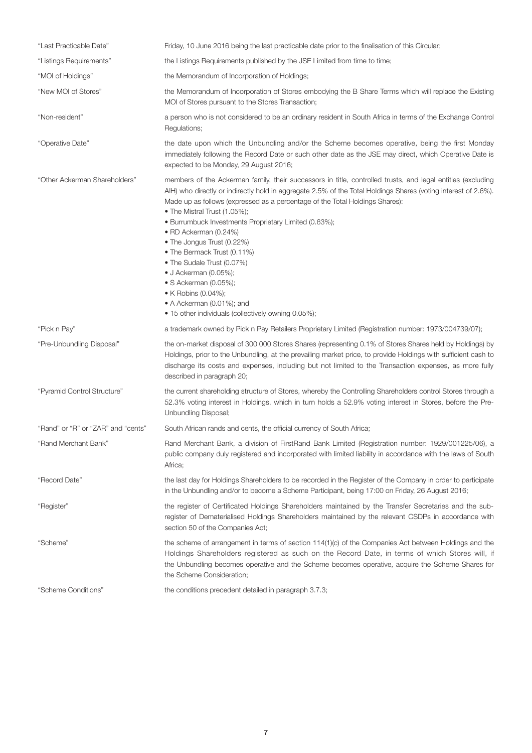| | |
|---|---|
| "Last Practicable Date" | Friday, 10 June 2016 being the last practicable date prior to the finalisation of this Circular; |
| "Listings Requirements" | the Listings Requirements published by the JSE Limited from time to time; |
| "MOI of Holdings" | the Memorandum of Incorporation of Holdings; |
| "New MOI of Stores" | the Memorandum of Incorporation of Stores embodying the B Share Terms which will replace the Existing MOI of Stores pursuant to the Stores Transaction; |
| "Non-resident" | a person who is not considered to be an ordinary resident in South Africa in terms of the Exchange Control Regulations; |
| "Operative Date" | the date upon which the Unbundling and/or the Scheme becomes operative, being the first Monday immediately following the Record Date or such other date as the JSE may direct, which Operative Date is expected to be Monday, 29 August 2016; |
| "Other Ackerman Shareholders" | members of the Ackerman family, their successors in title, controlled trusts, and legal entities (excluding AIH) who directly or indirectly hold in aggregate 2.5% of the Total Holdings Shares (voting interest of 2.6%). Made up as follows (expressed as a percentage of the Total Holdings Shares):<br>• The Mistral Trust (1.05%);<br>• Burrumbuck Investments Proprietary Limited (0.63%);<br>• RD Ackerman (0.24%)<br>• The Jongus Trust (0.22%)<br>• The Bermack Trust (0.11%)<br>• The Sudale Trust (0.07%)<br>• J Ackerman (0.05%);<br>• S Ackerman (0.05%);<br>• K Robins (0.04%);<br>• A Ackerman (0.01%); and<br>• 15 other individuals (collectively owning 0.05%); |
| "Pick n Pay" | a trademark owned by Pick n Pay Retailers Proprietary Limited (Registration number: 1973/004739/07); |
| "Pre-Unbundling Disposal" | the on-market disposal of 300 000 Stores Shares (representing 0.1% of Stores Shares held by Holdings) by Holdings, prior to the Unbundling, at the prevailing market price, to provide Holdings with sufficient cash to discharge its costs and expenses, including but not limited to the Transaction expenses, as more fully described in paragraph 20; |
| "Pyramid Control Structure" | the current shareholding structure of Stores, whereby the Controlling Shareholders control Stores through a 52.3% voting interest in Holdings, which in turn holds a 52.9% voting interest in Stores, before the Pre-Unbundling Disposal; |
| "Rand" or "R" or "ZAR" and "cents" | South African rands and cents, the official currency of South Africa; |
| "Rand Merchant Bank" | Rand Merchant Bank, a division of FirstRand Bank Limited (Registration number: 1929/001225/06), a public company duly registered and incorporated with limited liability in accordance with the laws of South Africa; |
| "Record Date" | the last day for Holdings Shareholders to be recorded in the Register of the Company in order to participate in the Unbundling and/or to become a Scheme Participant, being 17:00 on Friday, 26 August 2016; |
| "Register" | the register of Certificated Holdings Shareholders maintained by the Transfer Secretaries and the sub-register of Dematerialised Holdings Shareholders maintained by the relevant CSDPs in accordance with section 50 of the Companies Act; |
| "Scheme" | the scheme of arrangement in terms of section 114(1)(c) of the Companies Act between Holdings and the Holdings Shareholders registered as such on the Record Date, in terms of which Stores will, if the Unbundling becomes operative and the Scheme becomes operative, acquire the Scheme Shares for the Scheme Consideration; |
| "Scheme Conditions" | the conditions precedent detailed in paragraph 3.7.3; |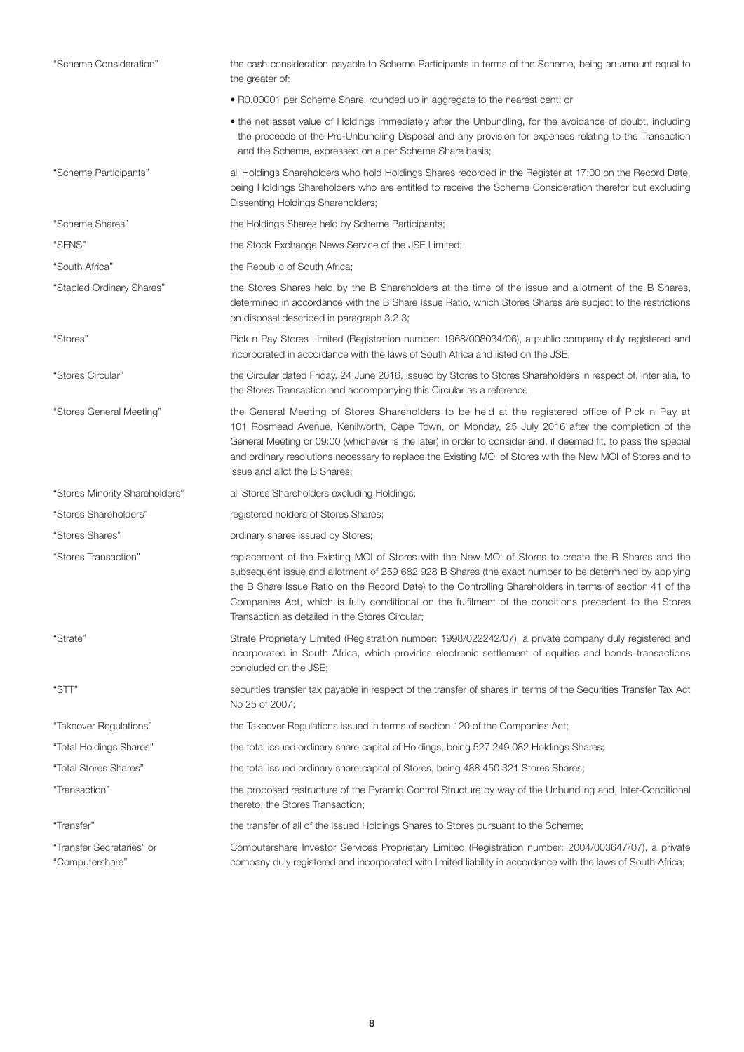| | |
|---|---|
| "Scheme Consideration" | the cash consideration payable to Scheme Participants in terms of the Scheme, being an amount equal to the greater of:<br>• R0.00001 per Scheme Share, rounded up in aggregate to the nearest cent; or<br>• the net asset value of Holdings immediately after the Unbundling, for the avoidance of doubt, including the proceeds of the Pre-Unbundling Disposal and any provision for expenses relating to the Transaction and the Scheme, expressed on a per Scheme Share basis; |
| "Scheme Participants" | all Holdings Shareholders who hold Holdings Shares recorded in the Register at 17:00 on the Record Date, being Holdings Shareholders who are entitled to receive the Scheme Consideration therefor but excluding Dissenting Holdings Shareholders; |
| "Scheme Shares" | the Holdings Shares held by Scheme Participants; |
| "SENS" | the Stock Exchange News Service of the JSE Limited; |
| "South Africa" | the Republic of South Africa; |
| "Stapled Ordinary Shares" | the Stores Shares held by the B Shareholders at the time of the issue and allotment of the B Shares, determined in accordance with the B Share Issue Ratio, which Stores Shares are subject to the restrictions on disposal described in paragraph 3.2.3; |
| "Stores" | Pick n Pay Stores Limited (Registration number: 1968/008034/06), a public company duly registered and incorporated in accordance with the laws of South Africa and listed on the JSE; |
| "Stores Circular" | the Circular dated Friday, 24 June 2016, issued by Stores to Stores Shareholders in respect of, inter alia, to the Stores Transaction and accompanying this Circular as a reference; |
| "Stores General Meeting" | the General Meeting of Stores Shareholders to be held at the registered office of Pick n Pay at 101 Rosmead Avenue, Kenilworth, Cape Town, on Monday, 25 July 2016 after the completion of the General Meeting or 09:00 (whichever is the later) in order to consider and, if deemed fit, to pass the special and ordinary resolutions necessary to replace the Existing MOI of Stores with the New MOI of Stores and to issue and allot the B Shares; |
| "Stores Minority Shareholders" | all Stores Shareholders excluding Holdings; |
| "Stores Shareholders" | registered holders of Stores Shares; |
| "Stores Shares" | ordinary shares issued by Stores; |
| "Stores Transaction" | replacement of the Existing MOI of Stores with the New MOI of Stores to create the B Shares and the subsequent issue and allotment of 259 682 928 B Shares (the exact number to be determined by applying the B Share Issue Ratio on the Record Date) to the Controlling Shareholders in terms of section 41 of the Companies Act, which is fully conditional on the fulfilment of the conditions precedent to the Stores Transaction as detailed in the Stores Circular; |
| "Strate" | Strate Proprietary Limited (Registration number: 1998/022242/07), a private company duly registered and incorporated in South Africa, which provides electronic settlement of equities and bonds transactions concluded on the JSE; |
| "STT" | securities transfer tax payable in respect of the transfer of shares in terms of the Securities Transfer Tax Act No 25 of 2007; |
| "Takeover Regulations" | the Takeover Regulations issued in terms of section 120 of the Companies Act; |
| "Total Holdings Shares" | the total issued ordinary share capital of Holdings, being 527 249 082 Holdings Shares; |
| "Total Stores Shares" | the total issued ordinary share capital of Stores, being 488 450 321 Stores Shares; |
| "Transaction" | the proposed restructure of the Pyramid Control Structure by way of the Unbundling and, Inter-Conditional thereto, the Stores Transaction; |
| "Transfer" | the transfer of all of the issued Holdings Shares to Stores pursuant to the Scheme; |
| "Transfer Secretaries" or "Computershare" | Computershare Investor Services Proprietary Limited (Registration number: 2004/003647/07), a private company duly registered and incorporated with limited liability in accordance with the laws of South Africa; |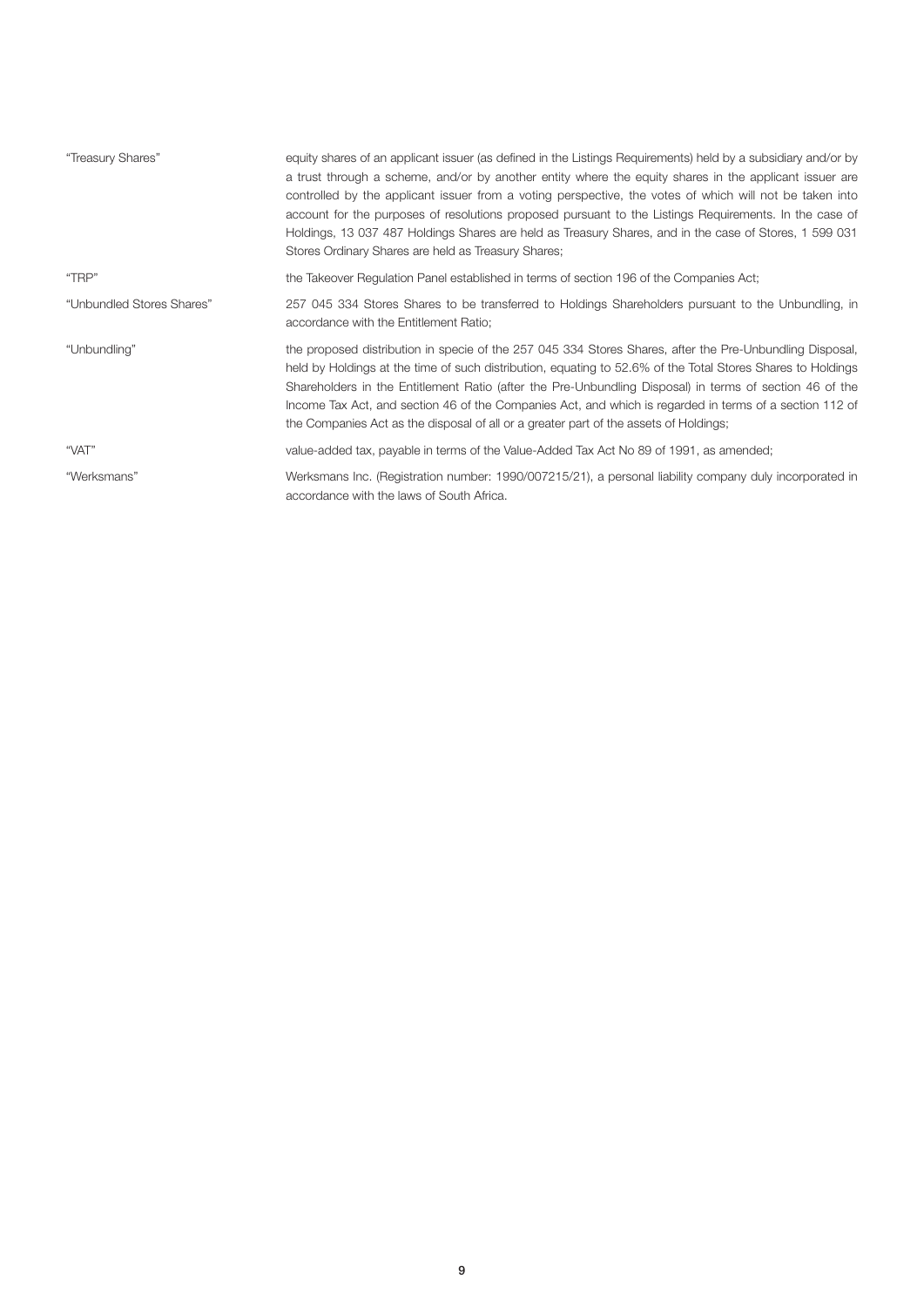| | |
|---|---|
| "Treasury Shares" | equity shares of an applicant issuer (as defined in the Listings Requirements) held by a subsidiary and/or by a trust through a scheme, and/or by another entity where the equity shares in the applicant issuer are controlled by the applicant issuer from a voting perspective, the votes of which will not be taken into account for the purposes of resolutions proposed pursuant to the Listings Requirements. In the case of Holdings, 13 037 487 Holdings Shares are held as Treasury Shares, and in the case of Stores, 1 599 031 Stores Ordinary Shares are held as Treasury Shares; |
| "TRP" | the Takeover Regulation Panel established in terms of section 196 of the Companies Act; |
| "Unbundled Stores Shares" | 257 045 334 Stores Shares to be transferred to Holdings Shareholders pursuant to the Unbundling, in accordance with the Entitlement Ratio; |
| "Unbundling" | the proposed distribution in specie of the 257 045 334 Stores Shares, after the Pre-Unbundling Disposal, held by Holdings at the time of such distribution, equating to 52.6% of the Total Stores Shares to Holdings Shareholders in the Entitlement Ratio (after the Pre-Unbundling Disposal) in terms of section 46 of the Income Tax Act, and section 46 of the Companies Act, and which is regarded in terms of a section 112 of the Companies Act as the disposal of all or a greater part of the assets of Holdings; |
| "VAT" | value-added tax, payable in terms of the Value-Added Tax Act No 89 of 1991, as amended; |
| "Werksmans" | Werksmans Inc. (Registration number: 1990/007215/21), a personal liability company duly incorporated in accordance with the laws of South Africa. |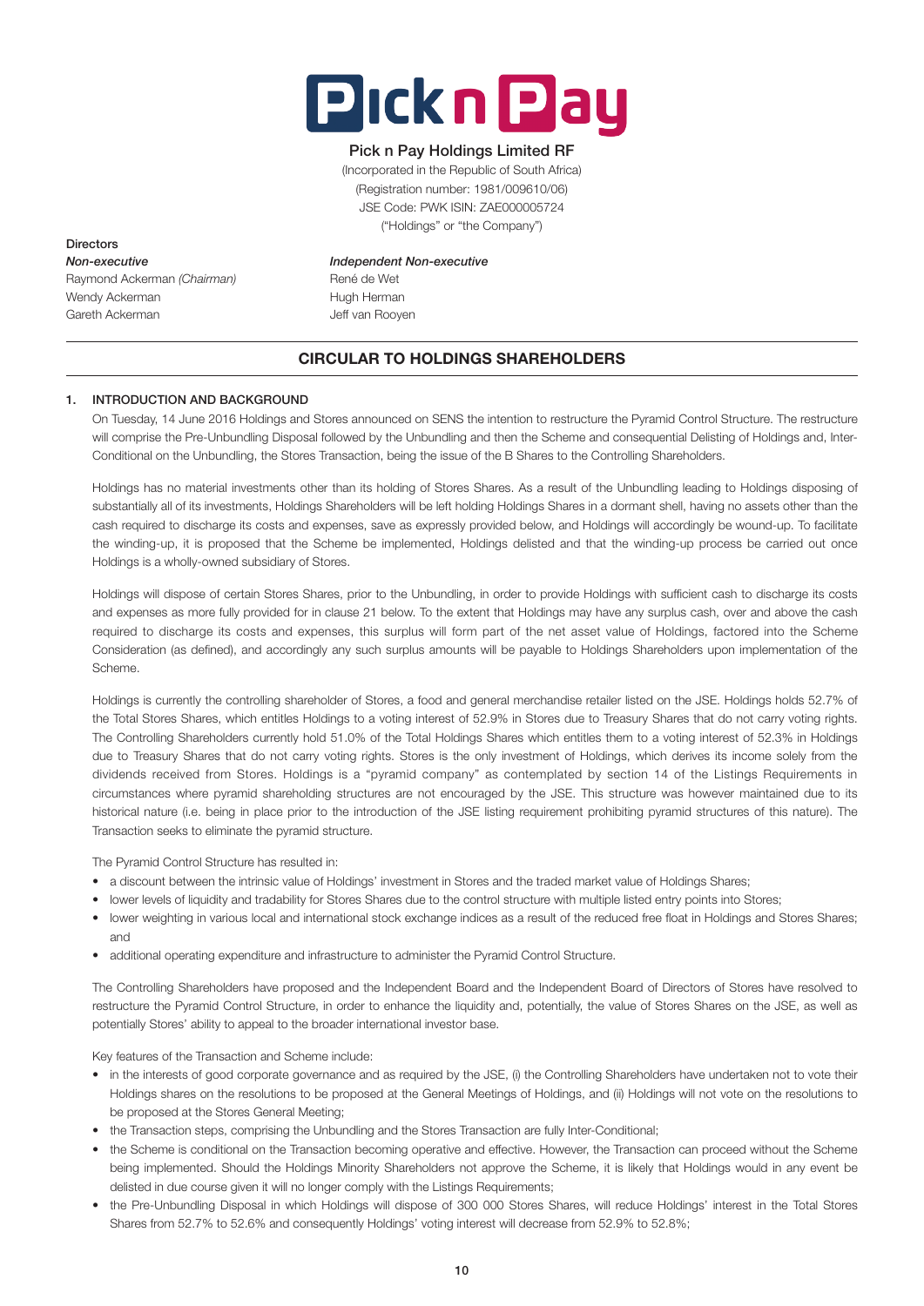# Pick n Pay

**Pick n Pay Holdings Limited RF**

(Incorporated in the Republic of South Africa)
(Registration number: 1981/009610/06)
JSE Code: PWK ISIN: ZAE000005724
("Holdings" or "the Company")

**Directors**

| *Non-executive* | *Independent Non-executive* |
|---|---|
| Raymond Ackerman *(Chairman)* | René de Wet |
| Wendy Ackerman | Hugh Herman |
| Gareth Ackerman | Jeff van Rooyen |

## CIRCULAR TO HOLDINGS SHAREHOLDERS

### 1. INTRODUCTION AND BACKGROUND

On Tuesday, 14 June 2016 Holdings and Stores announced on SENS the intention to restructure the Pyramid Control Structure. The restructure will comprise the Pre-Unbundling Disposal followed by the Unbundling and then the Scheme and consequential Delisting of Holdings and, Inter-Conditional on the Unbundling, the Stores Transaction, being the issue of the B Shares to the Controlling Shareholders.

Holdings has no material investments other than its holding of Stores Shares. As a result of the Unbundling leading to Holdings disposing of substantially all of its investments, Holdings Shareholders will be left holding Holdings Shares in a dormant shell, having no assets other than the cash required to discharge its costs and expenses, save as expressly provided below, and Holdings will accordingly be wound-up. To facilitate the winding-up, it is proposed that the Scheme be implemented, Holdings delisted and that the winding-up process be carried out once Holdings is a wholly-owned subsidiary of Stores.

Holdings will dispose of certain Stores Shares, prior to the Unbundling, in order to provide Holdings with sufficient cash to discharge its costs and expenses as more fully provided for in clause 21 below. To the extent that Holdings may have any surplus cash, over and above the cash required to discharge its costs and expenses, this surplus will form part of the net asset value of Holdings, factored into the Scheme Consideration (as defined), and accordingly any such surplus amounts will be payable to Holdings Shareholders upon implementation of the Scheme.

Holdings is currently the controlling shareholder of Stores, a food and general merchandise retailer listed on the JSE. Holdings holds 52.7% of the Total Stores Shares, which entitles Holdings to a voting interest of 52.9% in Stores due to Treasury Shares that do not carry voting rights. The Controlling Shareholders currently hold 51.0% of the Total Holdings Shares which entitles them to a voting interest of 52.3% in Holdings due to Treasury Shares that do not carry voting rights. Stores is the only investment of Holdings, which derives its income solely from the dividends received from Stores. Holdings is a "pyramid company" as contemplated by section 14 of the Listings Requirements in circumstances where pyramid shareholding structures are not encouraged by the JSE. This structure was however maintained due to its historical nature (i.e. being in place prior to the introduction of the JSE listing requirement prohibiting pyramid structures of this nature). The Transaction seeks to eliminate the pyramid structure.

The Pyramid Control Structure has resulted in:

- a discount between the intrinsic value of Holdings' investment in Stores and the traded market value of Holdings Shares;
- lower levels of liquidity and tradability for Stores Shares due to the control structure with multiple listed entry points into Stores;
- lower weighting in various local and international stock exchange indices as a result of the reduced free float in Holdings and Stores Shares; and
- additional operating expenditure and infrastructure to administer the Pyramid Control Structure.

The Controlling Shareholders have proposed and the Independent Board and the Independent Board of Directors of Stores have resolved to restructure the Pyramid Control Structure, in order to enhance the liquidity and, potentially, the value of Stores Shares on the JSE, as well as potentially Stores' ability to appeal to the broader international investor base.

Key features of the Transaction and Scheme include:

- in the interests of good corporate governance and as required by the JSE, (i) the Controlling Shareholders have undertaken not to vote their Holdings shares on the resolutions to be proposed at the General Meetings of Holdings, and (ii) Holdings will not vote on the resolutions to be proposed at the Stores General Meeting;
- the Transaction steps, comprising the Unbundling and the Stores Transaction are fully Inter-Conditional;
- the Scheme is conditional on the Transaction becoming operative and effective. However, the Transaction can proceed without the Scheme being implemented. Should the Holdings Minority Shareholders not approve the Scheme, it is likely that Holdings would in any event be delisted in due course given it will no longer comply with the Listings Requirements;
- the Pre-Unbundling Disposal in which Holdings will dispose of 300 000 Stores Shares, will reduce Holdings' interest in the Total Stores Shares from 52.7% to 52.6% and consequently Holdings' voting interest will decrease from 52.9% to 52.8%;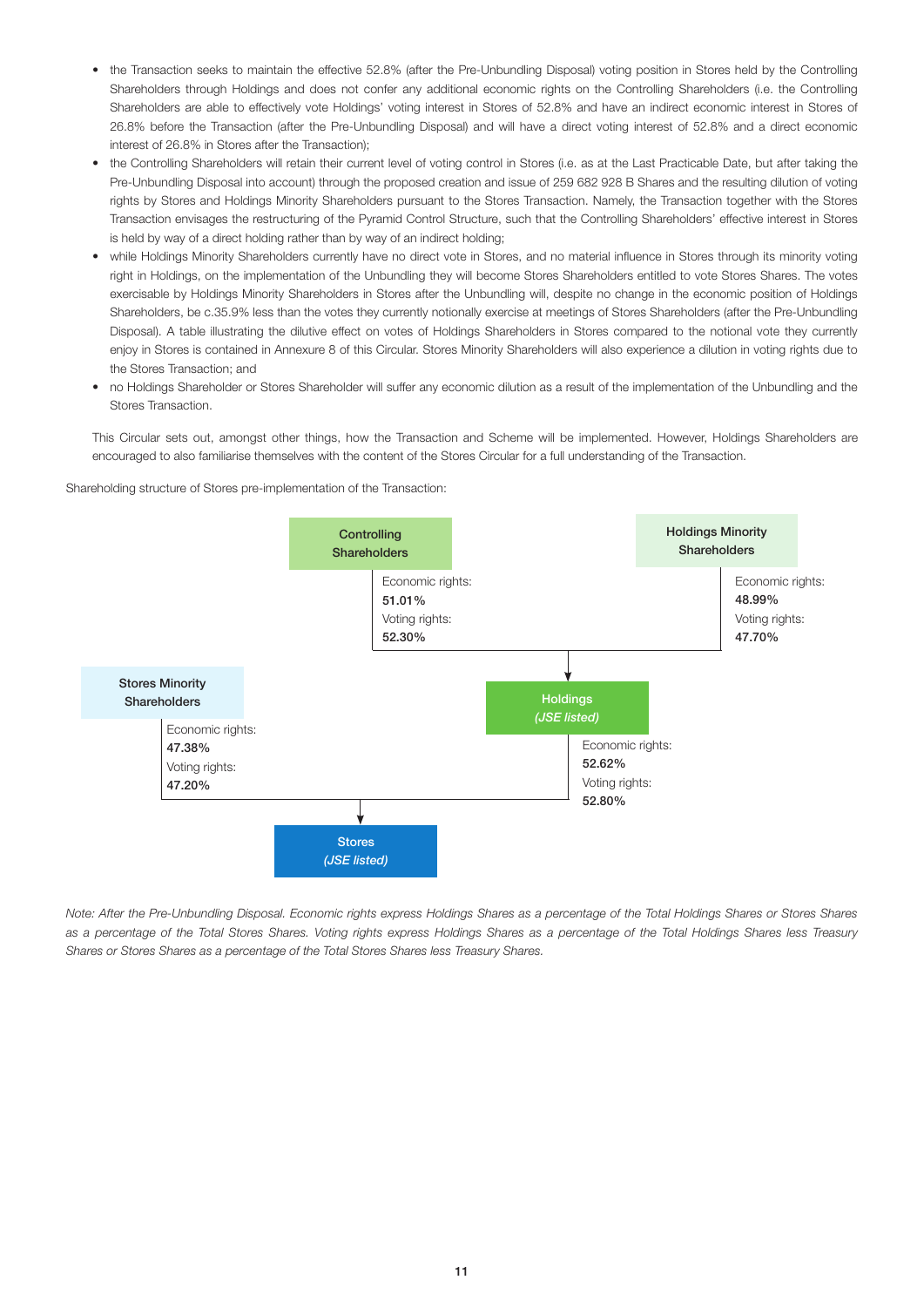- the Transaction seeks to maintain the effective 52.8% (after the Pre-Unbundling Disposal) voting position in Stores held by the Controlling Shareholders through Holdings and does not confer any additional economic rights on the Controlling Shareholders (i.e. the Controlling Shareholders are able to effectively vote Holdings' voting interest in Stores of 52.8% and have an indirect economic interest in Stores of 26.8% before the Transaction (after the Pre-Unbundling Disposal) and will have a direct voting interest of 52.8% and a direct economic interest of 26.8% in Stores after the Transaction);
- the Controlling Shareholders will retain their current level of voting control in Stores (i.e. as at the Last Practicable Date, but after taking the Pre-Unbundling Disposal into account) through the proposed creation and issue of 259 682 928 B Shares and the resulting dilution of voting rights by Stores and Holdings Minority Shareholders pursuant to the Stores Transaction. Namely, the Transaction together with the Stores Transaction envisages the restructuring of the Pyramid Control Structure, such that the Controlling Shareholders' effective interest in Stores is held by way of a direct holding rather than by way of an indirect holding;
- while Holdings Minority Shareholders currently have no direct vote in Stores, and no material influence in Stores through its minority voting right in Holdings, on the implementation of the Unbundling they will become Stores Shareholders entitled to vote Stores Shares. The votes exercisable by Holdings Minority Shareholders in Stores after the Unbundling will, despite no change in the economic position of Holdings Shareholders, be c.35.9% less than the votes they currently notionally exercise at meetings of Stores Shareholders (after the Pre-Unbundling Disposal). A table illustrating the dilutive effect on votes of Holdings Shareholders in Stores compared to the notional vote they currently enjoy in Stores is contained in Annexure 8 of this Circular. Stores Minority Shareholders will also experience a dilution in voting rights due to the Stores Transaction; and
- no Holdings Shareholder or Stores Shareholder will suffer any economic dilution as a result of the implementation of the Unbundling and the Stores Transaction.

This Circular sets out, amongst other things, how the Transaction and Scheme will be implemented. However, Holdings Shareholders are encouraged to also familiarise themselves with the content of the Stores Circular for a full understanding of the Transaction.

Shareholding structure of Stores pre-implementation of the Transaction:

| Holder | Held in | Economic rights | Voting rights |
|---|---|---|---|
| Controlling Shareholders | Holdings | 51.01% | 52.30% |
| Holdings Minority Shareholders | Holdings | 48.99% | 47.70% |
| Holdings (JSE listed) | Stores | 52.62% | 52.80% |
| Stores Minority Shareholders | Stores | 47.38% | 47.20% |

Stores *(JSE listed)*

*Note: After the Pre-Unbundling Disposal. Economic rights express Holdings Shares as a percentage of the Total Holdings Shares or Stores Shares as a percentage of the Total Stores Shares. Voting rights express Holdings Shares as a percentage of the Total Holdings Shares less Treasury Shares or Stores Shares as a percentage of the Total Stores Shares less Treasury Shares.*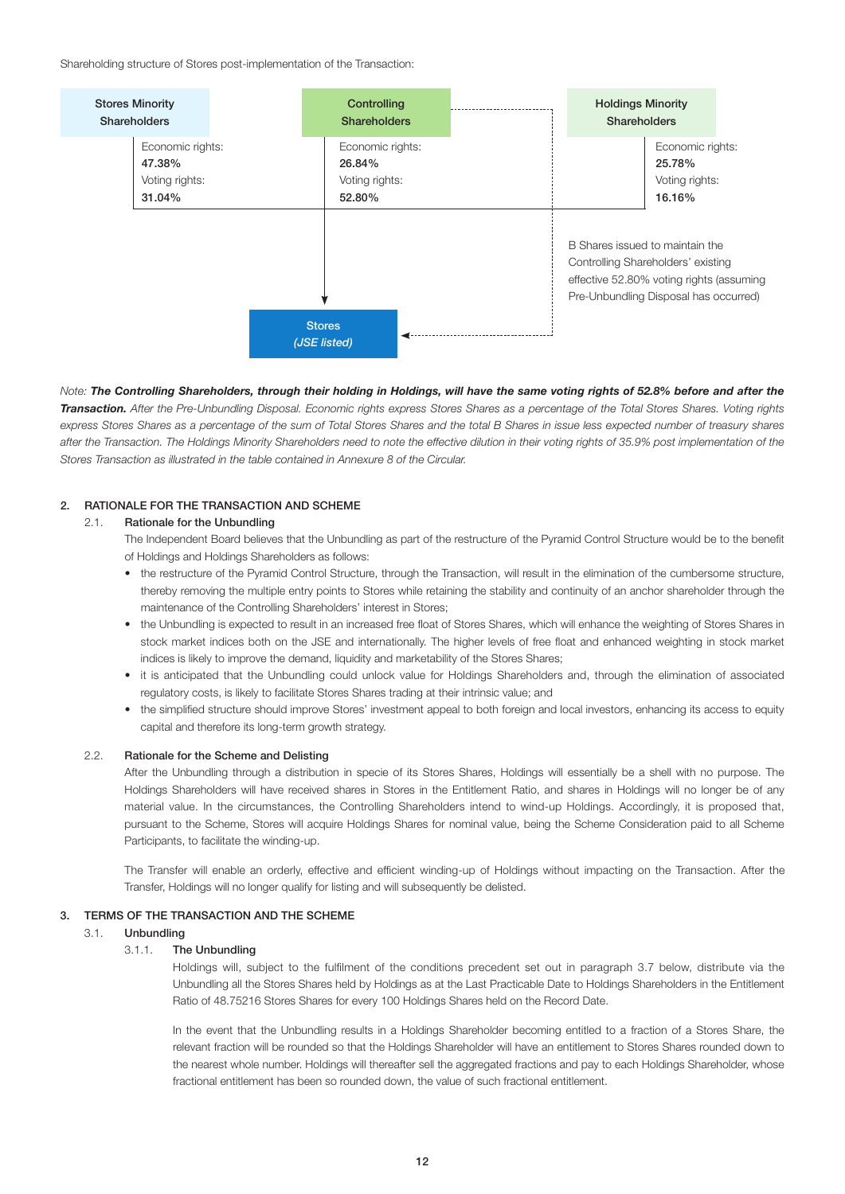Shareholding structure of Stores post-implementation of the Transaction:

| Stores Minority Shareholders | Controlling Shareholders | Holdings Minority Shareholders |
|---|---|---|
| Economic rights: **47.38%** | Economic rights: **26.84%** | Economic rights: **25.78%** |
| Voting rights: **31.04%** | Voting rights: **52.80%** | Voting rights: **16.16%** |

B Shares issued to maintain the Controlling Shareholders' existing effective 52.80% voting rights (assuming Pre-Unbundling Disposal has occurred)

**Stores**
*(JSE listed)*

*Note: **The Controlling Shareholders, through their holding in Holdings, will have the same voting rights of 52.8% before and after the Transaction.** After the Pre-Unbundling Disposal. Economic rights express Stores Shares as a percentage of the Total Stores Shares. Voting rights express Stores Shares as a percentage of the sum of Total Stores Shares and the total B Shares in issue less expected number of treasury shares after the Transaction. The Holdings Minority Shareholders need to note the effective dilution in their voting rights of 35.9% post implementation of the Stores Transaction as illustrated in the table contained in Annexure 8 of the Circular.*

## 2. RATIONALE FOR THE TRANSACTION AND SCHEME

### 2.1. Rationale for the Unbundling

The Independent Board believes that the Unbundling as part of the restructure of the Pyramid Control Structure would be to the benefit of Holdings and Holdings Shareholders as follows:

- the restructure of the Pyramid Control Structure, through the Transaction, will result in the elimination of the cumbersome structure, thereby removing the multiple entry points to Stores while retaining the stability and continuity of an anchor shareholder through the maintenance of the Controlling Shareholders' interest in Stores;
- the Unbundling is expected to result in an increased free float of Stores Shares, which will enhance the weighting of Stores Shares in stock market indices both on the JSE and internationally. The higher levels of free float and enhanced weighting in stock market indices is likely to improve the demand, liquidity and marketability of the Stores Shares;
- it is anticipated that the Unbundling could unlock value for Holdings Shareholders and, through the elimination of associated regulatory costs, is likely to facilitate Stores Shares trading at their intrinsic value; and
- the simplified structure should improve Stores' investment appeal to both foreign and local investors, enhancing its access to equity capital and therefore its long-term growth strategy.

### 2.2. Rationale for the Scheme and Delisting

After the Unbundling through a distribution in specie of its Stores Shares, Holdings will essentially be a shell with no purpose. The Holdings Shareholders will have received shares in Stores in the Entitlement Ratio, and shares in Holdings will no longer be of any material value. In the circumstances, the Controlling Shareholders intend to wind-up Holdings. Accordingly, it is proposed that, pursuant to the Scheme, Stores will acquire Holdings Shares for nominal value, being the Scheme Consideration paid to all Scheme Participants, to facilitate the winding-up.

The Transfer will enable an orderly, effective and efficient winding-up of Holdings without impacting on the Transaction. After the Transfer, Holdings will no longer qualify for listing and will subsequently be delisted.

## 3. TERMS OF THE TRANSACTION AND THE SCHEME

### 3.1. Unbundling

#### 3.1.1. The Unbundling

Holdings will, subject to the fulfilment of the conditions precedent set out in paragraph 3.7 below, distribute via the Unbundling all the Stores Shares held by Holdings as at the Last Practicable Date to Holdings Shareholders in the Entitlement Ratio of 48.75216 Stores Shares for every 100 Holdings Shares held on the Record Date.

In the event that the Unbundling results in a Holdings Shareholder becoming entitled to a fraction of a Stores Share, the relevant fraction will be rounded so that the Holdings Shareholder will have an entitlement to Stores Shares rounded down to the nearest whole number. Holdings will thereafter sell the aggregated fractions and pay to each Holdings Shareholder, whose fractional entitlement has been so rounded down, the value of such fractional entitlement.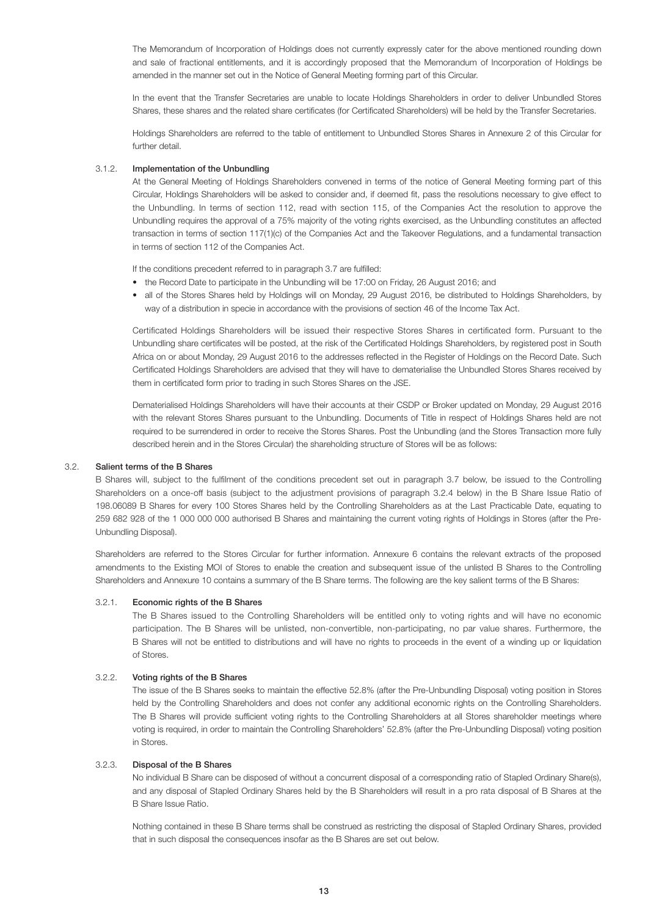The Memorandum of Incorporation of Holdings does not currently expressly cater for the above mentioned rounding down and sale of fractional entitlements, and it is accordingly proposed that the Memorandum of Incorporation of Holdings be amended in the manner set out in the Notice of General Meeting forming part of this Circular.

In the event that the Transfer Secretaries are unable to locate Holdings Shareholders in order to deliver Unbundled Stores Shares, these shares and the related share certificates (for Certificated Shareholders) will be held by the Transfer Secretaries.

Holdings Shareholders are referred to the table of entitlement to Unbundled Stores Shares in Annexure 2 of this Circular for further detail.

#### 3.1.2. Implementation of the Unbundling

At the General Meeting of Holdings Shareholders convened in terms of the notice of General Meeting forming part of this Circular, Holdings Shareholders will be asked to consider and, if deemed fit, pass the resolutions necessary to give effect to the Unbundling. In terms of section 112, read with section 115, of the Companies Act the resolution to approve the Unbundling requires the approval of a 75% majority of the voting rights exercised, as the Unbundling constitutes an affected transaction in terms of section 117(1)(c) of the Companies Act and the Takeover Regulations, and a fundamental transaction in terms of section 112 of the Companies Act.

If the conditions precedent referred to in paragraph 3.7 are fulfilled:

- the Record Date to participate in the Unbundling will be 17:00 on Friday, 26 August 2016; and
- all of the Stores Shares held by Holdings will on Monday, 29 August 2016, be distributed to Holdings Shareholders, by way of a distribution in specie in accordance with the provisions of section 46 of the Income Tax Act.

Certificated Holdings Shareholders will be issued their respective Stores Shares in certificated form. Pursuant to the Unbundling share certificates will be posted, at the risk of the Certificated Holdings Shareholders, by registered post in South Africa on or about Monday, 29 August 2016 to the addresses reflected in the Register of Holdings on the Record Date. Such Certificated Holdings Shareholders are advised that they will have to dematerialise the Unbundled Stores Shares received by them in certificated form prior to trading in such Stores Shares on the JSE.

Dematerialised Holdings Shareholders will have their accounts at their CSDP or Broker updated on Monday, 29 August 2016 with the relevant Stores Shares pursuant to the Unbundling. Documents of Title in respect of Holdings Shares held are not required to be surrendered in order to receive the Stores Shares. Post the Unbundling (and the Stores Transaction more fully described herein and in the Stores Circular) the shareholding structure of Stores will be as follows:

### 3.2. Salient terms of the B Shares

B Shares will, subject to the fulfilment of the conditions precedent set out in paragraph 3.7 below, be issued to the Controlling Shareholders on a once-off basis (subject to the adjustment provisions of paragraph 3.2.4 below) in the B Share Issue Ratio of 198.06089 B Shares for every 100 Stores Shares held by the Controlling Shareholders as at the Last Practicable Date, equating to 259 682 928 of the 1 000 000 000 authorised B Shares and maintaining the current voting rights of Holdings in Stores (after the Pre-Unbundling Disposal).

Shareholders are referred to the Stores Circular for further information. Annexure 6 contains the relevant extracts of the proposed amendments to the Existing MOI of Stores to enable the creation and subsequent issue of the unlisted B Shares to the Controlling Shareholders and Annexure 10 contains a summary of the B Share terms. The following are the key salient terms of the B Shares:

#### 3.2.1. Economic rights of the B Shares

The B Shares issued to the Controlling Shareholders will be entitled only to voting rights and will have no economic participation. The B Shares will be unlisted, non-convertible, non-participating, no par value shares. Furthermore, the B Shares will not be entitled to distributions and will have no rights to proceeds in the event of a winding up or liquidation of Stores.

#### 3.2.2. Voting rights of the B Shares

The issue of the B Shares seeks to maintain the effective 52.8% (after the Pre-Unbundling Disposal) voting position in Stores held by the Controlling Shareholders and does not confer any additional economic rights on the Controlling Shareholders. The B Shares will provide sufficient voting rights to the Controlling Shareholders at all Stores shareholder meetings where voting is required, in order to maintain the Controlling Shareholders' 52.8% (after the Pre-Unbundling Disposal) voting position in Stores.

#### 3.2.3. Disposal of the B Shares

No individual B Share can be disposed of without a concurrent disposal of a corresponding ratio of Stapled Ordinary Share(s), and any disposal of Stapled Ordinary Shares held by the B Shareholders will result in a pro rata disposal of B Shares at the B Share Issue Ratio.

Nothing contained in these B Share terms shall be construed as restricting the disposal of Stapled Ordinary Shares, provided that in such disposal the consequences insofar as the B Shares are set out below.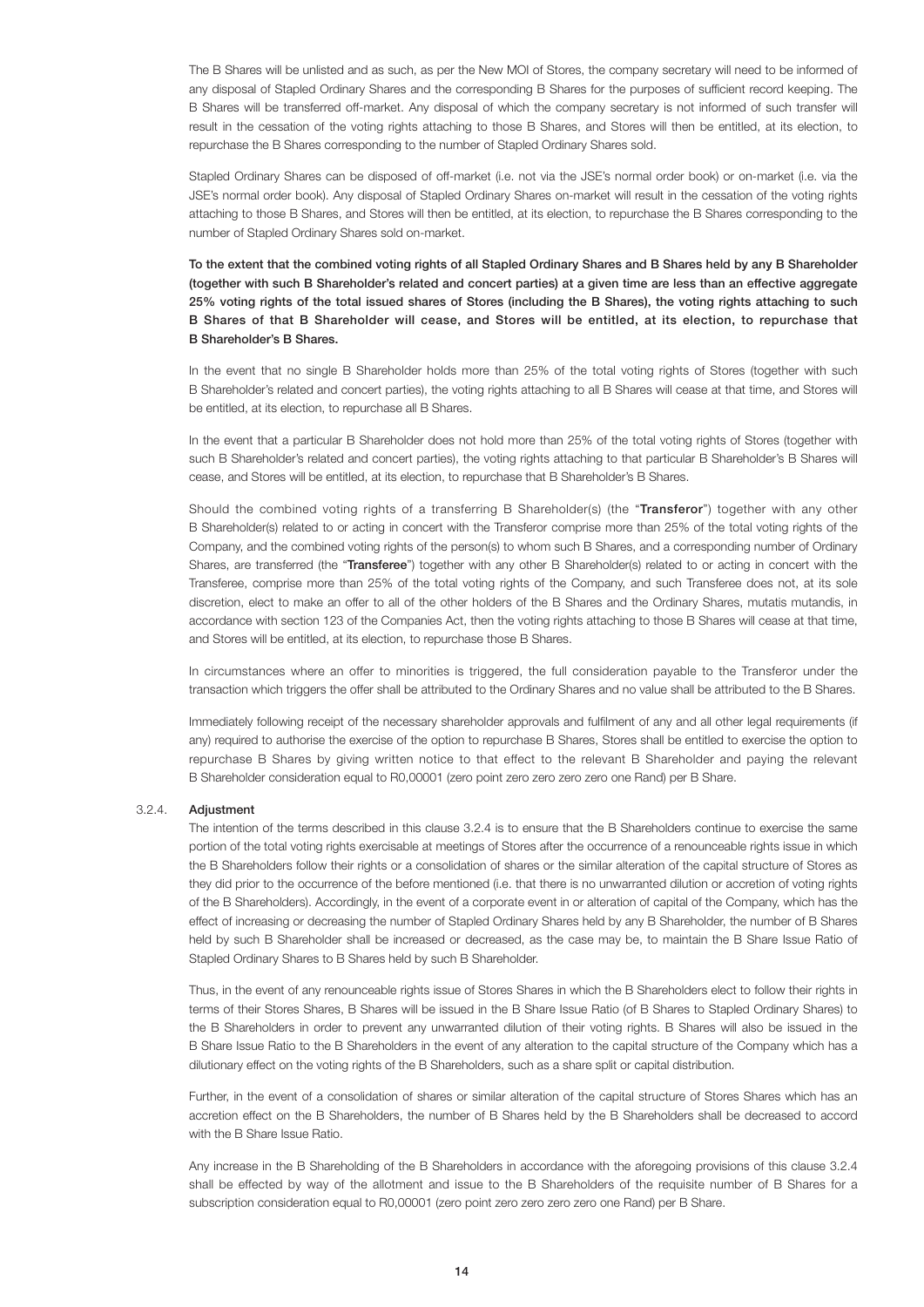The B Shares will be unlisted and as such, as per the New MOI of Stores, the company secretary will need to be informed of any disposal of Stapled Ordinary Shares and the corresponding B Shares for the purposes of sufficient record keeping. The B Shares will be transferred off-market. Any disposal of which the company secretary is not informed of such transfer will result in the cessation of the voting rights attaching to those B Shares, and Stores will then be entitled, at its election, to repurchase the B Shares corresponding to the number of Stapled Ordinary Shares sold.

Stapled Ordinary Shares can be disposed of off-market (i.e. not via the JSE's normal order book) or on-market (i.e. via the JSE's normal order book). Any disposal of Stapled Ordinary Shares on-market will result in the cessation of the voting rights attaching to those B Shares, and Stores will then be entitled, at its election, to repurchase the B Shares corresponding to the number of Stapled Ordinary Shares sold on-market.

**To the extent that the combined voting rights of all Stapled Ordinary Shares and B Shares held by any B Shareholder (together with such B Shareholder's related and concert parties) at a given time are less than an effective aggregate 25% voting rights of the total issued shares of Stores (including the B Shares), the voting rights attaching to such B Shares of that B Shareholder will cease, and Stores will be entitled, at its election, to repurchase that B Shareholder's B Shares.**

In the event that no single B Shareholder holds more than 25% of the total voting rights of Stores (together with such B Shareholder's related and concert parties), the voting rights attaching to all B Shares will cease at that time, and Stores will be entitled, at its election, to repurchase all B Shares.

In the event that a particular B Shareholder does not hold more than 25% of the total voting rights of Stores (together with such B Shareholder's related and concert parties), the voting rights attaching to that particular B Shareholder's B Shares will cease, and Stores will be entitled, at its election, to repurchase that B Shareholder's B Shares.

Should the combined voting rights of a transferring B Shareholder(s) (the "**Transferor**") together with any other B Shareholder(s) related to or acting in concert with the Transferor comprise more than 25% of the total voting rights of the Company, and the combined voting rights of the person(s) to whom such B Shares, and a corresponding number of Ordinary Shares, are transferred (the "**Transferee**") together with any other B Shareholder(s) related to or acting in concert with the Transferee, comprise more than 25% of the total voting rights of the Company, and such Transferee does not, at its sole discretion, elect to make an offer to all of the other holders of the B Shares and the Ordinary Shares, mutatis mutandis, in accordance with section 123 of the Companies Act, then the voting rights attaching to those B Shares will cease at that time, and Stores will be entitled, at its election, to repurchase those B Shares.

In circumstances where an offer to minorities is triggered, the full consideration payable to the Transferor under the transaction which triggers the offer shall be attributed to the Ordinary Shares and no value shall be attributed to the B Shares.

Immediately following receipt of the necessary shareholder approvals and fulfilment of any and all other legal requirements (if any) required to authorise the exercise of the option to repurchase B Shares, Stores shall be entitled to exercise the option to repurchase B Shares by giving written notice to that effect to the relevant B Shareholder and paying the relevant B Shareholder consideration equal to R0,00001 (zero point zero zero zero zero one Rand) per B Share.

3.2.4. **Adjustment**

The intention of the terms described in this clause 3.2.4 is to ensure that the B Shareholders continue to exercise the same portion of the total voting rights exercisable at meetings of Stores after the occurrence of a renounceable rights issue in which the B Shareholders follow their rights or a consolidation of shares or the similar alteration of the capital structure of Stores as they did prior to the occurrence of the before mentioned (i.e. that there is no unwarranted dilution or accretion of voting rights of the B Shareholders). Accordingly, in the event of a corporate event in or alteration of capital of the Company, which has the effect of increasing or decreasing the number of Stapled Ordinary Shares held by any B Shareholder, the number of B Shares held by such B Shareholder shall be increased or decreased, as the case may be, to maintain the B Share Issue Ratio of Stapled Ordinary Shares to B Shares held by such B Shareholder.

Thus, in the event of any renounceable rights issue of Stores Shares in which the B Shareholders elect to follow their rights in terms of their Stores Shares, B Shares will be issued in the B Share Issue Ratio (of B Shares to Stapled Ordinary Shares) to the B Shareholders in order to prevent any unwarranted dilution of their voting rights. B Shares will also be issued in the B Share Issue Ratio to the B Shareholders in the event of any alteration to the capital structure of the Company which has a dilutionary effect on the voting rights of the B Shareholders, such as a share split or capital distribution.

Further, in the event of a consolidation of shares or similar alteration of the capital structure of Stores Shares which has an accretion effect on the B Shareholders, the number of B Shares held by the B Shareholders shall be decreased to accord with the B Share Issue Ratio.

Any increase in the B Shareholding of the B Shareholders in accordance with the aforegoing provisions of this clause 3.2.4 shall be effected by way of the allotment and issue to the B Shareholders of the requisite number of B Shares for a subscription consideration equal to R0,00001 (zero point zero zero zero zero one Rand) per B Share.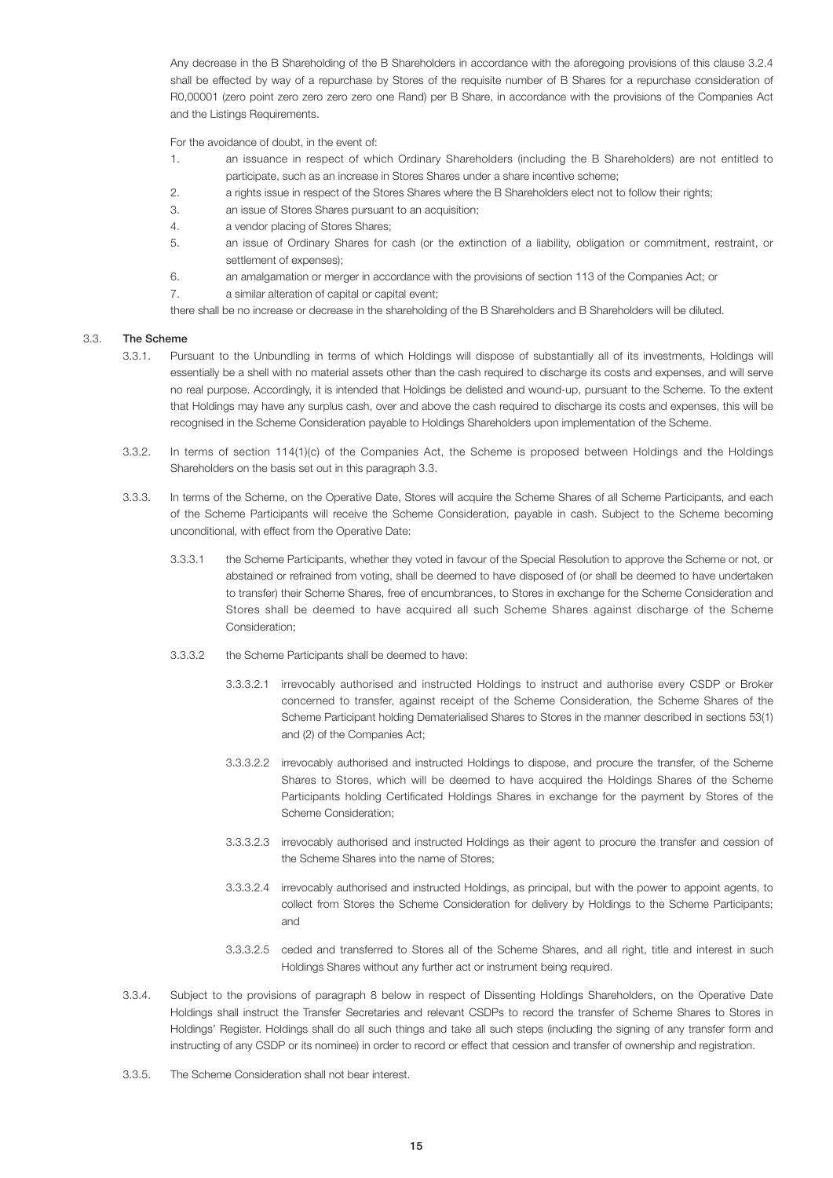Any decrease in the B Shareholding of the B Shareholders in accordance with the aforegoing provisions of this clause 3.2.4 shall be effected by way of a repurchase by Stores of the requisite number of B Shares for a repurchase consideration of R0,00001 (zero point zero zero zero zero one Rand) per B Share, in accordance with the provisions of the Companies Act and the Listings Requirements.

For the avoidance of doubt, in the event of:

1. an issuance in respect of which Ordinary Shareholders (including the B Shareholders) are not entitled to participate, such as an increase in Stores Shares under a share incentive scheme;
2. a rights issue in respect of the Stores Shares where the B Shareholders elect not to follow their rights;
3. an issue of Stores Shares pursuant to an acquisition;
4. a vendor placing of Stores Shares;
5. an issue of Ordinary Shares for cash (or the extinction of a liability, obligation or commitment, restraint, or settlement of expenses);
6. an amalgamation or merger in accordance with the provisions of section 113 of the Companies Act; or
7. a similar alteration of capital or capital event;

there shall be no increase or decrease in the shareholding of the B Shareholders and B Shareholders will be diluted.

## 3.3. The Scheme

3.3.1. Pursuant to the Unbundling in terms of which Holdings will dispose of substantially all of its investments, Holdings will essentially be a shell with no material assets other than the cash required to discharge its costs and expenses, and will serve no real purpose. Accordingly, it is intended that Holdings be delisted and wound-up, pursuant to the Scheme. To the extent that Holdings may have any surplus cash, over and above the cash required to discharge its costs and expenses, this will be recognised in the Scheme Consideration payable to Holdings Shareholders upon implementation of the Scheme.

3.3.2. In terms of section 114(1)(c) of the Companies Act, the Scheme is proposed between Holdings and the Holdings Shareholders on the basis set out in this paragraph 3.3.

3.3.3. In terms of the Scheme, on the Operative Date, Stores will acquire the Scheme Shares of all Scheme Participants, and each of the Scheme Participants will receive the Scheme Consideration, payable in cash. Subject to the Scheme becoming unconditional, with effect from the Operative Date:

3.3.3.1 the Scheme Participants, whether they voted in favour of the Special Resolution to approve the Scheme or not, or abstained or refrained from voting, shall be deemed to have disposed of (or shall be deemed to have undertaken to transfer) their Scheme Shares, free of encumbrances, to Stores in exchange for the Scheme Consideration and Stores shall be deemed to have acquired all such Scheme Shares against discharge of the Scheme Consideration;

3.3.3.2 the Scheme Participants shall be deemed to have:

3.3.3.2.1 irrevocably authorised and instructed Holdings to instruct and authorise every CSDP or Broker concerned to transfer, against receipt of the Scheme Consideration, the Scheme Shares of the Scheme Participant holding Dematerialised Shares to Stores in the manner described in sections 53(1) and (2) of the Companies Act;

3.3.3.2.2 irrevocably authorised and instructed Holdings to dispose, and procure the transfer, of the Scheme Shares to Stores, which will be deemed to have acquired the Holdings Shares of the Scheme Participants holding Certificated Holdings Shares in exchange for the payment by Stores of the Scheme Consideration;

3.3.3.2.3 irrevocably authorised and instructed Holdings as their agent to procure the transfer and cession of the Scheme Shares into the name of Stores;

3.3.3.2.4 irrevocably authorised and instructed Holdings, as principal, but with the power to appoint agents, to collect from Stores the Scheme Consideration for delivery by Holdings to the Scheme Participants; and

3.3.3.2.5 ceded and transferred to Stores all of the Scheme Shares, and all right, title and interest in such Holdings Shares without any further act or instrument being required.

3.3.4. Subject to the provisions of paragraph 8 below in respect of Dissenting Holdings Shareholders, on the Operative Date Holdings shall instruct the Transfer Secretaries and relevant CSDPs to record the transfer of Scheme Shares to Stores in Holdings' Register. Holdings shall do all such things and take all such steps (including the signing of any transfer form and instructing of any CSDP or its nominee) in order to record or effect that cession and transfer of ownership and registration.

3.3.5. The Scheme Consideration shall not bear interest.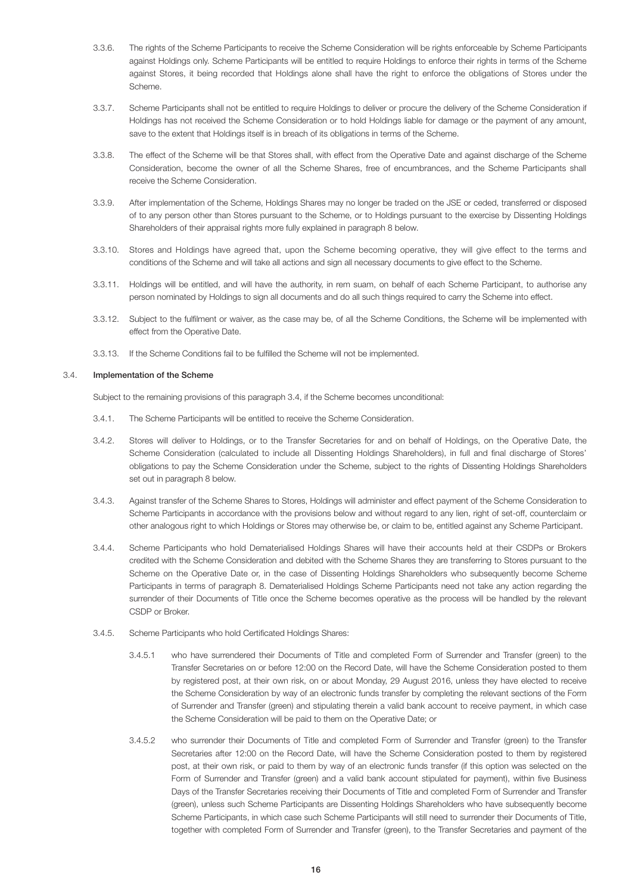3.3.6. The rights of the Scheme Participants to receive the Scheme Consideration will be rights enforceable by Scheme Participants against Holdings only. Scheme Participants will be entitled to require Holdings to enforce their rights in terms of the Scheme against Stores, it being recorded that Holdings alone shall have the right to enforce the obligations of Stores under the Scheme.

3.3.7. Scheme Participants shall not be entitled to require Holdings to deliver or procure the delivery of the Scheme Consideration if Holdings has not received the Scheme Consideration or to hold Holdings liable for damage or the payment of any amount, save to the extent that Holdings itself is in breach of its obligations in terms of the Scheme.

3.3.8. The effect of the Scheme will be that Stores shall, with effect from the Operative Date and against discharge of the Scheme Consideration, become the owner of all the Scheme Shares, free of encumbrances, and the Scheme Participants shall receive the Scheme Consideration.

3.3.9. After implementation of the Scheme, Holdings Shares may no longer be traded on the JSE or ceded, transferred or disposed of to any person other than Stores pursuant to the Scheme, or to Holdings pursuant to the exercise by Dissenting Holdings Shareholders of their appraisal rights more fully explained in paragraph 8 below.

3.3.10. Stores and Holdings have agreed that, upon the Scheme becoming operative, they will give effect to the terms and conditions of the Scheme and will take all actions and sign all necessary documents to give effect to the Scheme.

3.3.11. Holdings will be entitled, and will have the authority, in rem suam, on behalf of each Scheme Participant, to authorise any person nominated by Holdings to sign all documents and do all such things required to carry the Scheme into effect.

3.3.12. Subject to the fulfilment or waiver, as the case may be, of all the Scheme Conditions, the Scheme will be implemented with effect from the Operative Date.

3.3.13. If the Scheme Conditions fail to be fulfilled the Scheme will not be implemented.

### 3.4. Implementation of the Scheme

Subject to the remaining provisions of this paragraph 3.4, if the Scheme becomes unconditional:

3.4.1. The Scheme Participants will be entitled to receive the Scheme Consideration.

3.4.2. Stores will deliver to Holdings, or to the Transfer Secretaries for and on behalf of Holdings, on the Operative Date, the Scheme Consideration (calculated to include all Dissenting Holdings Shareholders), in full and final discharge of Stores' obligations to pay the Scheme Consideration under the Scheme, subject to the rights of Dissenting Holdings Shareholders set out in paragraph 8 below.

3.4.3. Against transfer of the Scheme Shares to Stores, Holdings will administer and effect payment of the Scheme Consideration to Scheme Participants in accordance with the provisions below and without regard to any lien, right of set-off, counterclaim or other analogous right to which Holdings or Stores may otherwise be, or claim to be, entitled against any Scheme Participant.

3.4.4. Scheme Participants who hold Dematerialised Holdings Shares will have their accounts held at their CSDPs or Brokers credited with the Scheme Consideration and debited with the Scheme Shares they are transferring to Stores pursuant to the Scheme on the Operative Date or, in the case of Dissenting Holdings Shareholders who subsequently become Scheme Participants in terms of paragraph 8. Dematerialised Holdings Scheme Participants need not take any action regarding the surrender of their Documents of Title once the Scheme becomes operative as the process will be handled by the relevant CSDP or Broker.

3.4.5. Scheme Participants who hold Certificated Holdings Shares:

3.4.5.1 who have surrendered their Documents of Title and completed Form of Surrender and Transfer (green) to the Transfer Secretaries on or before 12:00 on the Record Date, will have the Scheme Consideration posted to them by registered post, at their own risk, on or about Monday, 29 August 2016, unless they have elected to receive the Scheme Consideration by way of an electronic funds transfer by completing the relevant sections of the Form of Surrender and Transfer (green) and stipulating therein a valid bank account to receive payment, in which case the Scheme Consideration will be paid to them on the Operative Date; or

3.4.5.2 who surrender their Documents of Title and completed Form of Surrender and Transfer (green) to the Transfer Secretaries after 12:00 on the Record Date, will have the Scheme Consideration posted to them by registered post, at their own risk, or paid to them by way of an electronic funds transfer (if this option was selected on the Form of Surrender and Transfer (green) and a valid bank account stipulated for payment), within five Business Days of the Transfer Secretaries receiving their Documents of Title and completed Form of Surrender and Transfer (green), unless such Scheme Participants are Dissenting Holdings Shareholders who have subsequently become Scheme Participants, in which case such Scheme Participants will still need to surrender their Documents of Title, together with completed Form of Surrender and Transfer (green), to the Transfer Secretaries and payment of the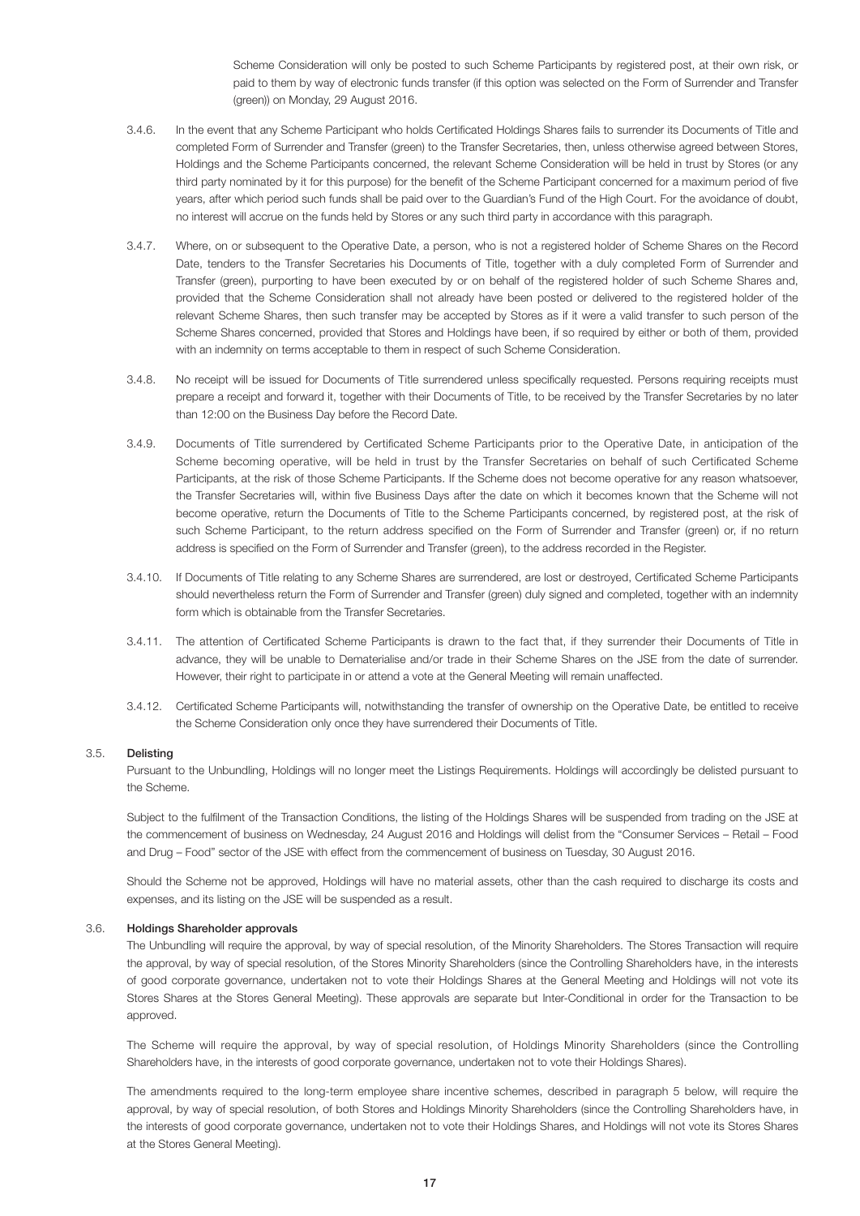Scheme Consideration will only be posted to such Scheme Participants by registered post, at their own risk, or paid to them by way of electronic funds transfer (if this option was selected on the Form of Surrender and Transfer (green)) on Monday, 29 August 2016.

3.4.6. In the event that any Scheme Participant who holds Certificated Holdings Shares fails to surrender its Documents of Title and completed Form of Surrender and Transfer (green) to the Transfer Secretaries, then, unless otherwise agreed between Stores, Holdings and the Scheme Participants concerned, the relevant Scheme Consideration will be held in trust by Stores (or any third party nominated by it for this purpose) for the benefit of the Scheme Participant concerned for a maximum period of five years, after which period such funds shall be paid over to the Guardian's Fund of the High Court. For the avoidance of doubt, no interest will accrue on the funds held by Stores or any such third party in accordance with this paragraph.

3.4.7. Where, on or subsequent to the Operative Date, a person, who is not a registered holder of Scheme Shares on the Record Date, tenders to the Transfer Secretaries his Documents of Title, together with a duly completed Form of Surrender and Transfer (green), purporting to have been executed by or on behalf of the registered holder of such Scheme Shares and, provided that the Scheme Consideration shall not already have been posted or delivered to the registered holder of the relevant Scheme Shares, then such transfer may be accepted by Stores as if it were a valid transfer to such person of the Scheme Shares concerned, provided that Stores and Holdings have been, if so required by either or both of them, provided with an indemnity on terms acceptable to them in respect of such Scheme Consideration.

3.4.8. No receipt will be issued for Documents of Title surrendered unless specifically requested. Persons requiring receipts must prepare a receipt and forward it, together with their Documents of Title, to be received by the Transfer Secretaries by no later than 12:00 on the Business Day before the Record Date.

3.4.9. Documents of Title surrendered by Certificated Scheme Participants prior to the Operative Date, in anticipation of the Scheme becoming operative, will be held in trust by the Transfer Secretaries on behalf of such Certificated Scheme Participants, at the risk of those Scheme Participants. If the Scheme does not become operative for any reason whatsoever, the Transfer Secretaries will, within five Business Days after the date on which it becomes known that the Scheme will not become operative, return the Documents of Title to the Scheme Participants concerned, by registered post, at the risk of such Scheme Participant, to the return address specified on the Form of Surrender and Transfer (green) or, if no return address is specified on the Form of Surrender and Transfer (green), to the address recorded in the Register.

3.4.10. If Documents of Title relating to any Scheme Shares are surrendered, are lost or destroyed, Certificated Scheme Participants should nevertheless return the Form of Surrender and Transfer (green) duly signed and completed, together with an indemnity form which is obtainable from the Transfer Secretaries.

3.4.11. The attention of Certificated Scheme Participants is drawn to the fact that, if they surrender their Documents of Title in advance, they will be unable to Dematerialise and/or trade in their Scheme Shares on the JSE from the date of surrender. However, their right to participate in or attend a vote at the General Meeting will remain unaffected.

3.4.12. Certificated Scheme Participants will, notwithstanding the transfer of ownership on the Operative Date, be entitled to receive the Scheme Consideration only once they have surrendered their Documents of Title.

### 3.5. Delisting

Pursuant to the Unbundling, Holdings will no longer meet the Listings Requirements. Holdings will accordingly be delisted pursuant to the Scheme.

Subject to the fulfilment of the Transaction Conditions, the listing of the Holdings Shares will be suspended from trading on the JSE at the commencement of business on Wednesday, 24 August 2016 and Holdings will delist from the "Consumer Services – Retail – Food and Drug – Food" sector of the JSE with effect from the commencement of business on Tuesday, 30 August 2016.

Should the Scheme not be approved, Holdings will have no material assets, other than the cash required to discharge its costs and expenses, and its listing on the JSE will be suspended as a result.

### 3.6. Holdings Shareholder approvals

The Unbundling will require the approval, by way of special resolution, of the Minority Shareholders. The Stores Transaction will require the approval, by way of special resolution, of the Stores Minority Shareholders (since the Controlling Shareholders have, in the interests of good corporate governance, undertaken not to vote their Holdings Shares at the General Meeting and Holdings will not vote its Stores Shares at the Stores General Meeting). These approvals are separate but Inter-Conditional in order for the Transaction to be approved.

The Scheme will require the approval, by way of special resolution, of Holdings Minority Shareholders (since the Controlling Shareholders have, in the interests of good corporate governance, undertaken not to vote their Holdings Shares).

The amendments required to the long-term employee share incentive schemes, described in paragraph 5 below, will require the approval, by way of special resolution, of both Stores and Holdings Minority Shareholders (since the Controlling Shareholders have, in the interests of good corporate governance, undertaken not to vote their Holdings Shares, and Holdings will not vote its Stores Shares at the Stores General Meeting).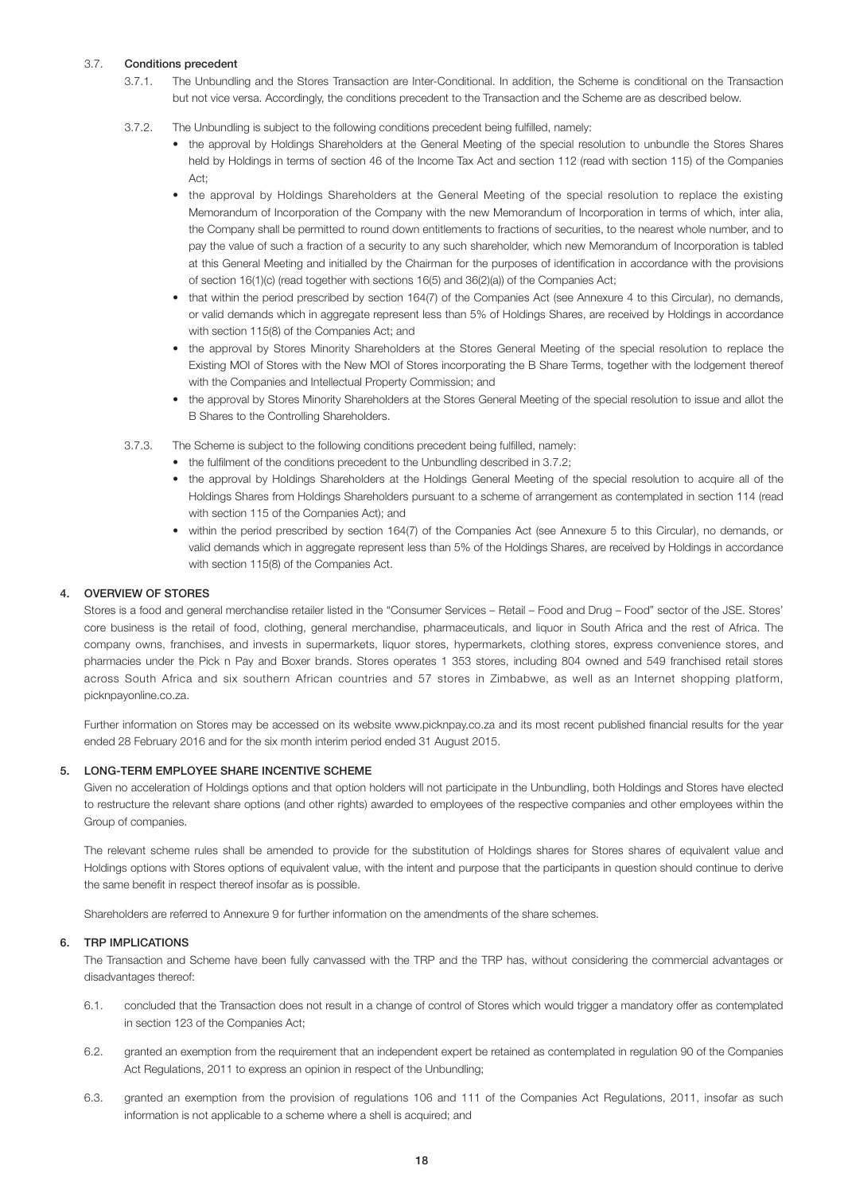3.7. **Conditions precedent**

3.7.1. The Unbundling and the Stores Transaction are Inter-Conditional. In addition, the Scheme is conditional on the Transaction but not vice versa. Accordingly, the conditions precedent to the Transaction and the Scheme are as described below.

3.7.2. The Unbundling is subject to the following conditions precedent being fulfilled, namely:

- the approval by Holdings Shareholders at the General Meeting of the special resolution to unbundle the Stores Shares held by Holdings in terms of section 46 of the Income Tax Act and section 112 (read with section 115) of the Companies Act;
- the approval by Holdings Shareholders at the General Meeting of the special resolution to replace the existing Memorandum of Incorporation of the Company with the new Memorandum of Incorporation in terms of which, inter alia, the Company shall be permitted to round down entitlements to fractions of securities, to the nearest whole number, and to pay the value of such a fraction of a security to any such shareholder, which new Memorandum of Incorporation is tabled at this General Meeting and initialled by the Chairman for the purposes of identification in accordance with the provisions of section 16(1)(c) (read together with sections 16(5) and 36(2)(a)) of the Companies Act;
- that within the period prescribed by section 164(7) of the Companies Act (see Annexure 4 to this Circular), no demands, or valid demands which in aggregate represent less than 5% of Holdings Shares, are received by Holdings in accordance with section 115(8) of the Companies Act; and
- the approval by Stores Minority Shareholders at the Stores General Meeting of the special resolution to replace the Existing MOI of Stores with the New MOI of Stores incorporating the B Share Terms, together with the lodgement thereof with the Companies and Intellectual Property Commission; and
- the approval by Stores Minority Shareholders at the Stores General Meeting of the special resolution to issue and allot the B Shares to the Controlling Shareholders.

3.7.3. The Scheme is subject to the following conditions precedent being fulfilled, namely:

- the fulfilment of the conditions precedent to the Unbundling described in 3.7.2;
- the approval by Holdings Shareholders at the Holdings General Meeting of the special resolution to acquire all of the Holdings Shares from Holdings Shareholders pursuant to a scheme of arrangement as contemplated in section 114 (read with section 115 of the Companies Act); and
- within the period prescribed by section 164(7) of the Companies Act (see Annexure 5 to this Circular), no demands, or valid demands which in aggregate represent less than 5% of the Holdings Shares, are received by Holdings in accordance with section 115(8) of the Companies Act.

## 4. OVERVIEW OF STORES

Stores is a food and general merchandise retailer listed in the "Consumer Services – Retail – Food and Drug – Food" sector of the JSE. Stores' core business is the retail of food, clothing, general merchandise, pharmaceuticals, and liquor in South Africa and the rest of Africa. The company owns, franchises, and invests in supermarkets, liquor stores, hypermarkets, clothing stores, express convenience stores, and pharmacies under the Pick n Pay and Boxer brands. Stores operates 1 353 stores, including 804 owned and 549 franchised retail stores across South Africa and six southern African countries and 57 stores in Zimbabwe, as well as an Internet shopping platform, picknpayonline.co.za.

Further information on Stores may be accessed on its website www.picknpay.co.za and its most recent published financial results for the year ended 28 February 2016 and for the six month interim period ended 31 August 2015.

## 5. LONG-TERM EMPLOYEE SHARE INCENTIVE SCHEME

Given no acceleration of Holdings options and that option holders will not participate in the Unbundling, both Holdings and Stores have elected to restructure the relevant share options (and other rights) awarded to employees of the respective companies and other employees within the Group of companies.

The relevant scheme rules shall be amended to provide for the substitution of Holdings shares for Stores shares of equivalent value and Holdings options with Stores options of equivalent value, with the intent and purpose that the participants in question should continue to derive the same benefit in respect thereof insofar as is possible.

Shareholders are referred to Annexure 9 for further information on the amendments of the share schemes.

## 6. TRP IMPLICATIONS

The Transaction and Scheme have been fully canvassed with the TRP and the TRP has, without considering the commercial advantages or disadvantages thereof:

6.1. concluded that the Transaction does not result in a change of control of Stores which would trigger a mandatory offer as contemplated in section 123 of the Companies Act;

6.2. granted an exemption from the requirement that an independent expert be retained as contemplated in regulation 90 of the Companies Act Regulations, 2011 to express an opinion in respect of the Unbundling;

6.3. granted an exemption from the provision of regulations 106 and 111 of the Companies Act Regulations, 2011, insofar as such information is not applicable to a scheme where a shell is acquired; and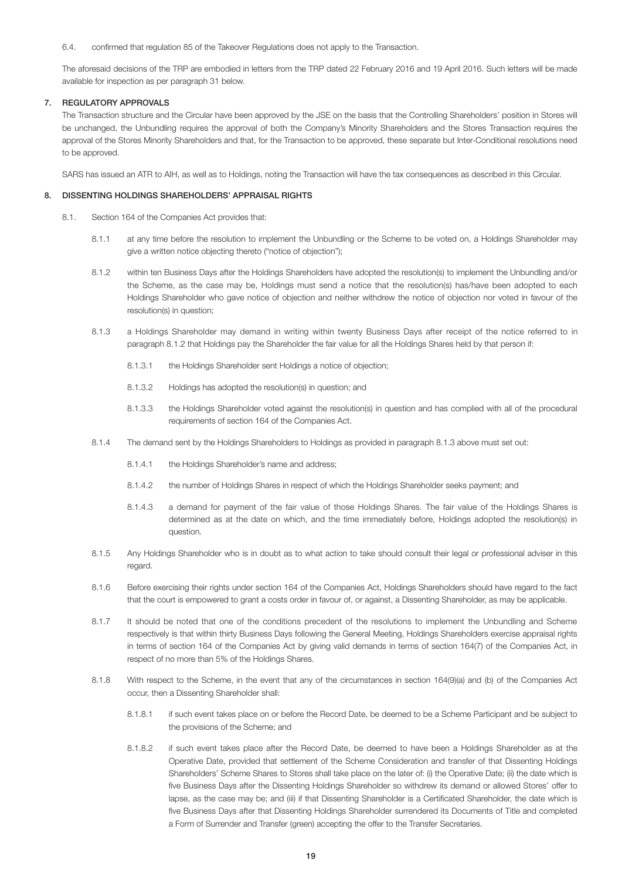6.4. confirmed that regulation 85 of the Takeover Regulations does not apply to the Transaction.

The aforesaid decisions of the TRP are embodied in letters from the TRP dated 22 February 2016 and 19 April 2016. Such letters will be made available for inspection as per paragraph 31 below.

## 7. REGULATORY APPROVALS

The Transaction structure and the Circular have been approved by the JSE on the basis that the Controlling Shareholders' position in Stores will be unchanged, the Unbundling requires the approval of both the Company's Minority Shareholders and the Stores Transaction requires the approval of the Stores Minority Shareholders and that, for the Transaction to be approved, these separate but Inter-Conditional resolutions need to be approved.

SARS has issued an ATR to AIH, as well as to Holdings, noting the Transaction will have the tax consequences as described in this Circular.

## 8. DISSENTING HOLDINGS SHAREHOLDERS' APPRAISAL RIGHTS

8.1. Section 164 of the Companies Act provides that:

8.1.1 at any time before the resolution to implement the Unbundling or the Scheme to be voted on, a Holdings Shareholder may give a written notice objecting thereto ("notice of objection");

8.1.2 within ten Business Days after the Holdings Shareholders have adopted the resolution(s) to implement the Unbundling and/or the Scheme, as the case may be, Holdings must send a notice that the resolution(s) has/have been adopted to each Holdings Shareholder who gave notice of objection and neither withdrew the notice of objection nor voted in favour of the resolution(s) in question;

8.1.3 a Holdings Shareholder may demand in writing within twenty Business Days after receipt of the notice referred to in paragraph 8.1.2 that Holdings pay the Shareholder the fair value for all the Holdings Shares held by that person if:

8.1.3.1 the Holdings Shareholder sent Holdings a notice of objection;

8.1.3.2 Holdings has adopted the resolution(s) in question; and

8.1.3.3 the Holdings Shareholder voted against the resolution(s) in question and has complied with all of the procedural requirements of section 164 of the Companies Act.

8.1.4 The demand sent by the Holdings Shareholders to Holdings as provided in paragraph 8.1.3 above must set out:

8.1.4.1 the Holdings Shareholder's name and address;

8.1.4.2 the number of Holdings Shares in respect of which the Holdings Shareholder seeks payment; and

8.1.4.3 a demand for payment of the fair value of those Holdings Shares. The fair value of the Holdings Shares is determined as at the date on which, and the time immediately before, Holdings adopted the resolution(s) in question.

8.1.5 Any Holdings Shareholder who is in doubt as to what action to take should consult their legal or professional adviser in this regard.

8.1.6 Before exercising their rights under section 164 of the Companies Act, Holdings Shareholders should have regard to the fact that the court is empowered to grant a costs order in favour of, or against, a Dissenting Shareholder, as may be applicable.

8.1.7 It should be noted that one of the conditions precedent of the resolutions to implement the Unbundling and Scheme respectively is that within thirty Business Days following the General Meeting, Holdings Shareholders exercise appraisal rights in terms of section 164 of the Companies Act by giving valid demands in terms of section 164(7) of the Companies Act, in respect of no more than 5% of the Holdings Shares.

8.1.8 With respect to the Scheme, in the event that any of the circumstances in section 164(9)(a) and (b) of the Companies Act occur, then a Dissenting Shareholder shall:

8.1.8.1 if such event takes place on or before the Record Date, be deemed to be a Scheme Participant and be subject to the provisions of the Scheme; and

8.1.8.2 if such event takes place after the Record Date, be deemed to have been a Holdings Shareholder as at the Operative Date, provided that settlement of the Scheme Consideration and transfer of that Dissenting Holdings Shareholders' Scheme Shares to Stores shall take place on the later of: (i) the Operative Date; (ii) the date which is five Business Days after the Dissenting Holdings Shareholder so withdrew its demand or allowed Stores' offer to lapse, as the case may be; and (iii) if that Dissenting Shareholder is a Certificated Shareholder, the date which is five Business Days after that Dissenting Holdings Shareholder surrendered its Documents of Title and completed a Form of Surrender and Transfer (green) accepting the offer to the Transfer Secretaries.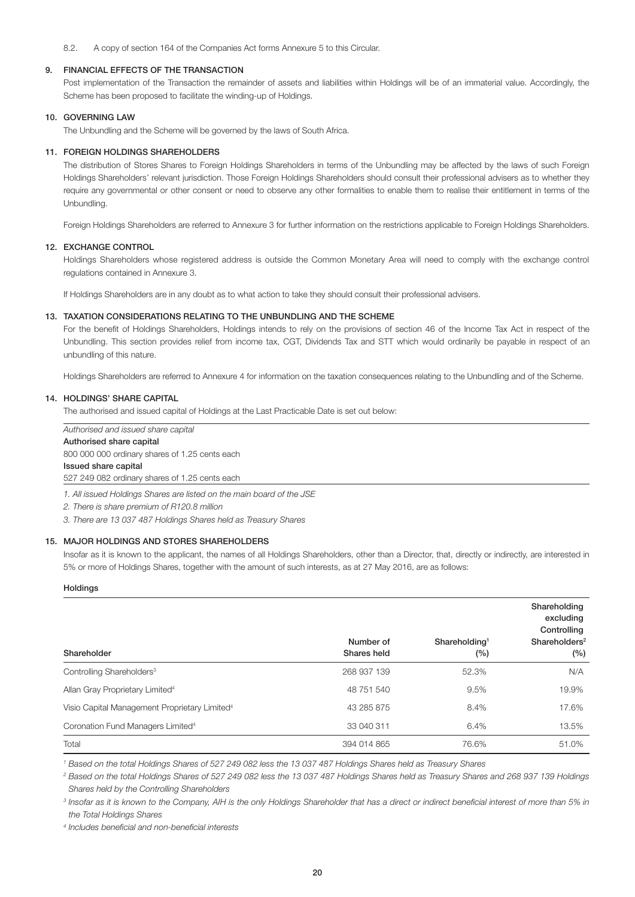8.2. A copy of section 164 of the Companies Act forms Annexure 5 to this Circular.

## 9. FINANCIAL EFFECTS OF THE TRANSACTION

Post implementation of the Transaction the remainder of assets and liabilities within Holdings will be of an immaterial value. Accordingly, the Scheme has been proposed to facilitate the winding-up of Holdings.

## 10. GOVERNING LAW

The Unbundling and the Scheme will be governed by the laws of South Africa.

## 11. FOREIGN HOLDINGS SHAREHOLDERS

The distribution of Stores Shares to Foreign Holdings Shareholders in terms of the Unbundling may be affected by the laws of such Foreign Holdings Shareholders' relevant jurisdiction. Those Foreign Holdings Shareholders should consult their professional advisers as to whether they require any governmental or other consent or need to observe any other formalities to enable them to realise their entitlement in terms of the Unbundling.

Foreign Holdings Shareholders are referred to Annexure 3 for further information on the restrictions applicable to Foreign Holdings Shareholders.

## 12. EXCHANGE CONTROL

Holdings Shareholders whose registered address is outside the Common Monetary Area will need to comply with the exchange control regulations contained in Annexure 3.

If Holdings Shareholders are in any doubt as to what action to take they should consult their professional advisers.

## 13. TAXATION CONSIDERATIONS RELATING TO THE UNBUNDLING AND THE SCHEME

For the benefit of Holdings Shareholders, Holdings intends to rely on the provisions of section 46 of the Income Tax Act in respect of the Unbundling. This section provides relief from income tax, CGT, Dividends Tax and STT which would ordinarily be payable in respect of an unbundling of this nature.

Holdings Shareholders are referred to Annexure 4 for information on the taxation consequences relating to the Unbundling and of the Scheme.

## 14. HOLDINGS' SHARE CAPITAL

The authorised and issued capital of Holdings at the Last Practicable Date is set out below:

*Authorised and issued share capital*

**Authorised share capital**

800 000 000 ordinary shares of 1.25 cents each

**Issued share capital**

527 249 082 ordinary shares of 1.25 cents each

*1. All issued Holdings Shares are listed on the main board of the JSE*

*2. There is share premium of R120.8 million*

*3. There are 13 037 487 Holdings Shares held as Treasury Shares*

## 15. MAJOR HOLDINGS AND STORES SHAREHOLDERS

Insofar as it is known to the applicant, the names of all Holdings Shareholders, other than a Director, that, directly or indirectly, are interested in 5% or more of Holdings Shares, together with the amount of such interests, as at 27 May 2016, are as follows:

**Holdings**

| Shareholder | Number of Shares held | Shareholding[1] (%) | Shareholding excluding Controlling Shareholders[2] (%) |
|---|---|---|---|
| Controlling Shareholders[3] | 268 937 139 | 52.3% | N/A |
| Allan Gray Proprietary Limited[4] | 48 751 540 | 9.5% | 19.9% |
| Visio Capital Management Proprietary Limited[4] | 43 285 875 | 8.4% | 17.6% |
| Coronation Fund Managers Limited[4] | 33 040 311 | 6.4% | 13.5% |
| Total | 394 014 865 | 76.6% | 51.0% |

*[1] Based on the total Holdings Shares of 527 249 082 less the 13 037 487 Holdings Shares held as Treasury Shares*

*[2] Based on the total Holdings Shares of 527 249 082 less the 13 037 487 Holdings Shares held as Treasury Shares and 268 937 139 Holdings Shares held by the Controlling Shareholders*

*[3] Insofar as it is known to the Company, AIH is the only Holdings Shareholder that has a direct or indirect beneficial interest of more than 5% in the Total Holdings Shares*

*[4] Includes beneficial and non-beneficial interests*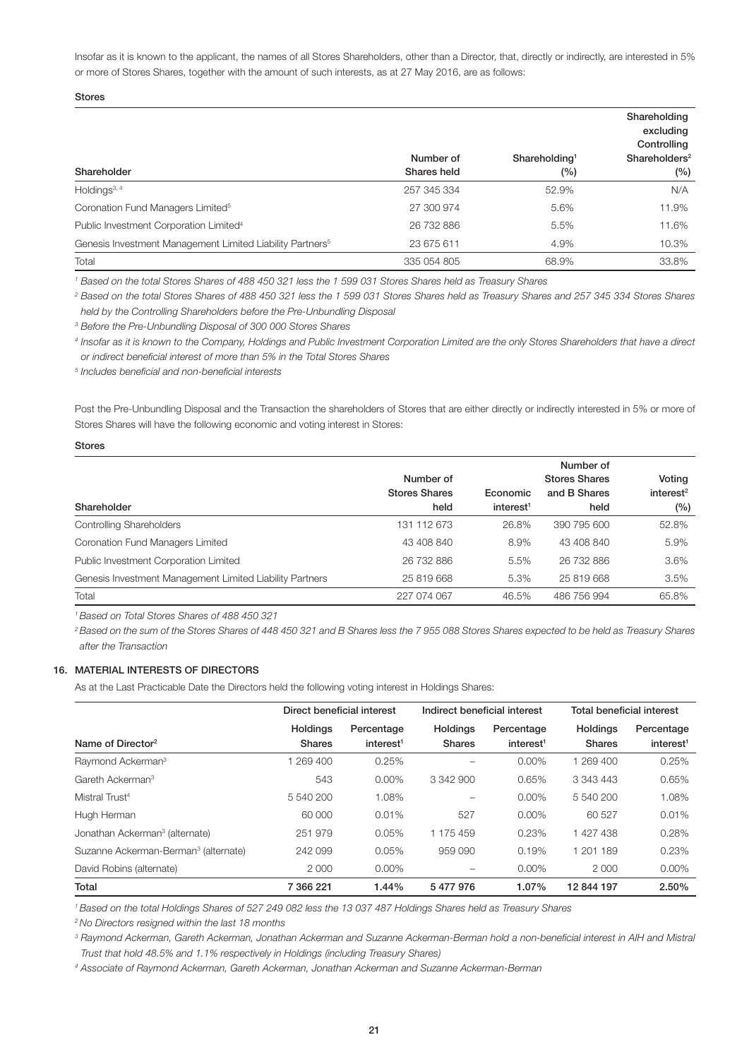Insofar as it is known to the applicant, the names of all Stores Shareholders, other than a Director, that, directly or indirectly, are interested in 5% or more of Stores Shares, together with the amount of such interests, as at 27 May 2016, are as follows:

**Stores**

| Shareholder | Number of Shares held | Shareholding[1] (%) | Shareholding excluding Controlling Shareholders[2] (%) |
|---|---|---|---|
| Holdings[3, 4] | 257 345 334 | 52.9% | N/A |
| Coronation Fund Managers Limited[5] | 27 300 974 | 5.6% | 11.9% |
| Public Investment Corporation Limited[4] | 26 732 886 | 5.5% | 11.6% |
| Genesis Investment Management Limited Liability Partners[5] | 23 675 611 | 4.9% | 10.3% |
| Total | 335 054 805 | 68.9% | 33.8% |

*[1] Based on the total Stores Shares of 488 450 321 less the 1 599 031 Stores Shares held as Treasury Shares*

*[2] Based on the total Stores Shares of 488 450 321 less the 1 599 031 Stores Shares held as Treasury Shares and 257 345 334 Stores Shares held by the Controlling Shareholders before the Pre-Unbundling Disposal*

*[3] Before the Pre-Unbundling Disposal of 300 000 Stores Shares*

*[4] Insofar as it is known to the Company, Holdings and Public Investment Corporation Limited are the only Stores Shareholders that have a direct or indirect beneficial interest of more than 5% in the Total Stores Shares*

*[5] Includes beneficial and non-beneficial interests*

Post the Pre-Unbundling Disposal and the Transaction the shareholders of Stores that are either directly or indirectly interested in 5% or more of Stores Shares will have the following economic and voting interest in Stores:

**Stores**

| Shareholder | Number of Stores Shares held | Economic interest[1] | Number of Stores Shares and B Shares held | Voting interest[2] (%) |
|---|---|---|---|---|
| Controlling Shareholders | 131 112 673 | 26.8% | 390 795 600 | 52.8% |
| Coronation Fund Managers Limited | 43 408 840 | 8.9% | 43 408 840 | 5.9% |
| Public Investment Corporation Limited | 26 732 886 | 5.5% | 26 732 886 | 3.6% |
| Genesis Investment Management Limited Liability Partners | 25 819 668 | 5.3% | 25 819 668 | 3.5% |
| Total | 227 074 067 | 46.5% | 486 756 994 | 65.8% |

*[1] Based on Total Stores Shares of 488 450 321*

*[2] Based on the sum of the Stores Shares of 448 450 321 and B Shares less the 7 955 088 Stores Shares expected to be held as Treasury Shares after the Transaction*

## 16. MATERIAL INTERESTS OF DIRECTORS

As at the Last Practicable Date the Directors held the following voting interest in Holdings Shares:

| | Direct beneficial interest | | Indirect beneficial interest | | Total beneficial interest | |
|---|---|---|---|---|---|---|
| Name of Director[2] | Holdings Shares | Percentage interest[1] | Holdings Shares | Percentage interest[1] | Holdings Shares | Percentage interest[1] |
| Raymond Ackerman[3] | 1 269 400 | 0.25% | – | 0.00% | 1 269 400 | 0.25% |
| Gareth Ackerman[3] | 543 | 0.00% | 3 342 900 | 0.65% | 3 343 443 | 0.65% |
| Mistral Trust[4] | 5 540 200 | 1.08% | – | 0.00% | 5 540 200 | 1.08% |
| Hugh Herman | 60 000 | 0.01% | 527 | 0.00% | 60 527 | 0.01% |
| Jonathan Ackerman[3] (alternate) | 251 979 | 0.05% | 1 175 459 | 0.23% | 1 427 438 | 0.28% |
| Suzanne Ackerman-Berman[3] (alternate) | 242 099 | 0.05% | 959 090 | 0.19% | 1 201 189 | 0.23% |
| David Robins (alternate) | 2 000 | 0.00% | – | 0.00% | 2 000 | 0.00% |
| **Total** | **7 366 221** | **1.44%** | **5 477 976** | **1.07%** | **12 844 197** | **2.50%** |

*[1] Based on the total Holdings Shares of 527 249 082 less the 13 037 487 Holdings Shares held as Treasury Shares*

*[2] No Directors resigned within the last 18 months*

*[3] Raymond Ackerman, Gareth Ackerman, Jonathan Ackerman and Suzanne Ackerman-Berman hold a non-beneficial interest in AIH and Mistral Trust that hold 48.5% and 1.1% respectively in Holdings (including Treasury Shares)*

*[4] Associate of Raymond Ackerman, Gareth Ackerman, Jonathan Ackerman and Suzanne Ackerman-Berman*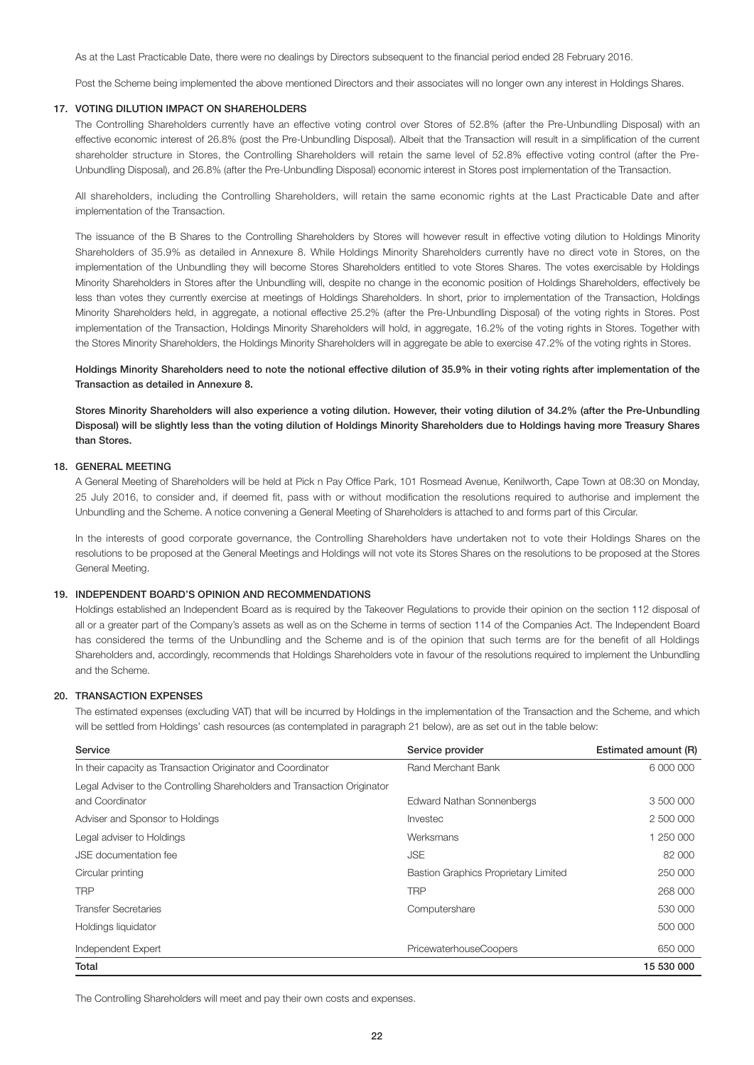As at the Last Practicable Date, there were no dealings by Directors subsequent to the financial period ended 28 February 2016.

Post the Scheme being implemented the above mentioned Directors and their associates will no longer own any interest in Holdings Shares.

## 17. VOTING DILUTION IMPACT ON SHAREHOLDERS

The Controlling Shareholders currently have an effective voting control over Stores of 52.8% (after the Pre-Unbundling Disposal) with an effective economic interest of 26.8% (post the Pre-Unbundling Disposal). Albeit that the Transaction will result in a simplification of the current shareholder structure in Stores, the Controlling Shareholders will retain the same level of 52.8% effective voting control (after the Pre-Unbundling Disposal), and 26.8% (after the Pre-Unbundling Disposal) economic interest in Stores post implementation of the Transaction.

All shareholders, including the Controlling Shareholders, will retain the same economic rights at the Last Practicable Date and after implementation of the Transaction.

The issuance of the B Shares to the Controlling Shareholders by Stores will however result in effective voting dilution to Holdings Minority Shareholders of 35.9% as detailed in Annexure 8. While Holdings Minority Shareholders currently have no direct vote in Stores, on the implementation of the Unbundling they will become Stores Shareholders entitled to vote Stores Shares. The votes exercisable by Holdings Minority Shareholders in Stores after the Unbundling will, despite no change in the economic position of Holdings Shareholders, effectively be less than votes they currently exercise at meetings of Holdings Shareholders. In short, prior to implementation of the Transaction, Holdings Minority Shareholders held, in aggregate, a notional effective 25.2% (after the Pre-Unbundling Disposal) of the voting rights in Stores. Post implementation of the Transaction, Holdings Minority Shareholders will hold, in aggregate, 16.2% of the voting rights in Stores. Together with the Stores Minority Shareholders, the Holdings Minority Shareholders will in aggregate be able to exercise 47.2% of the voting rights in Stores.

**Holdings Minority Shareholders need to note the notional effective dilution of 35.9% in their voting rights after implementation of the Transaction as detailed in Annexure 8.**

**Stores Minority Shareholders will also experience a voting dilution. However, their voting dilution of 34.2% (after the Pre-Unbundling Disposal) will be slightly less than the voting dilution of Holdings Minority Shareholders due to Holdings having more Treasury Shares than Stores.**

## 18. GENERAL MEETING

A General Meeting of Shareholders will be held at Pick n Pay Office Park, 101 Rosmead Avenue, Kenilworth, Cape Town at 08:30 on Monday, 25 July 2016, to consider and, if deemed fit, pass with or without modification the resolutions required to authorise and implement the Unbundling and the Scheme. A notice convening a General Meeting of Shareholders is attached to and forms part of this Circular.

In the interests of good corporate governance, the Controlling Shareholders have undertaken not to vote their Holdings Shares on the resolutions to be proposed at the General Meetings and Holdings will not vote its Stores Shares on the resolutions to be proposed at the Stores General Meeting.

## 19. INDEPENDENT BOARD'S OPINION AND RECOMMENDATIONS

Holdings established an Independent Board as is required by the Takeover Regulations to provide their opinion on the section 112 disposal of all or a greater part of the Company's assets as well as on the Scheme in terms of section 114 of the Companies Act. The Independent Board has considered the terms of the Unbundling and the Scheme and is of the opinion that such terms are for the benefit of all Holdings Shareholders and, accordingly, recommends that Holdings Shareholders vote in favour of the resolutions required to implement the Unbundling and the Scheme.

## 20. TRANSACTION EXPENSES

The estimated expenses (excluding VAT) that will be incurred by Holdings in the implementation of the Transaction and the Scheme, and which will be settled from Holdings' cash resources (as contemplated in paragraph 21 below), are as set out in the table below:

| Service | Service provider | Estimated amount (R) |
|---|---|---|
| In their capacity as Transaction Originator and Coordinator | Rand Merchant Bank | 6 000 000 |
| Legal Adviser to the Controlling Shareholders and Transaction Originator and Coordinator | Edward Nathan Sonnenbergs | 3 500 000 |
| Adviser and Sponsor to Holdings | Investec | 2 500 000 |
| Legal adviser to Holdings | Werksmans | 1 250 000 |
| JSE documentation fee | JSE | 82 000 |
| Circular printing | Bastion Graphics Proprietary Limited | 250 000 |
| TRP | TRP | 268 000 |
| Transfer Secretaries | Computershare | 530 000 |
| Holdings liquidator | | 500 000 |
| Independent Expert | PricewaterhouseCoopers | 650 000 |
| **Total** | | **15 530 000** |

The Controlling Shareholders will meet and pay their own costs and expenses.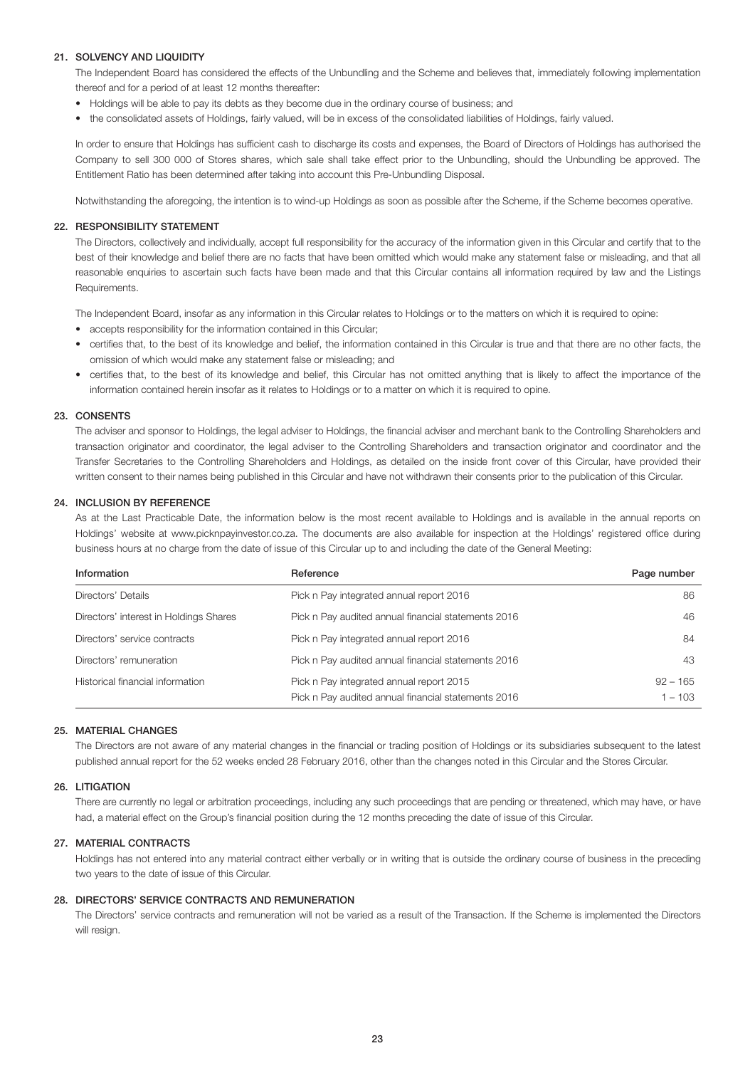## 21. SOLVENCY AND LIQUIDITY

The Independent Board has considered the effects of the Unbundling and the Scheme and believes that, immediately following implementation thereof and for a period of at least 12 months thereafter:

- Holdings will be able to pay its debts as they become due in the ordinary course of business; and
- the consolidated assets of Holdings, fairly valued, will be in excess of the consolidated liabilities of Holdings, fairly valued.

In order to ensure that Holdings has sufficient cash to discharge its costs and expenses, the Board of Directors of Holdings has authorised the Company to sell 300 000 of Stores shares, which sale shall take effect prior to the Unbundling, should the Unbundling be approved. The Entitlement Ratio has been determined after taking into account this Pre-Unbundling Disposal.

Notwithstanding the aforegoing, the intention is to wind-up Holdings as soon as possible after the Scheme, if the Scheme becomes operative.

## 22. RESPONSIBILITY STATEMENT

The Directors, collectively and individually, accept full responsibility for the accuracy of the information given in this Circular and certify that to the best of their knowledge and belief there are no facts that have been omitted which would make any statement false or misleading, and that all reasonable enquiries to ascertain such facts have been made and that this Circular contains all information required by law and the Listings Requirements.

The Independent Board, insofar as any information in this Circular relates to Holdings or to the matters on which it is required to opine:

- accepts responsibility for the information contained in this Circular;
- certifies that, to the best of its knowledge and belief, the information contained in this Circular is true and that there are no other facts, the omission of which would make any statement false or misleading; and
- certifies that, to the best of its knowledge and belief, this Circular has not omitted anything that is likely to affect the importance of the information contained herein insofar as it relates to Holdings or to a matter on which it is required to opine.

## 23. CONSENTS

The adviser and sponsor to Holdings, the legal adviser to Holdings, the financial adviser and merchant bank to the Controlling Shareholders and transaction originator and coordinator, the legal adviser to the Controlling Shareholders and transaction originator and coordinator and the Transfer Secretaries to the Controlling Shareholders and Holdings, as detailed on the inside front cover of this Circular, have provided their written consent to their names being published in this Circular and have not withdrawn their consents prior to the publication of this Circular.

## 24. INCLUSION BY REFERENCE

As at the Last Practicable Date, the information below is the most recent available to Holdings and is available in the annual reports on Holdings' website at www.picknpayinvestor.co.za. The documents are also available for inspection at the Holdings' registered office during business hours at no charge from the date of issue of this Circular up to and including the date of the General Meeting:

| Information | Reference | Page number |
|---|---|---|
| Directors' Details | Pick n Pay integrated annual report 2016 | 86 |
| Directors' interest in Holdings Shares | Pick n Pay audited annual financial statements 2016 | 46 |
| Directors' service contracts | Pick n Pay integrated annual report 2016 | 84 |
| Directors' remuneration | Pick n Pay audited annual financial statements 2016 | 43 |
| Historical financial information | Pick n Pay integrated annual report 2015<br>Pick n Pay audited annual financial statements 2016 | 92 – 165<br>1 – 103 |

## 25. MATERIAL CHANGES

The Directors are not aware of any material changes in the financial or trading position of Holdings or its subsidiaries subsequent to the latest published annual report for the 52 weeks ended 28 February 2016, other than the changes noted in this Circular and the Stores Circular.

## 26. LITIGATION

There are currently no legal or arbitration proceedings, including any such proceedings that are pending or threatened, which may have, or have had, a material effect on the Group's financial position during the 12 months preceding the date of issue of this Circular.

## 27. MATERIAL CONTRACTS

Holdings has not entered into any material contract either verbally or in writing that is outside the ordinary course of business in the preceding two years to the date of issue of this Circular.

## 28. DIRECTORS' SERVICE CONTRACTS AND REMUNERATION

The Directors' service contracts and remuneration will not be varied as a result of the Transaction. If the Scheme is implemented the Directors will resign.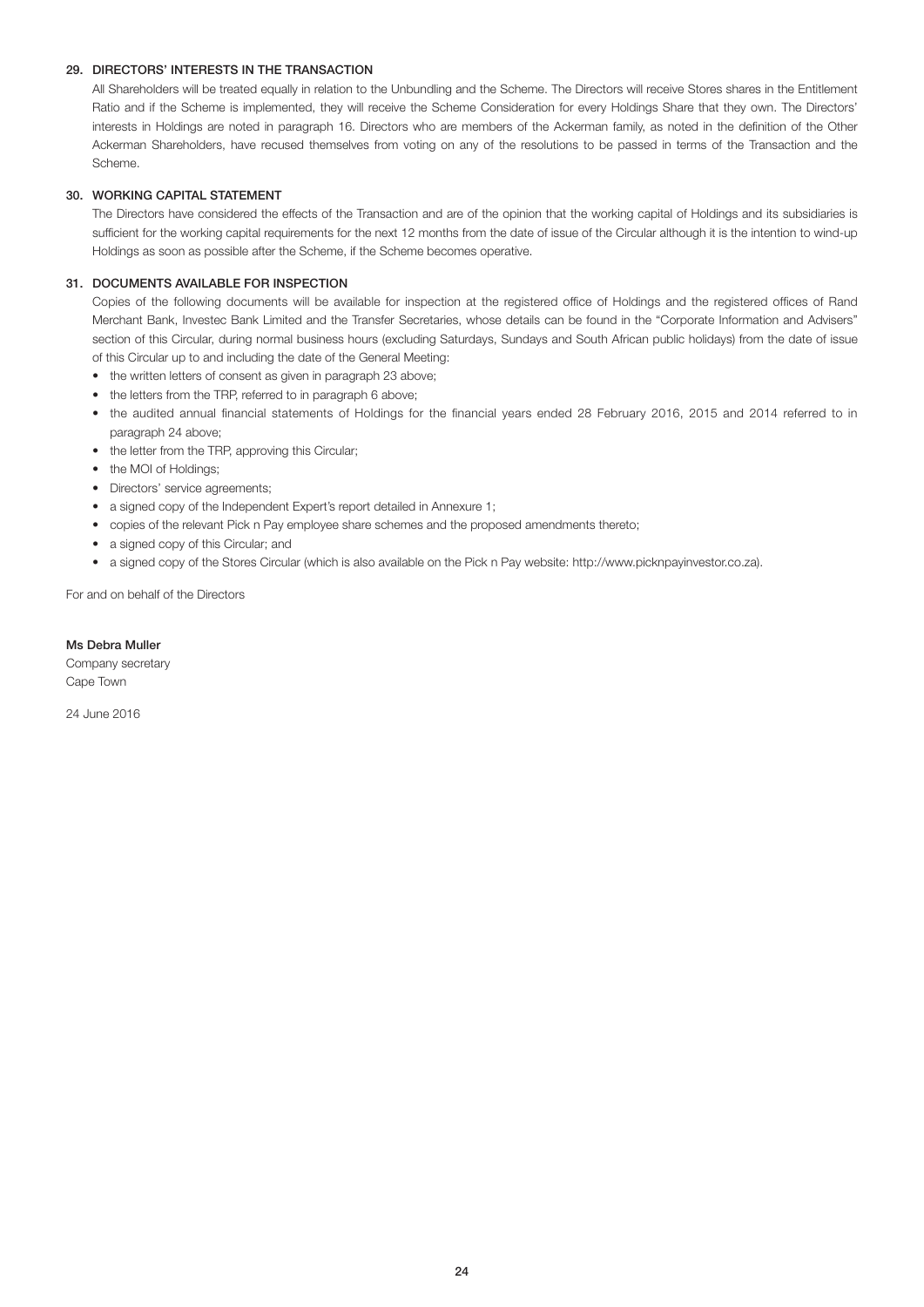## 29. DIRECTORS' INTERESTS IN THE TRANSACTION

All Shareholders will be treated equally in relation to the Unbundling and the Scheme. The Directors will receive Stores shares in the Entitlement Ratio and if the Scheme is implemented, they will receive the Scheme Consideration for every Holdings Share that they own. The Directors' interests in Holdings are noted in paragraph 16. Directors who are members of the Ackerman family, as noted in the definition of the Other Ackerman Shareholders, have recused themselves from voting on any of the resolutions to be passed in terms of the Transaction and the Scheme.

## 30. WORKING CAPITAL STATEMENT

The Directors have considered the effects of the Transaction and are of the opinion that the working capital of Holdings and its subsidiaries is sufficient for the working capital requirements for the next 12 months from the date of issue of the Circular although it is the intention to wind-up Holdings as soon as possible after the Scheme, if the Scheme becomes operative.

## 31. DOCUMENTS AVAILABLE FOR INSPECTION

Copies of the following documents will be available for inspection at the registered office of Holdings and the registered offices of Rand Merchant Bank, Investec Bank Limited and the Transfer Secretaries, whose details can be found in the "Corporate Information and Advisers" section of this Circular, during normal business hours (excluding Saturdays, Sundays and South African public holidays) from the date of issue of this Circular up to and including the date of the General Meeting:

- the written letters of consent as given in paragraph 23 above;
- the letters from the TRP, referred to in paragraph 6 above;
- the audited annual financial statements of Holdings for the financial years ended 28 February 2016, 2015 and 2014 referred to in paragraph 24 above;
- the letter from the TRP, approving this Circular;
- the MOI of Holdings;
- Directors' service agreements;
- a signed copy of the Independent Expert's report detailed in Annexure 1;
- copies of the relevant Pick n Pay employee share schemes and the proposed amendments thereto;
- a signed copy of this Circular; and
- a signed copy of the Stores Circular (which is also available on the Pick n Pay website: http://www.picknpayinvestor.co.za).

For and on behalf of the Directors

**Ms Debra Muller**
Company secretary
Cape Town

24 June 2016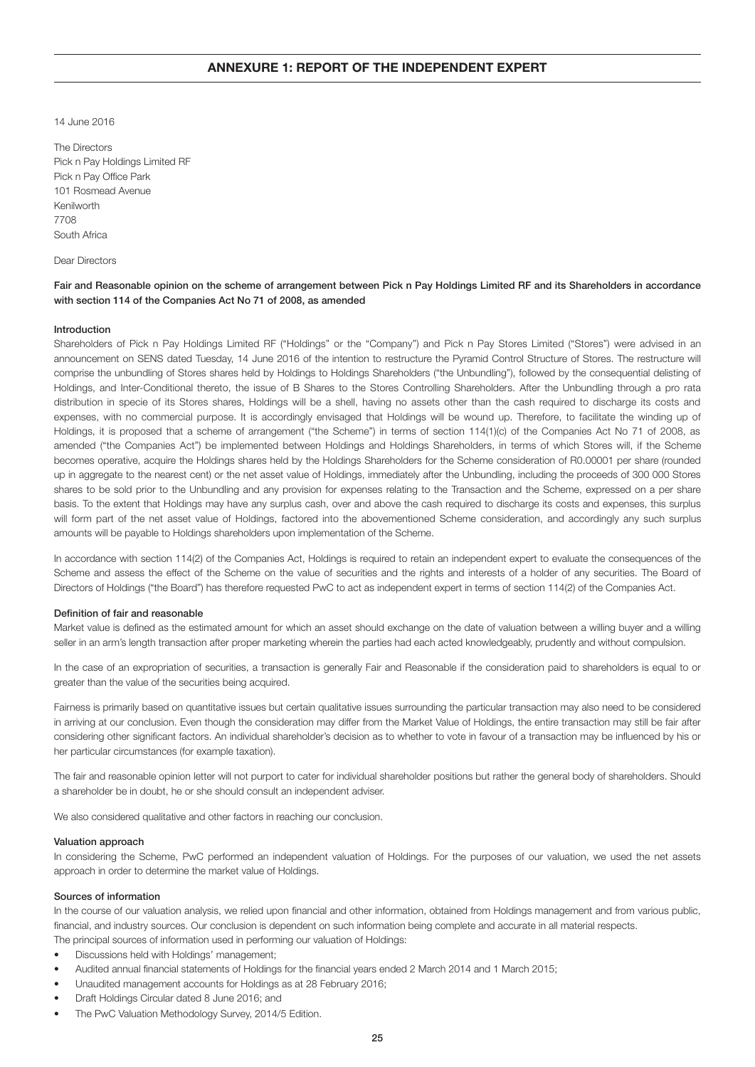# ANNEXURE 1: REPORT OF THE INDEPENDENT EXPERT

14 June 2016

The Directors  
Pick n Pay Holdings Limited RF  
Pick n Pay Office Park  
101 Rosmead Avenue  
Kenilworth  
7708  
South Africa

Dear Directors

**Fair and Reasonable opinion on the scheme of arrangement between Pick n Pay Holdings Limited RF and its Shareholders in accordance with section 114 of the Companies Act No 71 of 2008, as amended**

**Introduction**

Shareholders of Pick n Pay Holdings Limited RF ("Holdings" or the "Company") and Pick n Pay Stores Limited ("Stores") were advised in an announcement on SENS dated Tuesday, 14 June 2016 of the intention to restructure the Pyramid Control Structure of Stores. The restructure will comprise the unbundling of Stores shares held by Holdings to Holdings Shareholders ("the Unbundling"), followed by the consequential delisting of Holdings, and Inter-Conditional thereto, the issue of B Shares to the Stores Controlling Shareholders. After the Unbundling through a pro rata distribution in specie of its Stores shares, Holdings will be a shell, having no assets other than the cash required to discharge its costs and expenses, with no commercial purpose. It is accordingly envisaged that Holdings will be wound up. Therefore, to facilitate the winding up of Holdings, it is proposed that a scheme of arrangement ("the Scheme") in terms of section 114(1)(c) of the Companies Act No 71 of 2008, as amended ("the Companies Act") be implemented between Holdings and Holdings Shareholders, in terms of which Stores will, if the Scheme becomes operative, acquire the Holdings shares held by the Holdings Shareholders for the Scheme consideration of R0.00001 per share (rounded up in aggregate to the nearest cent) or the net asset value of Holdings, immediately after the Unbundling, including the proceeds of 300 000 Stores shares to be sold prior to the Unbundling and any provision for expenses relating to the Transaction and the Scheme, expressed on a per share basis. To the extent that Holdings may have any surplus cash, over and above the cash required to discharge its costs and expenses, this surplus will form part of the net asset value of Holdings, factored into the abovementioned Scheme consideration, and accordingly any such surplus amounts will be payable to Holdings shareholders upon implementation of the Scheme.

In accordance with section 114(2) of the Companies Act, Holdings is required to retain an independent expert to evaluate the consequences of the Scheme and assess the effect of the Scheme on the value of securities and the rights and interests of a holder of any securities. The Board of Directors of Holdings ("the Board") has therefore requested PwC to act as independent expert in terms of section 114(2) of the Companies Act.

**Definition of fair and reasonable**

Market value is defined as the estimated amount for which an asset should exchange on the date of valuation between a willing buyer and a willing seller in an arm's length transaction after proper marketing wherein the parties had each acted knowledgeably, prudently and without compulsion.

In the case of an expropriation of securities, a transaction is generally Fair and Reasonable if the consideration paid to shareholders is equal to or greater than the value of the securities being acquired.

Fairness is primarily based on quantitative issues but certain qualitative issues surrounding the particular transaction may also need to be considered in arriving at our conclusion. Even though the consideration may differ from the Market Value of Holdings, the entire transaction may still be fair after considering other significant factors. An individual shareholder's decision as to whether to vote in favour of a transaction may be influenced by his or her particular circumstances (for example taxation).

The fair and reasonable opinion letter will not purport to cater for individual shareholder positions but rather the general body of shareholders. Should a shareholder be in doubt, he or she should consult an independent adviser.

We also considered qualitative and other factors in reaching our conclusion.

**Valuation approach**

In considering the Scheme, PwC performed an independent valuation of Holdings. For the purposes of our valuation, we used the net assets approach in order to determine the market value of Holdings.

**Sources of information**

In the course of our valuation analysis, we relied upon financial and other information, obtained from Holdings management and from various public, financial, and industry sources. Our conclusion is dependent on such information being complete and accurate in all material respects.

The principal sources of information used in performing our valuation of Holdings:

- Discussions held with Holdings' management;
- Audited annual financial statements of Holdings for the financial years ended 2 March 2014 and 1 March 2015;
- Unaudited management accounts for Holdings as at 28 February 2016;
- Draft Holdings Circular dated 8 June 2016; and
- The PwC Valuation Methodology Survey, 2014/5 Edition.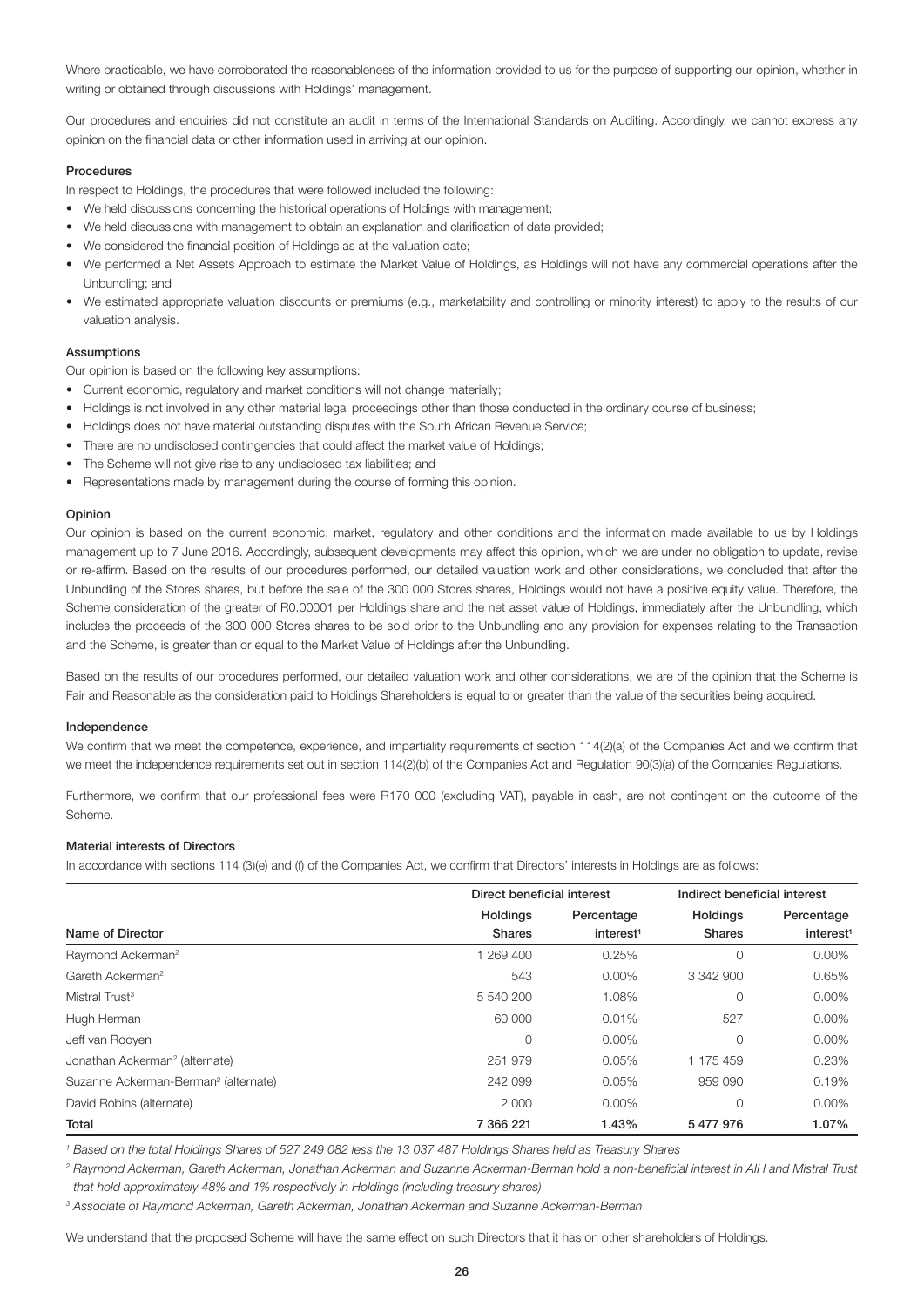Where practicable, we have corroborated the reasonableness of the information provided to us for the purpose of supporting our opinion, whether in writing or obtained through discussions with Holdings' management.

Our procedures and enquiries did not constitute an audit in terms of the International Standards on Auditing. Accordingly, we cannot express any opinion on the financial data or other information used in arriving at our opinion.

**Procedures**

In respect to Holdings, the procedures that were followed included the following:

- We held discussions concerning the historical operations of Holdings with management;
- We held discussions with management to obtain an explanation and clarification of data provided;
- We considered the financial position of Holdings as at the valuation date;
- We performed a Net Assets Approach to estimate the Market Value of Holdings, as Holdings will not have any commercial operations after the Unbundling; and
- We estimated appropriate valuation discounts or premiums (e.g., marketability and controlling or minority interest) to apply to the results of our valuation analysis.

**Assumptions**

Our opinion is based on the following key assumptions:

- Current economic, regulatory and market conditions will not change materially;
- Holdings is not involved in any other material legal proceedings other than those conducted in the ordinary course of business;
- Holdings does not have material outstanding disputes with the South African Revenue Service;
- There are no undisclosed contingencies that could affect the market value of Holdings;
- The Scheme will not give rise to any undisclosed tax liabilities; and
- Representations made by management during the course of forming this opinion.

**Opinion**

Our opinion is based on the current economic, market, regulatory and other conditions and the information made available to us by Holdings management up to 7 June 2016. Accordingly, subsequent developments may affect this opinion, which we are under no obligation to update, revise or re-affirm. Based on the results of our procedures performed, our detailed valuation work and other considerations, we concluded that after the Unbundling of the Stores shares, but before the sale of the 300 000 Stores shares, Holdings would not have a positive equity value. Therefore, the Scheme consideration of the greater of R0.00001 per Holdings share and the net asset value of Holdings, immediately after the Unbundling, which includes the proceeds of the 300 000 Stores shares to be sold prior to the Unbundling and any provision for expenses relating to the Transaction and the Scheme, is greater than or equal to the Market Value of Holdings after the Unbundling.

Based on the results of our procedures performed, our detailed valuation work and other considerations, we are of the opinion that the Scheme is Fair and Reasonable as the consideration paid to Holdings Shareholders is equal to or greater than the value of the securities being acquired.

**Independence**

We confirm that we meet the competence, experience, and impartiality requirements of section 114(2)(a) of the Companies Act and we confirm that we meet the independence requirements set out in section 114(2)(b) of the Companies Act and Regulation 90(3)(a) of the Companies Regulations.

Furthermore, we confirm that our professional fees were R170 000 (excluding VAT), payable in cash, are not contingent on the outcome of the Scheme.

**Material interests of Directors**

In accordance with sections 114 (3)(e) and (f) of the Companies Act, we confirm that Directors' interests in Holdings are as follows:

| | Direct beneficial interest | | Indirect beneficial interest | |
|---|---|---|---|---|
| Name of Director | Holdings Shares | Percentage interest[1] | Holdings Shares | Percentage interest[1] |
| Raymond Ackerman[2] | 1 269 400 | 0.25% | 0 | 0.00% |
| Gareth Ackerman[2] | 543 | 0.00% | 3 342 900 | 0.65% |
| Mistral Trust[3] | 5 540 200 | 1.08% | 0 | 0.00% |
| Hugh Herman | 60 000 | 0.01% | 527 | 0.00% |
| Jeff van Rooyen | 0 | 0.00% | 0 | 0.00% |
| Jonathan Ackerman[2] (alternate) | 251 979 | 0.05% | 1 175 459 | 0.23% |
| Suzanne Ackerman-Berman[2] (alternate) | 242 099 | 0.05% | 959 090 | 0.19% |
| David Robins (alternate) | 2 000 | 0.00% | 0 | 0.00% |
| **Total** | **7 366 221** | **1.43%** | **5 477 976** | **1.07%** |

*[1] Based on the total Holdings Shares of 527 249 082 less the 13 037 487 Holdings Shares held as Treasury Shares*

*[2] Raymond Ackerman, Gareth Ackerman, Jonathan Ackerman and Suzanne Ackerman-Berman hold a non-beneficial interest in AIH and Mistral Trust that hold approximately 48% and 1% respectively in Holdings (including treasury shares)*

*[3] Associate of Raymond Ackerman, Gareth Ackerman, Jonathan Ackerman and Suzanne Ackerman-Berman*

We understand that the proposed Scheme will have the same effect on such Directors that it has on other shareholders of Holdings.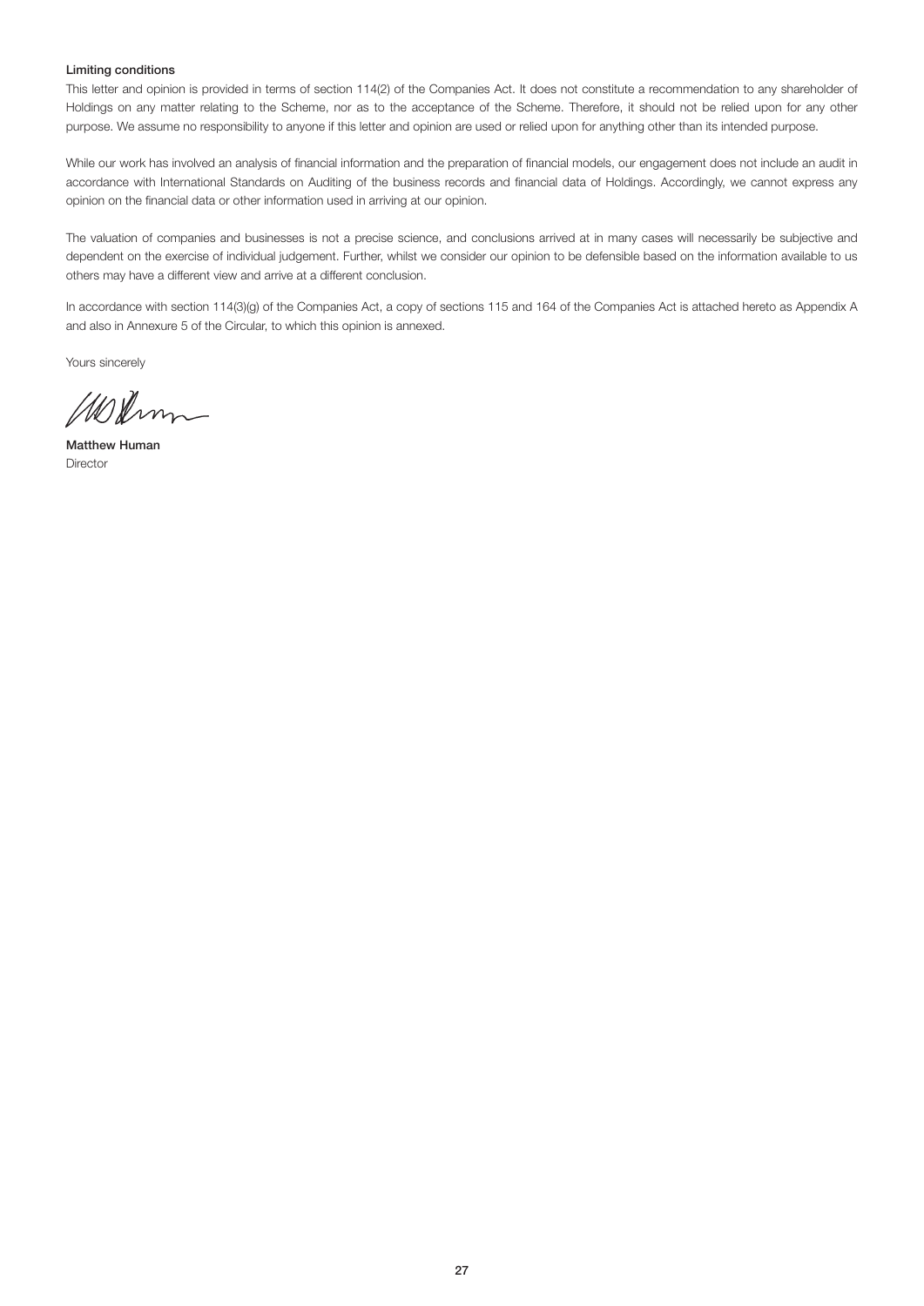**Limiting conditions**

This letter and opinion is provided in terms of section 114(2) of the Companies Act. It does not constitute a recommendation to any shareholder of Holdings on any matter relating to the Scheme, nor as to the acceptance of the Scheme. Therefore, it should not be relied upon for any other purpose. We assume no responsibility to anyone if this letter and opinion are used or relied upon for anything other than its intended purpose.

While our work has involved an analysis of financial information and the preparation of financial models, our engagement does not include an audit in accordance with International Standards on Auditing of the business records and financial data of Holdings. Accordingly, we cannot express any opinion on the financial data or other information used in arriving at our opinion.

The valuation of companies and businesses is not a precise science, and conclusions arrived at in many cases will necessarily be subjective and dependent on the exercise of individual judgement. Further, whilst we consider our opinion to be defensible based on the information available to us others may have a different view and arrive at a different conclusion.

In accordance with section 114(3)(g) of the Companies Act, a copy of sections 115 and 164 of the Companies Act is attached hereto as Appendix A and also in Annexure 5 of the Circular, to which this opinion is annexed.

Yours sincerely

**Matthew Human**
Director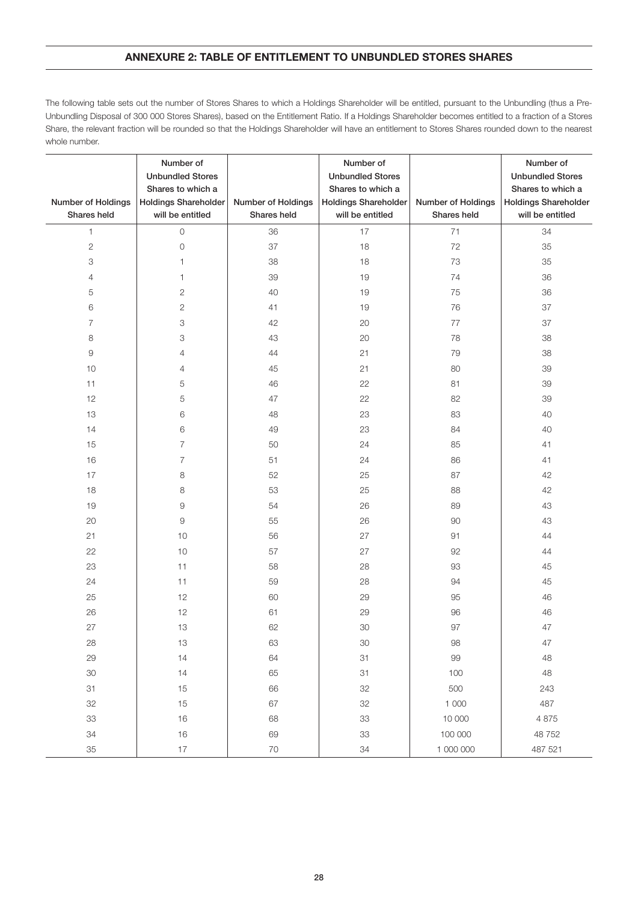## ANNEXURE 2: TABLE OF ENTITLEMENT TO UNBUNDLED STORES SHARES

The following table sets out the number of Stores Shares to which a Holdings Shareholder will be entitled, pursuant to the Unbundling (thus a Pre-Unbundling Disposal of 300 000 Stores Shares), based on the Entitlement Ratio. If a Holdings Shareholder becomes entitled to a fraction of a Stores Share, the relevant fraction will be rounded so that the Holdings Shareholder will have an entitlement to Stores Shares rounded down to the nearest whole number.

| Number of Holdings Shares held | Number of Unbundled Stores Shares to which a Holdings Shareholder will be entitled | Number of Holdings Shares held | Number of Unbundled Stores Shares to which a Holdings Shareholder will be entitled | Number of Holdings Shares held | Number of Unbundled Stores Shares to which a Holdings Shareholder will be entitled |
|---|---|---|---|---|---|
| 1 | 0 | 36 | 17 | 71 | 34 |
| 2 | 0 | 37 | 18 | 72 | 35 |
| 3 | 1 | 38 | 18 | 73 | 35 |
| 4 | 1 | 39 | 19 | 74 | 36 |
| 5 | 2 | 40 | 19 | 75 | 36 |
| 6 | 2 | 41 | 19 | 76 | 37 |
| 7 | 3 | 42 | 20 | 77 | 37 |
| 8 | 3 | 43 | 20 | 78 | 38 |
| 9 | 4 | 44 | 21 | 79 | 38 |
| 10 | 4 | 45 | 21 | 80 | 39 |
| 11 | 5 | 46 | 22 | 81 | 39 |
| 12 | 5 | 47 | 22 | 82 | 39 |
| 13 | 6 | 48 | 23 | 83 | 40 |
| 14 | 6 | 49 | 23 | 84 | 40 |
| 15 | 7 | 50 | 24 | 85 | 41 |
| 16 | 7 | 51 | 24 | 86 | 41 |
| 17 | 8 | 52 | 25 | 87 | 42 |
| 18 | 8 | 53 | 25 | 88 | 42 |
| 19 | 9 | 54 | 26 | 89 | 43 |
| 20 | 9 | 55 | 26 | 90 | 43 |
| 21 | 10 | 56 | 27 | 91 | 44 |
| 22 | 10 | 57 | 27 | 92 | 44 |
| 23 | 11 | 58 | 28 | 93 | 45 |
| 24 | 11 | 59 | 28 | 94 | 45 |
| 25 | 12 | 60 | 29 | 95 | 46 |
| 26 | 12 | 61 | 29 | 96 | 46 |
| 27 | 13 | 62 | 30 | 97 | 47 |
| 28 | 13 | 63 | 30 | 98 | 47 |
| 29 | 14 | 64 | 31 | 99 | 48 |
| 30 | 14 | 65 | 31 | 100 | 48 |
| 31 | 15 | 66 | 32 | 500 | 243 |
| 32 | 15 | 67 | 32 | 1 000 | 487 |
| 33 | 16 | 68 | 33 | 10 000 | 4 875 |
| 34 | 16 | 69 | 33 | 100 000 | 48 752 |
| 35 | 17 | 70 | 34 | 1 000 000 | 487 521 |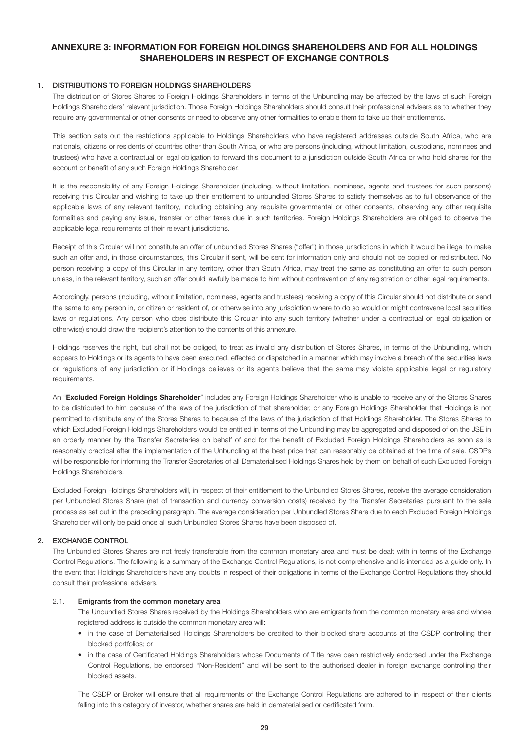# ANNEXURE 3: INFORMATION FOR FOREIGN HOLDINGS SHAREHOLDERS AND FOR ALL HOLDINGS SHAREHOLDERS IN RESPECT OF EXCHANGE CONTROLS

## 1. DISTRIBUTIONS TO FOREIGN HOLDINGS SHAREHOLDERS

The distribution of Stores Shares to Foreign Holdings Shareholders in terms of the Unbundling may be affected by the laws of such Foreign Holdings Shareholders' relevant jurisdiction. Those Foreign Holdings Shareholders should consult their professional advisers as to whether they require any governmental or other consents or need to observe any other formalities to enable them to take up their entitlements.

This section sets out the restrictions applicable to Holdings Shareholders who have registered addresses outside South Africa, who are nationals, citizens or residents of countries other than South Africa, or who are persons (including, without limitation, custodians, nominees and trustees) who have a contractual or legal obligation to forward this document to a jurisdiction outside South Africa or who hold shares for the account or benefit of any such Foreign Holdings Shareholder.

It is the responsibility of any Foreign Holdings Shareholder (including, without limitation, nominees, agents and trustees for such persons) receiving this Circular and wishing to take up their entitlement to unbundled Stores Shares to satisfy themselves as to full observance of the applicable laws of any relevant territory, including obtaining any requisite governmental or other consents, observing any other requisite formalities and paying any issue, transfer or other taxes due in such territories. Foreign Holdings Shareholders are obliged to observe the applicable legal requirements of their relevant jurisdictions.

Receipt of this Circular will not constitute an offer of unbundled Stores Shares ("offer") in those jurisdictions in which it would be illegal to make such an offer and, in those circumstances, this Circular if sent, will be sent for information only and should not be copied or redistributed. No person receiving a copy of this Circular in any territory, other than South Africa, may treat the same as constituting an offer to such person unless, in the relevant territory, such an offer could lawfully be made to him without contravention of any registration or other legal requirements.

Accordingly, persons (including, without limitation, nominees, agents and trustees) receiving a copy of this Circular should not distribute or send the same to any person in, or citizen or resident of, or otherwise into any jurisdiction where to do so would or might contravene local securities laws or regulations. Any person who does distribute this Circular into any such territory (whether under a contractual or legal obligation or otherwise) should draw the recipient's attention to the contents of this annexure.

Holdings reserves the right, but shall not be obliged, to treat as invalid any distribution of Stores Shares, in terms of the Unbundling, which appears to Holdings or its agents to have been executed, effected or dispatched in a manner which may involve a breach of the securities laws or regulations of any jurisdiction or if Holdings believes or its agents believe that the same may violate applicable legal or regulatory requirements.

An "**Excluded Foreign Holdings Shareholder**" includes any Foreign Holdings Shareholder who is unable to receive any of the Stores Shares to be distributed to him because of the laws of the jurisdiction of that shareholder, or any Foreign Holdings Shareholder that Holdings is not permitted to distribute any of the Stores Shares to because of the laws of the jurisdiction of that Holdings Shareholder. The Stores Shares to which Excluded Foreign Holdings Shareholders would be entitled in terms of the Unbundling may be aggregated and disposed of on the JSE in an orderly manner by the Transfer Secretaries on behalf of and for the benefit of Excluded Foreign Holdings Shareholders as soon as is reasonably practical after the implementation of the Unbundling at the best price that can reasonably be obtained at the time of sale. CSDPs will be responsible for informing the Transfer Secretaries of all Dematerialised Holdings Shares held by them on behalf of such Excluded Foreign Holdings Shareholders.

Excluded Foreign Holdings Shareholders will, in respect of their entitlement to the Unbundled Stores Shares, receive the average consideration per Unbundled Stores Share (net of transaction and currency conversion costs) received by the Transfer Secretaries pursuant to the sale process as set out in the preceding paragraph. The average consideration per Unbundled Stores Share due to each Excluded Foreign Holdings Shareholder will only be paid once all such Unbundled Stores Shares have been disposed of.

## 2. EXCHANGE CONTROL

The Unbundled Stores Shares are not freely transferable from the common monetary area and must be dealt with in terms of the Exchange Control Regulations. The following is a summary of the Exchange Control Regulations, is not comprehensive and is intended as a guide only. In the event that Holdings Shareholders have any doubts in respect of their obligations in terms of the Exchange Control Regulations they should consult their professional advisers.

### 2.1. Emigrants from the common monetary area

The Unbundled Stores Shares received by the Holdings Shareholders who are emigrants from the common monetary area and whose registered address is outside the common monetary area will:

- in the case of Dematerialised Holdings Shareholders be credited to their blocked share accounts at the CSDP controlling their blocked portfolios; or
- in the case of Certificated Holdings Shareholders whose Documents of Title have been restrictively endorsed under the Exchange Control Regulations, be endorsed "Non-Resident" and will be sent to the authorised dealer in foreign exchange controlling their blocked assets.

The CSDP or Broker will ensure that all requirements of the Exchange Control Regulations are adhered to in respect of their clients falling into this category of investor, whether shares are held in dematerialised or certificated form.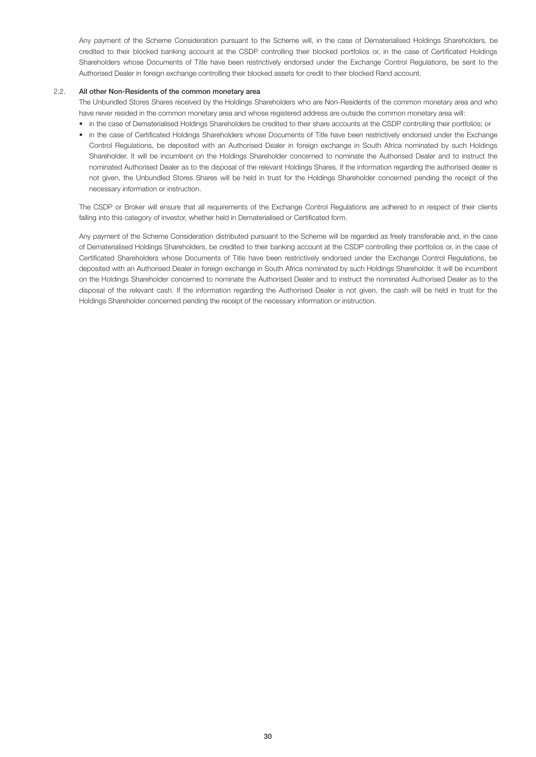Any payment of the Scheme Consideration pursuant to the Scheme will, in the case of Dematerialised Holdings Shareholders, be credited to their blocked banking account at the CSDP controlling their blocked portfolios or, in the case of Certificated Holdings Shareholders whose Documents of Title have been restrictively endorsed under the Exchange Control Regulations, be sent to the Authorised Dealer in foreign exchange controlling their blocked assets for credit to their blocked Rand account.

2.2. **All other Non-Residents of the common monetary area**

The Unbundled Stores Shares received by the Holdings Shareholders who are Non-Residents of the common monetary area and who have never resided in the common monetary area and whose registered address are outside the common monetary area will:

- in the case of Dematerialised Holdings Shareholders be credited to their share accounts at the CSDP controlling their portfolios; or
- in the case of Certificated Holdings Shareholders whose Documents of Title have been restrictively endorsed under the Exchange Control Regulations, be deposited with an Authorised Dealer in foreign exchange in South Africa nominated by such Holdings Shareholder. It will be incumbent on the Holdings Shareholder concerned to nominate the Authorised Dealer and to instruct the nominated Authorised Dealer as to the disposal of the relevant Holdings Shares. If the information regarding the authorised dealer is not given, the Unbundled Stores Shares will be held in trust for the Holdings Shareholder concerned pending the receipt of the necessary information or instruction.

The CSDP or Broker will ensure that all requirements of the Exchange Control Regulations are adhered to in respect of their clients falling into this category of investor, whether held in Dematerialised or Certificated form.

Any payment of the Scheme Consideration distributed pursuant to the Scheme will be regarded as freely transferable and, in the case of Dematerialised Holdings Shareholders, be credited to their banking account at the CSDP controlling their portfolios or, in the case of Certificated Shareholders whose Documents of Title have been restrictively endorsed under the Exchange Control Regulations, be deposited with an Authorised Dealer in foreign exchange in South Africa nominated by such Holdings Shareholder. It will be incumbent on the Holdings Shareholder concerned to nominate the Authorised Dealer and to instruct the nominated Authorised Dealer as to the disposal of the relevant cash. If the information regarding the Authorised Dealer is not given, the cash will be held in trust for the Holdings Shareholder concerned pending the receipt of the necessary information or instruction.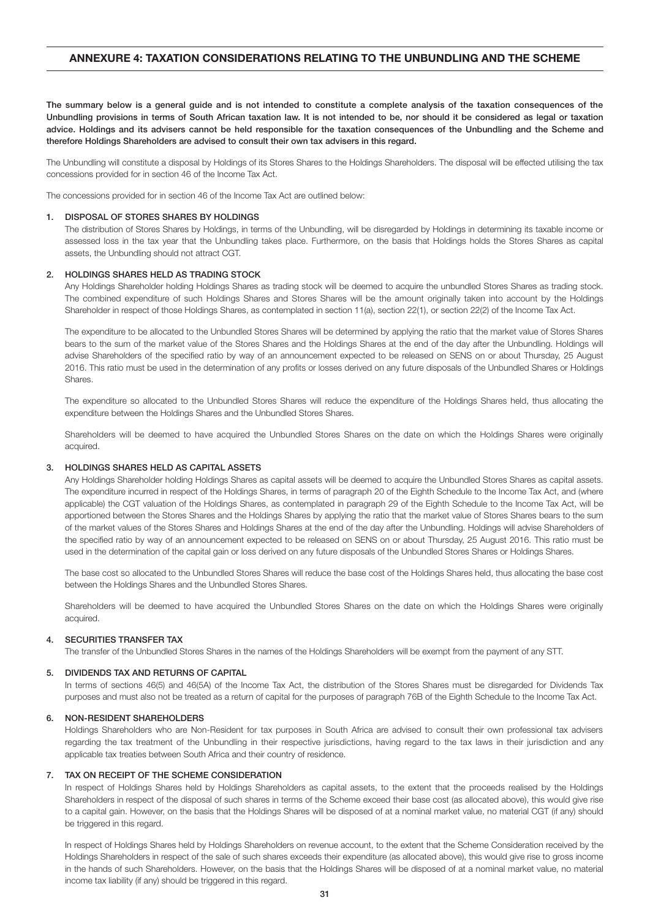## ANNEXURE 4: TAXATION CONSIDERATIONS RELATING TO THE UNBUNDLING AND THE SCHEME

**The summary below is a general guide and is not intended to constitute a complete analysis of the taxation consequences of the Unbundling provisions in terms of South African taxation law. It is not intended to be, nor should it be considered as legal or taxation advice. Holdings and its advisers cannot be held responsible for the taxation consequences of the Unbundling and the Scheme and therefore Holdings Shareholders are advised to consult their own tax advisers in this regard.**

The Unbundling will constitute a disposal by Holdings of its Stores Shares to the Holdings Shareholders. The disposal will be effected utilising the tax concessions provided for in section 46 of the Income Tax Act.

The concessions provided for in section 46 of the Income Tax Act are outlined below:

### 1. DISPOSAL OF STORES SHARES BY HOLDINGS

The distribution of Stores Shares by Holdings, in terms of the Unbundling, will be disregarded by Holdings in determining its taxable income or assessed loss in the tax year that the Unbundling takes place. Furthermore, on the basis that Holdings holds the Stores Shares as capital assets, the Unbundling should not attract CGT.

### 2. HOLDINGS SHARES HELD AS TRADING STOCK

Any Holdings Shareholder holding Holdings Shares as trading stock will be deemed to acquire the unbundled Stores Shares as trading stock. The combined expenditure of such Holdings Shares and Stores Shares will be the amount originally taken into account by the Holdings Shareholder in respect of those Holdings Shares, as contemplated in section 11(a), section 22(1), or section 22(2) of the Income Tax Act.

The expenditure to be allocated to the Unbundled Stores Shares will be determined by applying the ratio that the market value of Stores Shares bears to the sum of the market value of the Stores Shares and the Holdings Shares at the end of the day after the Unbundling. Holdings will advise Shareholders of the specified ratio by way of an announcement expected to be released on SENS on or about Thursday, 25 August 2016. This ratio must be used in the determination of any profits or losses derived on any future disposals of the Unbundled Shares or Holdings Shares.

The expenditure so allocated to the Unbundled Stores Shares will reduce the expenditure of the Holdings Shares held, thus allocating the expenditure between the Holdings Shares and the Unbundled Stores Shares.

Shareholders will be deemed to have acquired the Unbundled Stores Shares on the date on which the Holdings Shares were originally acquired.

### 3. HOLDINGS SHARES HELD AS CAPITAL ASSETS

Any Holdings Shareholder holding Holdings Shares as capital assets will be deemed to acquire the Unbundled Stores Shares as capital assets. The expenditure incurred in respect of the Holdings Shares, in terms of paragraph 20 of the Eighth Schedule to the Income Tax Act, and (where applicable) the CGT valuation of the Holdings Shares, as contemplated in paragraph 29 of the Eighth Schedule to the Income Tax Act, will be apportioned between the Stores Shares and the Holdings Shares by applying the ratio that the market value of Stores Shares bears to the sum of the market values of the Stores Shares and Holdings Shares at the end of the day after the Unbundling. Holdings will advise Shareholders of the specified ratio by way of an announcement expected to be released on SENS on or about Thursday, 25 August 2016. This ratio must be used in the determination of the capital gain or loss derived on any future disposals of the Unbundled Stores Shares or Holdings Shares.

The base cost so allocated to the Unbundled Stores Shares will reduce the base cost of the Holdings Shares held, thus allocating the base cost between the Holdings Shares and the Unbundled Stores Shares.

Shareholders will be deemed to have acquired the Unbundled Stores Shares on the date on which the Holdings Shares were originally acquired.

### 4. SECURITIES TRANSFER TAX

The transfer of the Unbundled Stores Shares in the names of the Holdings Shareholders will be exempt from the payment of any STT.

### 5. DIVIDENDS TAX AND RETURNS OF CAPITAL

In terms of sections 46(5) and 46(5A) of the Income Tax Act, the distribution of the Stores Shares must be disregarded for Dividends Tax purposes and must also not be treated as a return of capital for the purposes of paragraph 76B of the Eighth Schedule to the Income Tax Act.

### 6. NON-RESIDENT SHAREHOLDERS

Holdings Shareholders who are Non-Resident for tax purposes in South Africa are advised to consult their own professional tax advisers regarding the tax treatment of the Unbundling in their respective jurisdictions, having regard to the tax laws in their jurisdiction and any applicable tax treaties between South Africa and their country of residence.

### 7. TAX ON RECEIPT OF THE SCHEME CONSIDERATION

In respect of Holdings Shares held by Holdings Shareholders as capital assets, to the extent that the proceeds realised by the Holdings Shareholders in respect of the disposal of such shares in terms of the Scheme exceed their base cost (as allocated above), this would give rise to a capital gain. However, on the basis that the Holdings Shares will be disposed of at a nominal market value, no material CGT (if any) should be triggered in this regard.

In respect of Holdings Shares held by Holdings Shareholders on revenue account, to the extent that the Scheme Consideration received by the Holdings Shareholders in respect of the sale of such shares exceeds their expenditure (as allocated above), this would give rise to gross income in the hands of such Shareholders. However, on the basis that the Holdings Shares will be disposed of at a nominal market value, no material income tax liability (if any) should be triggered in this regard.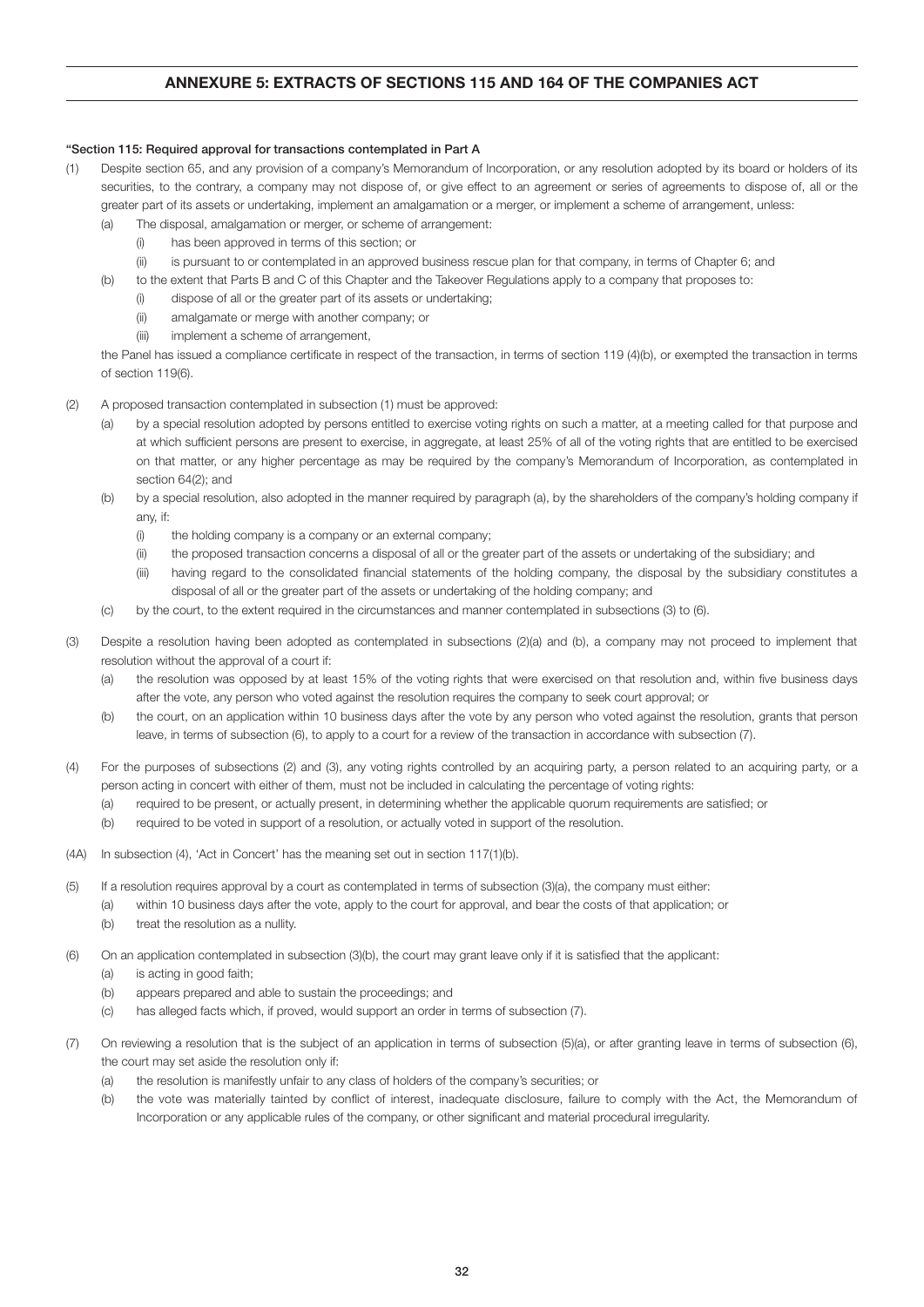## ANNEXURE 5: EXTRACTS OF SECTIONS 115 AND 164 OF THE COMPANIES ACT

**"Section 115: Required approval for transactions contemplated in Part A**

(1) Despite section 65, and any provision of a company's Memorandum of Incorporation, or any resolution adopted by its board or holders of its securities, to the contrary, a company may not dispose of, or give effect to an agreement or series of agreements to dispose of, all or the greater part of its assets or undertaking, implement an amalgamation or a merger, or implement a scheme of arrangement, unless:

  (a) The disposal, amalgamation or merger, or scheme of arrangement:

    (i) has been approved in terms of this section; or

    (ii) is pursuant to or contemplated in an approved business rescue plan for that company, in terms of Chapter 6; and

  (b) to the extent that Parts B and C of this Chapter and the Takeover Regulations apply to a company that proposes to:

    (i) dispose of all or the greater part of its assets or undertaking;

    (ii) amalgamate or merge with another company; or

    (iii) implement a scheme of arrangement,

  the Panel has issued a compliance certificate in respect of the transaction, in terms of section 119 (4)(b), or exempted the transaction in terms of section 119(6).

(2) A proposed transaction contemplated in subsection (1) must be approved:

  (a) by a special resolution adopted by persons entitled to exercise voting rights on such a matter, at a meeting called for that purpose and at which sufficient persons are present to exercise, in aggregate, at least 25% of all of the voting rights that are entitled to be exercised on that matter, or any higher percentage as may be required by the company's Memorandum of Incorporation, as contemplated in section 64(2); and

  (b) by a special resolution, also adopted in the manner required by paragraph (a), by the shareholders of the company's holding company if any, if:

    (i) the holding company is a company or an external company;

    (ii) the proposed transaction concerns a disposal of all or the greater part of the assets or undertaking of the subsidiary; and

    (iii) having regard to the consolidated financial statements of the holding company, the disposal by the subsidiary constitutes a disposal of all or the greater part of the assets or undertaking of the holding company; and

  (c) by the court, to the extent required in the circumstances and manner contemplated in subsections (3) to (6).

(3) Despite a resolution having been adopted as contemplated in subsections (2)(a) and (b), a company may not proceed to implement that resolution without the approval of a court if:

  (a) the resolution was opposed by at least 15% of the voting rights that were exercised on that resolution and, within five business days after the vote, any person who voted against the resolution requires the company to seek court approval; or

  (b) the court, on an application within 10 business days after the vote by any person who voted against the resolution, grants that person leave, in terms of subsection (6), to apply to a court for a review of the transaction in accordance with subsection (7).

(4) For the purposes of subsections (2) and (3), any voting rights controlled by an acquiring party, a person related to an acquiring party, or a person acting in concert with either of them, must not be included in calculating the percentage of voting rights:

  (a) required to be present, or actually present, in determining whether the applicable quorum requirements are satisfied; or

  (b) required to be voted in support of a resolution, or actually voted in support of the resolution.

(4A) In subsection (4), 'Act in Concert' has the meaning set out in section 117(1)(b).

(5) If a resolution requires approval by a court as contemplated in terms of subsection (3)(a), the company must either:

  (a) within 10 business days after the vote, apply to the court for approval, and bear the costs of that application; or

  (b) treat the resolution as a nullity.

(6) On an application contemplated in subsection (3)(b), the court may grant leave only if it is satisfied that the applicant:

  (a) is acting in good faith;

  (b) appears prepared and able to sustain the proceedings; and

  (c) has alleged facts which, if proved, would support an order in terms of subsection (7).

(7) On reviewing a resolution that is the subject of an application in terms of subsection (5)(a), or after granting leave in terms of subsection (6), the court may set aside the resolution only if:

  (a) the resolution is manifestly unfair to any class of holders of the company's securities; or

  (b) the vote was materially tainted by conflict of interest, inadequate disclosure, failure to comply with the Act, the Memorandum of Incorporation or any applicable rules of the company, or other significant and material procedural irregularity.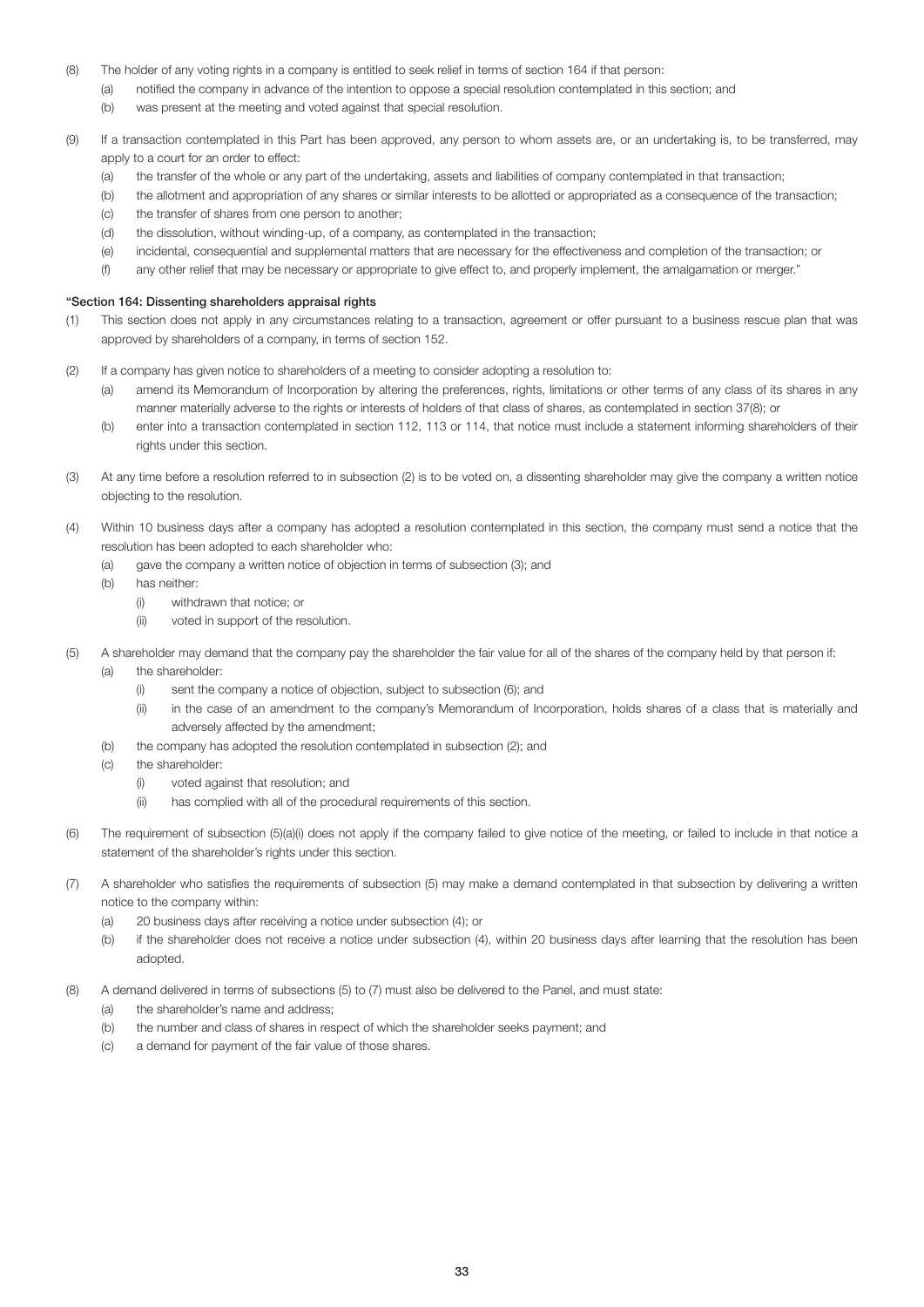(8) The holder of any voting rights in a company is entitled to seek relief in terms of section 164 if that person:
   (a) notified the company in advance of the intention to oppose a special resolution contemplated in this section; and
   (b) was present at the meeting and voted against that special resolution.

(9) If a transaction contemplated in this Part has been approved, any person to whom assets are, or an undertaking is, to be transferred, may apply to a court for an order to effect:
   (a) the transfer of the whole or any part of the undertaking, assets and liabilities of company contemplated in that transaction;
   (b) the allotment and appropriation of any shares or similar interests to be allotted or appropriated as a consequence of the transaction;
   (c) the transfer of shares from one person to another;
   (d) the dissolution, without winding-up, of a company, as contemplated in the transaction;
   (e) incidental, consequential and supplemental matters that are necessary for the effectiveness and completion of the transaction; or
   (f) any other relief that may be necessary or appropriate to give effect to, and properly implement, the amalgamation or merger."

**"Section 164: Dissenting shareholders appraisal rights**

(1) This section does not apply in any circumstances relating to a transaction, agreement or offer pursuant to a business rescue plan that was approved by shareholders of a company, in terms of section 152.

(2) If a company has given notice to shareholders of a meeting to consider adopting a resolution to:
   (a) amend its Memorandum of Incorporation by altering the preferences, rights, limitations or other terms of any class of its shares in any manner materially adverse to the rights or interests of holders of that class of shares, as contemplated in section 37(8); or
   (b) enter into a transaction contemplated in section 112, 113 or 114, that notice must include a statement informing shareholders of their rights under this section.

(3) At any time before a resolution referred to in subsection (2) is to be voted on, a dissenting shareholder may give the company a written notice objecting to the resolution.

(4) Within 10 business days after a company has adopted a resolution contemplated in this section, the company must send a notice that the resolution has been adopted to each shareholder who:
   (a) gave the company a written notice of objection in terms of subsection (3); and
   (b) has neither:
      (i) withdrawn that notice; or
      (ii) voted in support of the resolution.

(5) A shareholder may demand that the company pay the shareholder the fair value for all of the shares of the company held by that person if:
   (a) the shareholder:
      (i) sent the company a notice of objection, subject to subsection (6); and
      (ii) in the case of an amendment to the company's Memorandum of Incorporation, holds shares of a class that is materially and adversely affected by the amendment;
   (b) the company has adopted the resolution contemplated in subsection (2); and
   (c) the shareholder:
      (i) voted against that resolution; and
      (ii) has complied with all of the procedural requirements of this section.

(6) The requirement of subsection (5)(a)(i) does not apply if the company failed to give notice of the meeting, or failed to include in that notice a statement of the shareholder's rights under this section.

(7) A shareholder who satisfies the requirements of subsection (5) may make a demand contemplated in that subsection by delivering a written notice to the company within:
   (a) 20 business days after receiving a notice under subsection (4); or
   (b) if the shareholder does not receive a notice under subsection (4), within 20 business days after learning that the resolution has been adopted.

(8) A demand delivered in terms of subsections (5) to (7) must also be delivered to the Panel, and must state:
   (a) the shareholder's name and address;
   (b) the number and class of shares in respect of which the shareholder seeks payment; and
   (c) a demand for payment of the fair value of those shares.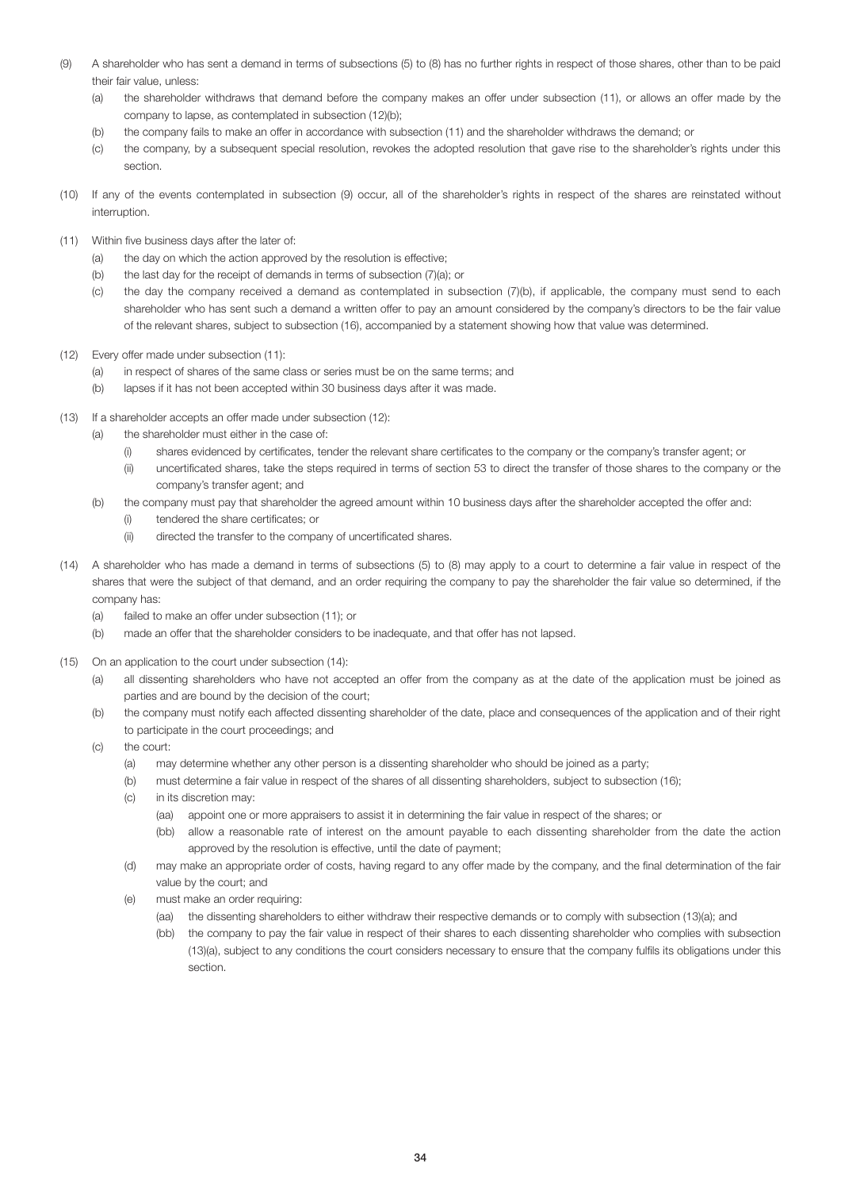(9) A shareholder who has sent a demand in terms of subsections (5) to (8) has no further rights in respect of those shares, other than to be paid their fair value, unless:

   (a) the shareholder withdraws that demand before the company makes an offer under subsection (11), or allows an offer made by the company to lapse, as contemplated in subsection (12)(b);

   (b) the company fails to make an offer in accordance with subsection (11) and the shareholder withdraws the demand; or

   (c) the company, by a subsequent special resolution, revokes the adopted resolution that gave rise to the shareholder's rights under this section.

(10) If any of the events contemplated in subsection (9) occur, all of the shareholder's rights in respect of the shares are reinstated without interruption.

(11) Within five business days after the later of:

   (a) the day on which the action approved by the resolution is effective;

   (b) the last day for the receipt of demands in terms of subsection (7)(a); or

   (c) the day the company received a demand as contemplated in subsection (7)(b), if applicable, the company must send to each shareholder who has sent such a demand a written offer to pay an amount considered by the company's directors to be the fair value of the relevant shares, subject to subsection (16), accompanied by a statement showing how that value was determined.

(12) Every offer made under subsection (11):

   (a) in respect of shares of the same class or series must be on the same terms; and

   (b) lapses if it has not been accepted within 30 business days after it was made.

(13) If a shareholder accepts an offer made under subsection (12):

   (a) the shareholder must either in the case of:

      (i) shares evidenced by certificates, tender the relevant share certificates to the company or the company's transfer agent; or

      (ii) uncertificated shares, take the steps required in terms of section 53 to direct the transfer of those shares to the company or the company's transfer agent; and

   (b) the company must pay that shareholder the agreed amount within 10 business days after the shareholder accepted the offer and:

      (i) tendered the share certificates; or

      (ii) directed the transfer to the company of uncertificated shares.

(14) A shareholder who has made a demand in terms of subsections (5) to (8) may apply to a court to determine a fair value in respect of the shares that were the subject of that demand, and an order requiring the company to pay the shareholder the fair value so determined, if the company has:

   (a) failed to make an offer under subsection (11); or

   (b) made an offer that the shareholder considers to be inadequate, and that offer has not lapsed.

(15) On an application to the court under subsection (14):

   (a) all dissenting shareholders who have not accepted an offer from the company as at the date of the application must be joined as parties and are bound by the decision of the court;

   (b) the company must notify each affected dissenting shareholder of the date, place and consequences of the application and of their right to participate in the court proceedings; and

   (c) the court:

      (a) may determine whether any other person is a dissenting shareholder who should be joined as a party;

      (b) must determine a fair value in respect of the shares of all dissenting shareholders, subject to subsection (16);

      (c) in its discretion may:

         (aa) appoint one or more appraisers to assist it in determining the fair value in respect of the shares; or

         (bb) allow a reasonable rate of interest on the amount payable to each dissenting shareholder from the date the action approved by the resolution is effective, until the date of payment;

      (d) may make an appropriate order of costs, having regard to any offer made by the company, and the final determination of the fair value by the court; and

      (e) must make an order requiring:

         (aa) the dissenting shareholders to either withdraw their respective demands or to comply with subsection (13)(a); and

         (bb) the company to pay the fair value in respect of their shares to each dissenting shareholder who complies with subsection (13)(a), subject to any conditions the court considers necessary to ensure that the company fulfils its obligations under this section.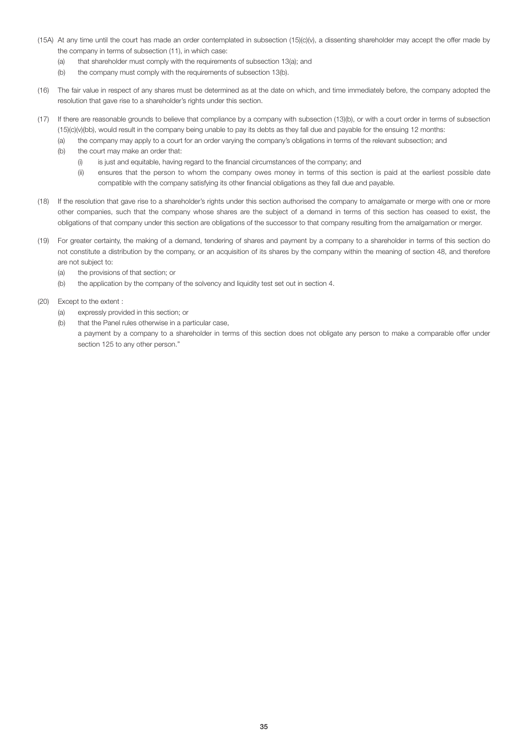(15A) At any time until the court has made an order contemplated in subsection (15)(c)(v), a dissenting shareholder may accept the offer made by the company in terms of subsection (11), in which case:

- (a) that shareholder must comply with the requirements of subsection 13(a); and
- (b) the company must comply with the requirements of subsection 13(b).

(16) The fair value in respect of any shares must be determined as at the date on which, and time immediately before, the company adopted the resolution that gave rise to a shareholder's rights under this section.

(17) If there are reasonable grounds to believe that compliance by a company with subsection (13)(b), or with a court order in terms of subsection (15)(c)(v)(bb), would result in the company being unable to pay its debts as they fall due and payable for the ensuing 12 months:

- (a) the company may apply to a court for an order varying the company's obligations in terms of the relevant subsection; and
- (b) the court may make an order that:
  - (i) is just and equitable, having regard to the financial circumstances of the company; and
  - (ii) ensures that the person to whom the company owes money in terms of this section is paid at the earliest possible date compatible with the company satisfying its other financial obligations as they fall due and payable.

(18) If the resolution that gave rise to a shareholder's rights under this section authorised the company to amalgamate or merge with one or more other companies, such that the company whose shares are the subject of a demand in terms of this section has ceased to exist, the obligations of that company under this section are obligations of the successor to that company resulting from the amalgamation or merger.

(19) For greater certainty, the making of a demand, tendering of shares and payment by a company to a shareholder in terms of this section do not constitute a distribution by the company, or an acquisition of its shares by the company within the meaning of section 48, and therefore are not subject to:

- (a) the provisions of that section; or
- (b) the application by the company of the solvency and liquidity test set out in section 4.

(20) Except to the extent :

- (a) expressly provided in this section; or
- (b) that the Panel rules otherwise in a particular case,

a payment by a company to a shareholder in terms of this section does not obligate any person to make a comparable offer under section 125 to any other person."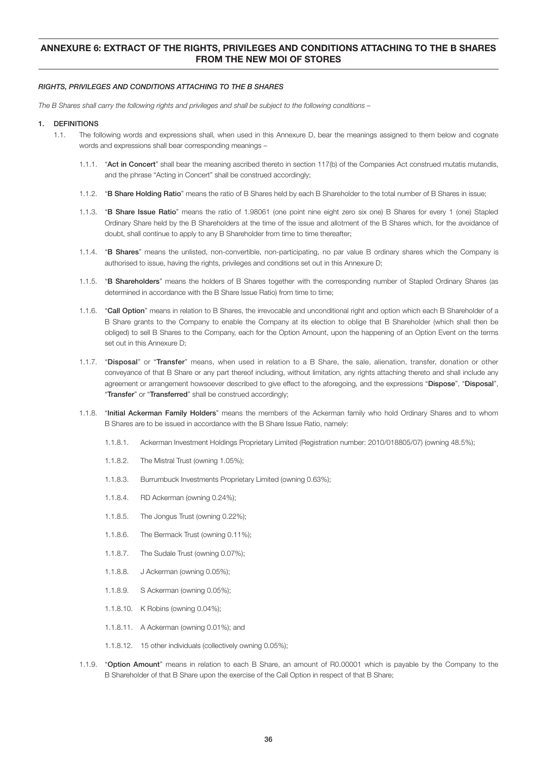## ANNEXURE 6: EXTRACT OF THE RIGHTS, PRIVILEGES AND CONDITIONS ATTACHING TO THE B SHARES FROM THE NEW MOI OF STORES

***RIGHTS, PRIVILEGES AND CONDITIONS ATTACHING TO THE B SHARES***

*The B Shares shall carry the following rights and privileges and shall be subject to the following conditions –*

**1. DEFINITIONS**

1.1. The following words and expressions shall, when used in this Annexure D, bear the meanings assigned to them below and cognate words and expressions shall bear corresponding meanings –

1.1.1. "**Act in Concert**" shall bear the meaning ascribed thereto in section 117(b) of the Companies Act construed mutatis mutandis, and the phrase "Acting in Concert" shall be construed accordingly;

1.1.2. "**B Share Holding Ratio**" means the ratio of B Shares held by each B Shareholder to the total number of B Shares in issue;

1.1.3. "**B Share Issue Ratio**" means the ratio of 1.98061 (one point nine eight zero six one) B Shares for every 1 (one) Stapled Ordinary Share held by the B Shareholders at the time of the issue and allotment of the B Shares which, for the avoidance of doubt, shall continue to apply to any B Shareholder from time to time thereafter;

1.1.4. "**B Shares**" means the unlisted, non-convertible, non-participating, no par value B ordinary shares which the Company is authorised to issue, having the rights, privileges and conditions set out in this Annexure D;

1.1.5. "**B Shareholders**" means the holders of B Shares together with the corresponding number of Stapled Ordinary Shares (as determined in accordance with the B Share Issue Ratio) from time to time;

1.1.6. "**Call Option**" means in relation to B Shares, the irrevocable and unconditional right and option which each B Shareholder of a B Share grants to the Company to enable the Company at its election to oblige that B Shareholder (which shall then be obliged) to sell B Shares to the Company, each for the Option Amount, upon the happening of an Option Event on the terms set out in this Annexure D;

1.1.7. "**Disposal**" or "**Transfer**" means, when used in relation to a B Share, the sale, alienation, transfer, donation or other conveyance of that B Share or any part thereof including, without limitation, any rights attaching thereto and shall include any agreement or arrangement howsoever described to give effect to the aforegoing, and the expressions "**Dispose**", "**Disposal**", "**Transfer**" or "**Transferred**" shall be construed accordingly;

1.1.8. "**Initial Ackerman Family Holders**" means the members of the Ackerman family who hold Ordinary Shares and to whom B Shares are to be issued in accordance with the B Share Issue Ratio, namely:

1.1.8.1. Ackerman Investment Holdings Proprietary Limited (Registration number: 2010/018805/07) (owning 48.5%);

1.1.8.2. The Mistral Trust (owning 1.05%);

1.1.8.3. Burrumbuck Investments Proprietary Limited (owning 0.63%);

1.1.8.4. RD Ackerman (owning 0.24%);

1.1.8.5. The Jongus Trust (owning 0.22%);

1.1.8.6. The Bermack Trust (owning 0.11%);

1.1.8.7. The Sudale Trust (owning 0.07%);

1.1.8.8. J Ackerman (owning 0.05%);

1.1.8.9. S Ackerman (owning 0.05%);

1.1.8.10. K Robins (owning 0.04%);

1.1.8.11. A Ackerman (owning 0.01%); and

1.1.8.12. 15 other individuals (collectively owning 0.05%);

1.1.9. "**Option Amount**" means in relation to each B Share, an amount of R0.00001 which is payable by the Company to the B Shareholder of that B Share upon the exercise of the Call Option in respect of that B Share;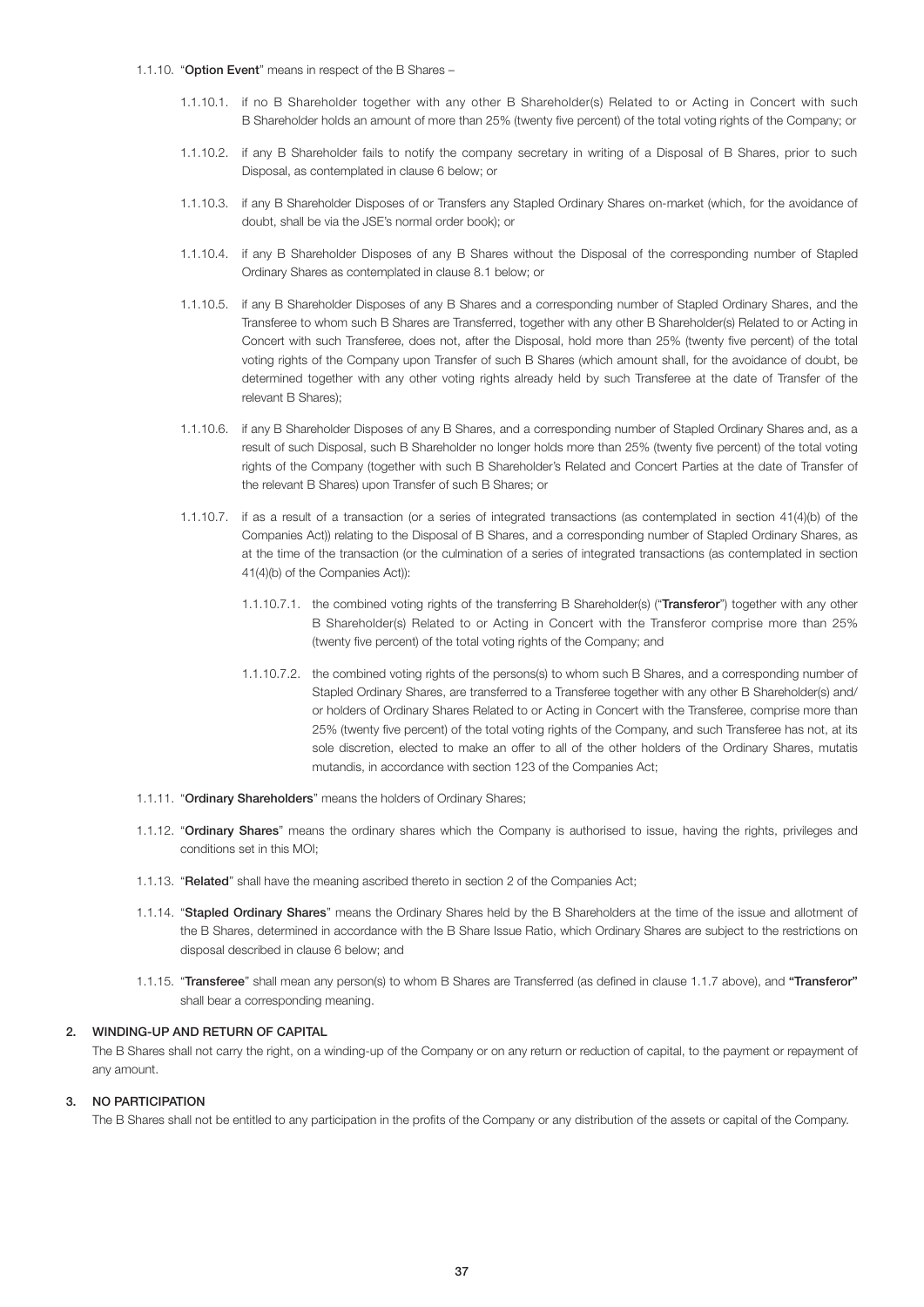1.1.10. "**Option Event**" means in respect of the B Shares –

1.1.10.1. if no B Shareholder together with any other B Shareholder(s) Related to or Acting in Concert with such B Shareholder holds an amount of more than 25% (twenty five percent) of the total voting rights of the Company; or

1.1.10.2. if any B Shareholder fails to notify the company secretary in writing of a Disposal of B Shares, prior to such Disposal, as contemplated in clause 6 below; or

1.1.10.3. if any B Shareholder Disposes of or Transfers any Stapled Ordinary Shares on-market (which, for the avoidance of doubt, shall be via the JSE's normal order book); or

1.1.10.4. if any B Shareholder Disposes of any B Shares without the Disposal of the corresponding number of Stapled Ordinary Shares as contemplated in clause 8.1 below; or

1.1.10.5. if any B Shareholder Disposes of any B Shares and a corresponding number of Stapled Ordinary Shares, and the Transferee to whom such B Shares are Transferred, together with any other B Shareholder(s) Related to or Acting in Concert with such Transferee, does not, after the Disposal, hold more than 25% (twenty five percent) of the total voting rights of the Company upon Transfer of such B Shares (which amount shall, for the avoidance of doubt, be determined together with any other voting rights already held by such Transferee at the date of Transfer of the relevant B Shares);

1.1.10.6. if any B Shareholder Disposes of any B Shares, and a corresponding number of Stapled Ordinary Shares and, as a result of such Disposal, such B Shareholder no longer holds more than 25% (twenty five percent) of the total voting rights of the Company (together with such B Shareholder's Related and Concert Parties at the date of Transfer of the relevant B Shares) upon Transfer of such B Shares; or

1.1.10.7. if as a result of a transaction (or a series of integrated transactions (as contemplated in section 41(4)(b) of the Companies Act)) relating to the Disposal of B Shares, and a corresponding number of Stapled Ordinary Shares, as at the time of the transaction (or the culmination of a series of integrated transactions (as contemplated in section 41(4)(b) of the Companies Act)):

1.1.10.7.1. the combined voting rights of the transferring B Shareholder(s) ("**Transferor**") together with any other B Shareholder(s) Related to or Acting in Concert with the Transferor comprise more than 25% (twenty five percent) of the total voting rights of the Company; and

1.1.10.7.2. the combined voting rights of the persons(s) to whom such B Shares, and a corresponding number of Stapled Ordinary Shares, are transferred to a Transferee together with any other B Shareholder(s) and/or holders of Ordinary Shares Related to or Acting in Concert with the Transferee, comprise more than 25% (twenty five percent) of the total voting rights of the Company, and such Transferee has not, at its sole discretion, elected to make an offer to all of the other holders of the Ordinary Shares, mutatis mutandis, in accordance with section 123 of the Companies Act;

1.1.11. "**Ordinary Shareholders**" means the holders of Ordinary Shares;

1.1.12. "**Ordinary Shares**" means the ordinary shares which the Company is authorised to issue, having the rights, privileges and conditions set in this MOI;

1.1.13. "**Related**" shall have the meaning ascribed thereto in section 2 of the Companies Act;

1.1.14. "**Stapled Ordinary Shares**" means the Ordinary Shares held by the B Shareholders at the time of the issue and allotment of the B Shares, determined in accordance with the B Share Issue Ratio, which Ordinary Shares are subject to the restrictions on disposal described in clause 6 below; and

1.1.15. "**Transferee**" shall mean any person(s) to whom B Shares are Transferred (as defined in clause 1.1.7 above), and **"Transferor"** shall bear a corresponding meaning.

## 2. WINDING-UP AND RETURN OF CAPITAL

The B Shares shall not carry the right, on a winding-up of the Company or on any return or reduction of capital, to the payment or repayment of any amount.

## 3. NO PARTICIPATION

The B Shares shall not be entitled to any participation in the profits of the Company or any distribution of the assets or capital of the Company.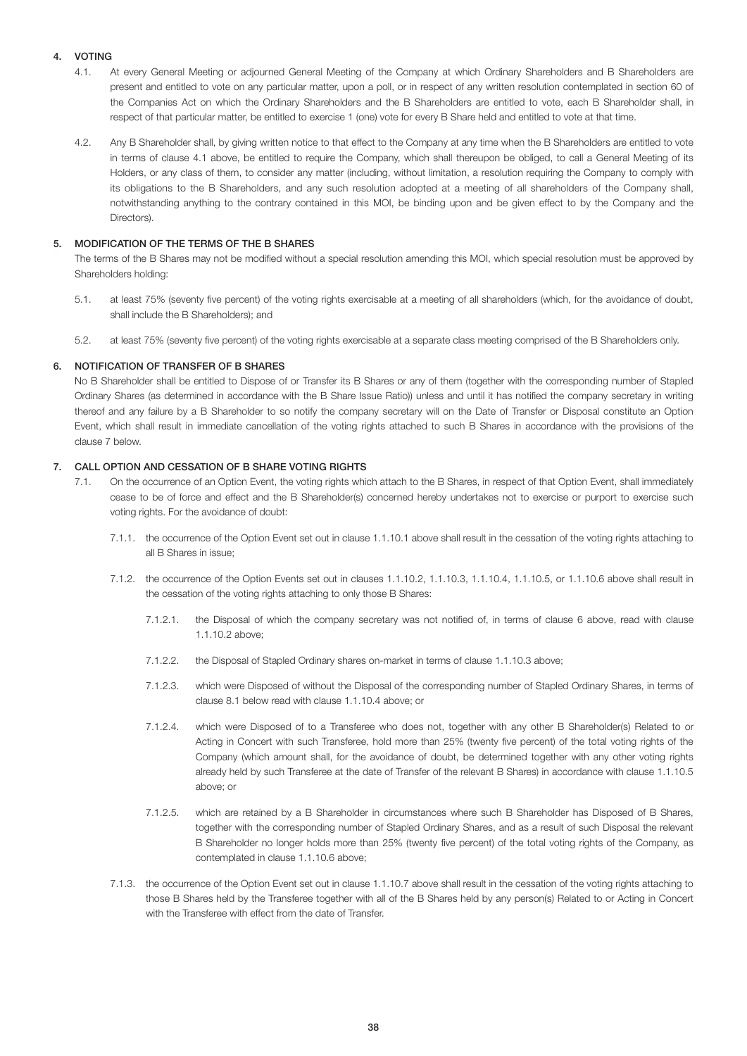## 4. VOTING

4.1. At every General Meeting or adjourned General Meeting of the Company at which Ordinary Shareholders and B Shareholders are present and entitled to vote on any particular matter, upon a poll, or in respect of any written resolution contemplated in section 60 of the Companies Act on which the Ordinary Shareholders and the B Shareholders are entitled to vote, each B Shareholder shall, in respect of that particular matter, be entitled to exercise 1 (one) vote for every B Share held and entitled to vote at that time.

4.2. Any B Shareholder shall, by giving written notice to that effect to the Company at any time when the B Shareholders are entitled to vote in terms of clause 4.1 above, be entitled to require the Company, which shall thereupon be obliged, to call a General Meeting of its Holders, or any class of them, to consider any matter (including, without limitation, a resolution requiring the Company to comply with its obligations to the B Shareholders, and any such resolution adopted at a meeting of all shareholders of the Company shall, notwithstanding anything to the contrary contained in this MOI, be binding upon and be given effect to by the Company and the Directors).

## 5. MODIFICATION OF THE TERMS OF THE B SHARES

The terms of the B Shares may not be modified without a special resolution amending this MOI, which special resolution must be approved by Shareholders holding:

5.1. at least 75% (seventy five percent) of the voting rights exercisable at a meeting of all shareholders (which, for the avoidance of doubt, shall include the B Shareholders); and

5.2. at least 75% (seventy five percent) of the voting rights exercisable at a separate class meeting comprised of the B Shareholders only.

## 6. NOTIFICATION OF TRANSFER OF B SHARES

No B Shareholder shall be entitled to Dispose of or Transfer its B Shares or any of them (together with the corresponding number of Stapled Ordinary Shares (as determined in accordance with the B Share Issue Ratio)) unless and until it has notified the company secretary in writing thereof and any failure by a B Shareholder to so notify the company secretary will on the Date of Transfer or Disposal constitute an Option Event, which shall result in immediate cancellation of the voting rights attached to such B Shares in accordance with the provisions of the clause 7 below.

## 7. CALL OPTION AND CESSATION OF B SHARE VOTING RIGHTS

7.1. On the occurrence of an Option Event, the voting rights which attach to the B Shares, in respect of that Option Event, shall immediately cease to be of force and effect and the B Shareholder(s) concerned hereby undertakes not to exercise or purport to exercise such voting rights. For the avoidance of doubt:

7.1.1. the occurrence of the Option Event set out in clause 1.1.10.1 above shall result in the cessation of the voting rights attaching to all B Shares in issue;

7.1.2. the occurrence of the Option Events set out in clauses 1.1.10.2, 1.1.10.3, 1.1.10.4, 1.1.10.5, or 1.1.10.6 above shall result in the cessation of the voting rights attaching to only those B Shares:

7.1.2.1. the Disposal of which the company secretary was not notified of, in terms of clause 6 above, read with clause 1.1.10.2 above;

7.1.2.2. the Disposal of Stapled Ordinary shares on-market in terms of clause 1.1.10.3 above;

7.1.2.3. which were Disposed of without the Disposal of the corresponding number of Stapled Ordinary Shares, in terms of clause 8.1 below read with clause 1.1.10.4 above; or

7.1.2.4. which were Disposed of to a Transferee who does not, together with any other B Shareholder(s) Related to or Acting in Concert with such Transferee, hold more than 25% (twenty five percent) of the total voting rights of the Company (which amount shall, for the avoidance of doubt, be determined together with any other voting rights already held by such Transferee at the date of Transfer of the relevant B Shares) in accordance with clause 1.1.10.5 above; or

7.1.2.5. which are retained by a B Shareholder in circumstances where such B Shareholder has Disposed of B Shares, together with the corresponding number of Stapled Ordinary Shares, and as a result of such Disposal the relevant B Shareholder no longer holds more than 25% (twenty five percent) of the total voting rights of the Company, as contemplated in clause 1.1.10.6 above;

7.1.3. the occurrence of the Option Event set out in clause 1.1.10.7 above shall result in the cessation of the voting rights attaching to those B Shares held by the Transferee together with all of the B Shares held by any person(s) Related to or Acting in Concert with the Transferee with effect from the date of Transfer.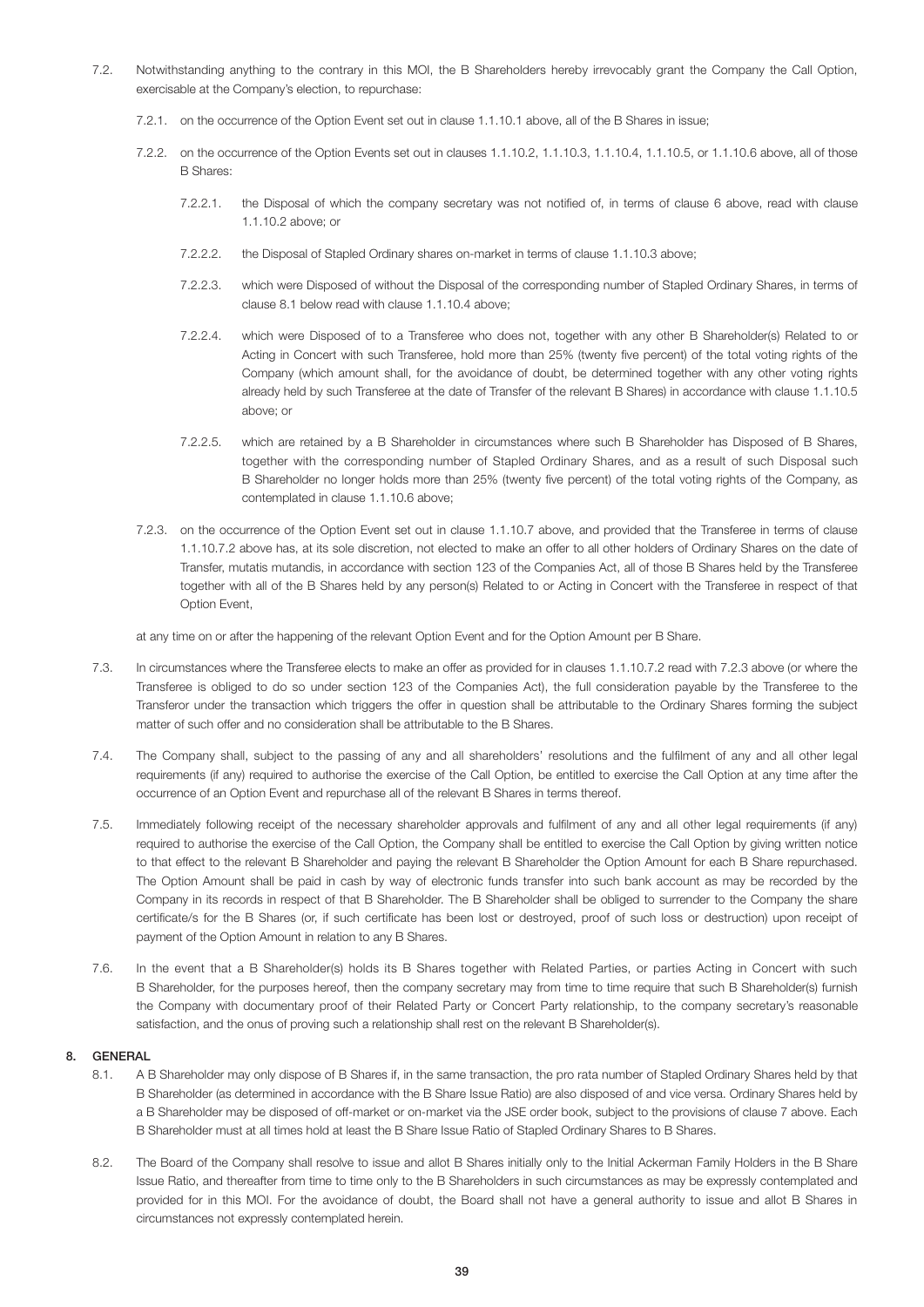7.2. Notwithstanding anything to the contrary in this MOI, the B Shareholders hereby irrevocably grant the Company the Call Option, exercisable at the Company's election, to repurchase:

7.2.1. on the occurrence of the Option Event set out in clause 1.1.10.1 above, all of the B Shares in issue;

7.2.2. on the occurrence of the Option Events set out in clauses 1.1.10.2, 1.1.10.3, 1.1.10.4, 1.1.10.5, or 1.1.10.6 above, all of those B Shares:

7.2.2.1. the Disposal of which the company secretary was not notified of, in terms of clause 6 above, read with clause 1.1.10.2 above; or

7.2.2.2. the Disposal of Stapled Ordinary shares on-market in terms of clause 1.1.10.3 above;

7.2.2.3. which were Disposed of without the Disposal of the corresponding number of Stapled Ordinary Shares, in terms of clause 8.1 below read with clause 1.1.10.4 above;

7.2.2.4. which were Disposed of to a Transferee who does not, together with any other B Shareholder(s) Related to or Acting in Concert with such Transferee, hold more than 25% (twenty five percent) of the total voting rights of the Company (which amount shall, for the avoidance of doubt, be determined together with any other voting rights already held by such Transferee at the date of Transfer of the relevant B Shares) in accordance with clause 1.1.10.5 above; or

7.2.2.5. which are retained by a B Shareholder in circumstances where such B Shareholder has Disposed of B Shares, together with the corresponding number of Stapled Ordinary Shares, and as a result of such Disposal such B Shareholder no longer holds more than 25% (twenty five percent) of the total voting rights of the Company, as contemplated in clause 1.1.10.6 above;

7.2.3. on the occurrence of the Option Event set out in clause 1.1.10.7 above, and provided that the Transferee in terms of clause 1.1.10.7.2 above has, at its sole discretion, not elected to make an offer to all other holders of Ordinary Shares on the date of Transfer, mutatis mutandis, in accordance with section 123 of the Companies Act, all of those B Shares held by the Transferee together with all of the B Shares held by any person(s) Related to or Acting in Concert with the Transferee in respect of that Option Event,

at any time on or after the happening of the relevant Option Event and for the Option Amount per B Share.

7.3. In circumstances where the Transferee elects to make an offer as provided for in clauses 1.1.10.7.2 read with 7.2.3 above (or where the Transferee is obliged to do so under section 123 of the Companies Act), the full consideration payable by the Transferee to the Transferor under the transaction which triggers the offer in question shall be attributable to the Ordinary Shares forming the subject matter of such offer and no consideration shall be attributable to the B Shares.

7.4. The Company shall, subject to the passing of any and all shareholders' resolutions and the fulfilment of any and all other legal requirements (if any) required to authorise the exercise of the Call Option, be entitled to exercise the Call Option at any time after the occurrence of an Option Event and repurchase all of the relevant B Shares in terms thereof.

7.5. Immediately following receipt of the necessary shareholder approvals and fulfilment of any and all other legal requirements (if any) required to authorise the exercise of the Call Option, the Company shall be entitled to exercise the Call Option by giving written notice to that effect to the relevant B Shareholder and paying the relevant B Shareholder the Option Amount for each B Share repurchased. The Option Amount shall be paid in cash by way of electronic funds transfer into such bank account as may be recorded by the Company in its records in respect of that B Shareholder. The B Shareholder shall be obliged to surrender to the Company the share certificate/s for the B Shares (or, if such certificate has been lost or destroyed, proof of such loss or destruction) upon receipt of payment of the Option Amount in relation to any B Shares.

7.6. In the event that a B Shareholder(s) holds its B Shares together with Related Parties, or parties Acting in Concert with such B Shareholder, for the purposes hereof, then the company secretary may from time to time require that such B Shareholder(s) furnish the Company with documentary proof of their Related Party or Concert Party relationship, to the company secretary's reasonable satisfaction, and the onus of proving such a relationship shall rest on the relevant B Shareholder(s).

## 8. GENERAL

8.1. A B Shareholder may only dispose of B Shares if, in the same transaction, the pro rata number of Stapled Ordinary Shares held by that B Shareholder (as determined in accordance with the B Share Issue Ratio) are also disposed of and vice versa. Ordinary Shares held by a B Shareholder may be disposed of off-market or on-market via the JSE order book, subject to the provisions of clause 7 above. Each B Shareholder must at all times hold at least the B Share Issue Ratio of Stapled Ordinary Shares to B Shares.

8.2. The Board of the Company shall resolve to issue and allot B Shares initially only to the Initial Ackerman Family Holders in the B Share Issue Ratio, and thereafter from time to time only to the B Shareholders in such circumstances as may be expressly contemplated and provided for in this MOI. For the avoidance of doubt, the Board shall not have a general authority to issue and allot B Shares in circumstances not expressly contemplated herein.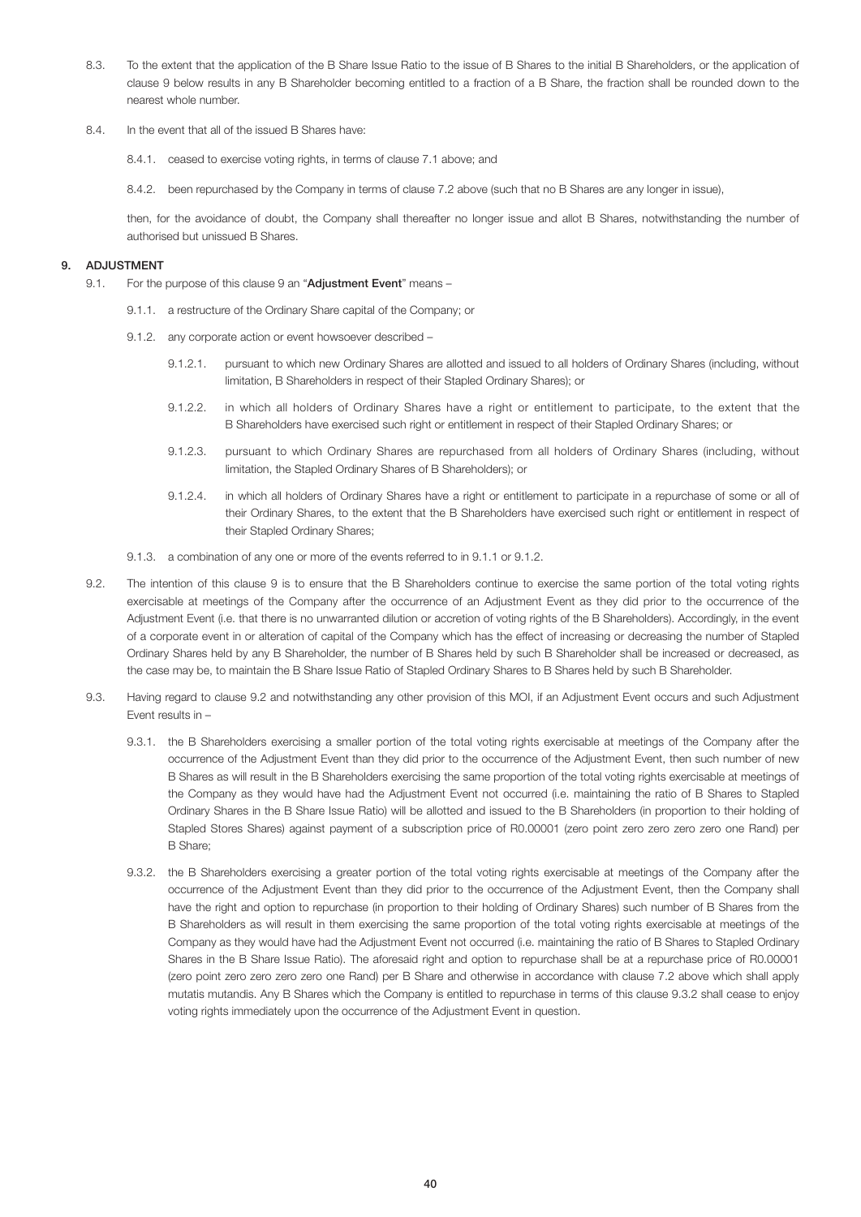8.3. To the extent that the application of the B Share Issue Ratio to the issue of B Shares to the initial B Shareholders, or the application of clause 9 below results in any B Shareholder becoming entitled to a fraction of a B Share, the fraction shall be rounded down to the nearest whole number.

8.4. In the event that all of the issued B Shares have:

8.4.1. ceased to exercise voting rights, in terms of clause 7.1 above; and

8.4.2. been repurchased by the Company in terms of clause 7.2 above (such that no B Shares are any longer in issue),

then, for the avoidance of doubt, the Company shall thereafter no longer issue and allot B Shares, notwithstanding the number of authorised but unissued B Shares.

## 9. ADJUSTMENT

9.1. For the purpose of this clause 9 an "**Adjustment Event**" means –

9.1.1. a restructure of the Ordinary Share capital of the Company; or

9.1.2. any corporate action or event howsoever described –

9.1.2.1. pursuant to which new Ordinary Shares are allotted and issued to all holders of Ordinary Shares (including, without limitation, B Shareholders in respect of their Stapled Ordinary Shares); or

9.1.2.2. in which all holders of Ordinary Shares have a right or entitlement to participate, to the extent that the B Shareholders have exercised such right or entitlement in respect of their Stapled Ordinary Shares; or

9.1.2.3. pursuant to which Ordinary Shares are repurchased from all holders of Ordinary Shares (including, without limitation, the Stapled Ordinary Shares of B Shareholders); or

9.1.2.4. in which all holders of Ordinary Shares have a right or entitlement to participate in a repurchase of some or all of their Ordinary Shares, to the extent that the B Shareholders have exercised such right or entitlement in respect of their Stapled Ordinary Shares;

9.1.3. a combination of any one or more of the events referred to in 9.1.1 or 9.1.2.

9.2. The intention of this clause 9 is to ensure that the B Shareholders continue to exercise the same portion of the total voting rights exercisable at meetings of the Company after the occurrence of an Adjustment Event as they did prior to the occurrence of the Adjustment Event (i.e. that there is no unwarranted dilution or accretion of voting rights of the B Shareholders). Accordingly, in the event of a corporate event in or alteration of capital of the Company which has the effect of increasing or decreasing the number of Stapled Ordinary Shares held by any B Shareholder, the number of B Shares held by such B Shareholder shall be increased or decreased, as the case may be, to maintain the B Share Issue Ratio of Stapled Ordinary Shares to B Shares held by such B Shareholder.

9.3. Having regard to clause 9.2 and notwithstanding any other provision of this MOI, if an Adjustment Event occurs and such Adjustment Event results in –

9.3.1. the B Shareholders exercising a smaller portion of the total voting rights exercisable at meetings of the Company after the occurrence of the Adjustment Event than they did prior to the occurrence of the Adjustment Event, then such number of new B Shares as will result in the B Shareholders exercising the same proportion of the total voting rights exercisable at meetings of the Company as they would have had the Adjustment Event not occurred (i.e. maintaining the ratio of B Shares to Stapled Ordinary Shares in the B Share Issue Ratio) will be allotted and issued to the B Shareholders (in proportion to their holding of Stapled Stores Shares) against payment of a subscription price of R0.00001 (zero point zero zero zero zero one Rand) per B Share;

9.3.2. the B Shareholders exercising a greater portion of the total voting rights exercisable at meetings of the Company after the occurrence of the Adjustment Event than they did prior to the occurrence of the Adjustment Event, then the Company shall have the right and option to repurchase (in proportion to their holding of Ordinary Shares) such number of B Shares from the B Shareholders as will result in them exercising the same proportion of the total voting rights exercisable at meetings of the Company as they would have had the Adjustment Event not occurred (i.e. maintaining the ratio of B Shares to Stapled Ordinary Shares in the B Share Issue Ratio). The aforesaid right and option to repurchase shall be at a repurchase price of R0.00001 (zero point zero zero zero zero one Rand) per B Share and otherwise in accordance with clause 7.2 above which shall apply mutatis mutandis. Any B Shares which the Company is entitled to repurchase in terms of this clause 9.3.2 shall cease to enjoy voting rights immediately upon the occurrence of the Adjustment Event in question.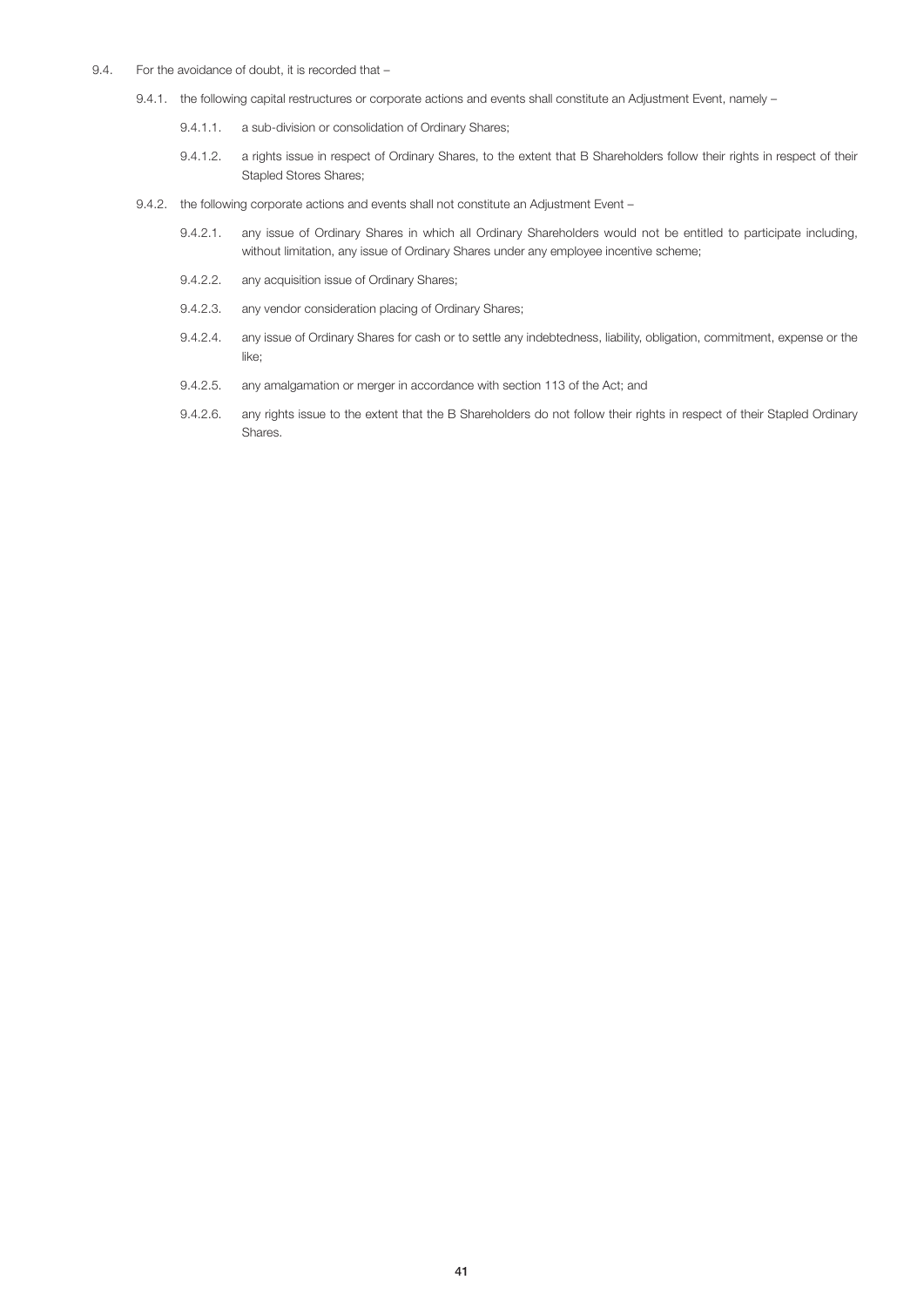9.4. For the avoidance of doubt, it is recorded that –

  9.4.1. the following capital restructures or corporate actions and events shall constitute an Adjustment Event, namely –

    9.4.1.1. a sub-division or consolidation of Ordinary Shares;

    9.4.1.2. a rights issue in respect of Ordinary Shares, to the extent that B Shareholders follow their rights in respect of their Stapled Stores Shares;

  9.4.2. the following corporate actions and events shall not constitute an Adjustment Event –

    9.4.2.1. any issue of Ordinary Shares in which all Ordinary Shareholders would not be entitled to participate including, without limitation, any issue of Ordinary Shares under any employee incentive scheme;

    9.4.2.2. any acquisition issue of Ordinary Shares;

    9.4.2.3. any vendor consideration placing of Ordinary Shares;

    9.4.2.4. any issue of Ordinary Shares for cash or to settle any indebtedness, liability, obligation, commitment, expense or the like;

    9.4.2.5. any amalgamation or merger in accordance with section 113 of the Act; and

    9.4.2.6. any rights issue to the extent that the B Shareholders do not follow their rights in respect of their Stapled Ordinary Shares.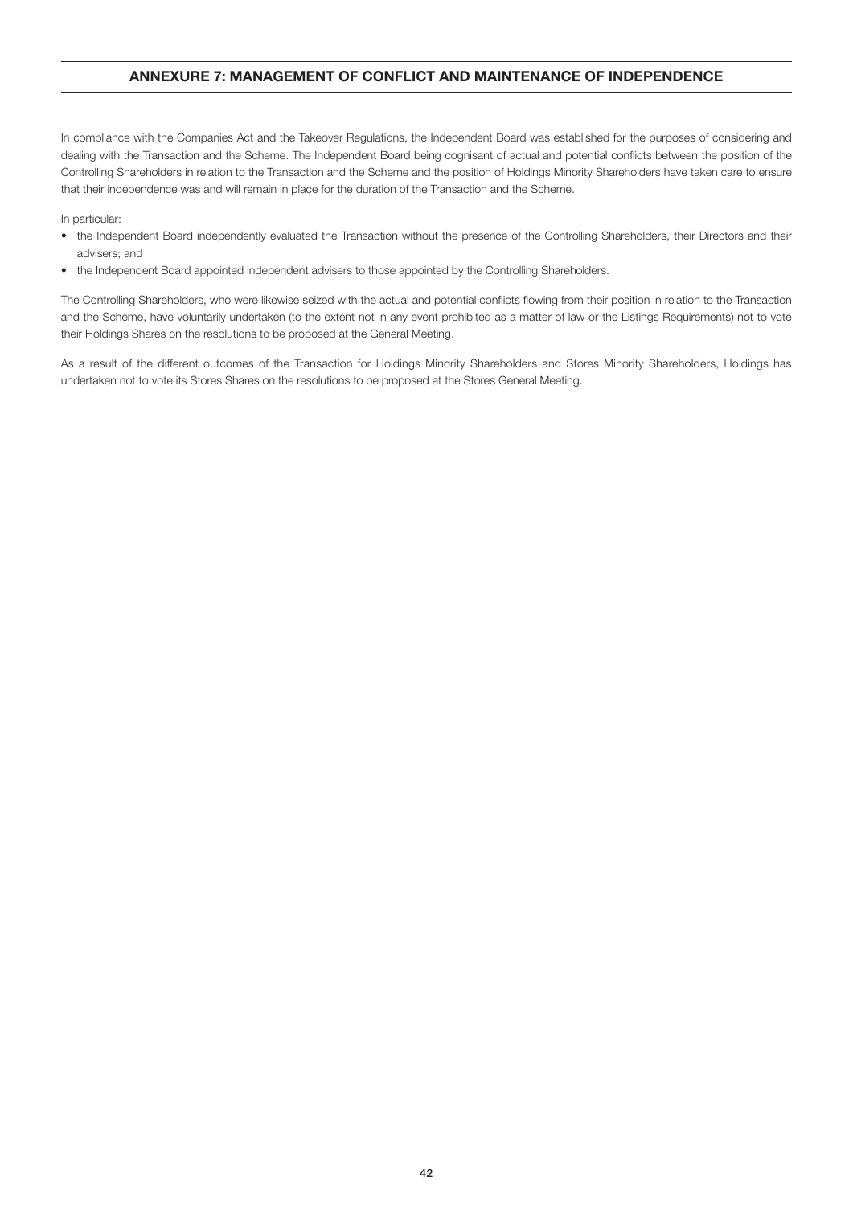## ANNEXURE 7: MANAGEMENT OF CONFLICT AND MAINTENANCE OF INDEPENDENCE

In compliance with the Companies Act and the Takeover Regulations, the Independent Board was established for the purposes of considering and dealing with the Transaction and the Scheme. The Independent Board being cognisant of actual and potential conflicts between the position of the Controlling Shareholders in relation to the Transaction and the Scheme and the position of Holdings Minority Shareholders have taken care to ensure that their independence was and will remain in place for the duration of the Transaction and the Scheme.

In particular:

- the Independent Board independently evaluated the Transaction without the presence of the Controlling Shareholders, their Directors and their advisers; and
- the Independent Board appointed independent advisers to those appointed by the Controlling Shareholders.

The Controlling Shareholders, who were likewise seized with the actual and potential conflicts flowing from their position in relation to the Transaction and the Scheme, have voluntarily undertaken (to the extent not in any event prohibited as a matter of law or the Listings Requirements) not to vote their Holdings Shares on the resolutions to be proposed at the General Meeting.

As a result of the different outcomes of the Transaction for Holdings Minority Shareholders and Stores Minority Shareholders, Holdings has undertaken not to vote its Stores Shares on the resolutions to be proposed at the Stores General Meeting.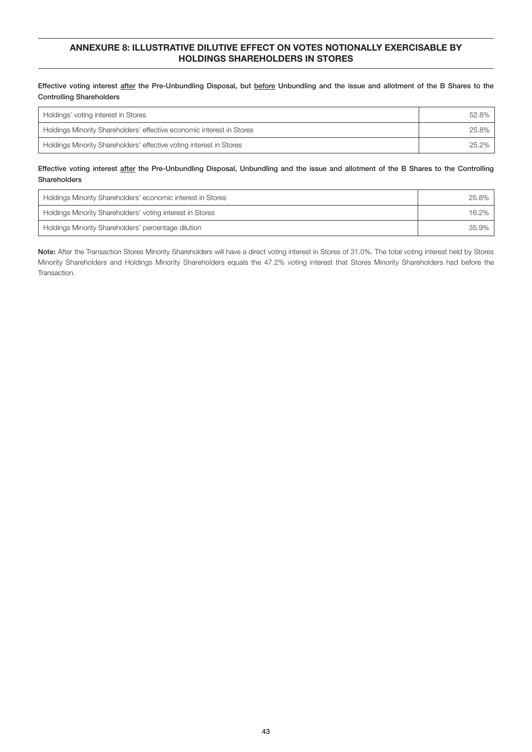## ANNEXURE 8: ILLUSTRATIVE DILUTIVE EFFECT ON VOTES NOTIONALLY EXERCISABLE BY HOLDINGS SHAREHOLDERS IN STORES

**Effective voting interest after the Pre-Unbundling Disposal, but before Unbundling and the issue and allotment of the B Shares to the Controlling Shareholders**

| | |
|---|---|
| Holdings' voting interest in Stores | 52.8% |
| Holdings Minority Shareholders' effective economic interest in Stores | 25.8% |
| Holdings Minority Shareholders' effective voting interest in Stores | 25.2% |

**Effective voting interest after the Pre-Unbundling Disposal, Unbundling and the issue and allotment of the B Shares to the Controlling Shareholders**

| | |
|---|---|
| Holdings Minority Shareholders' economic interest in Stores | 25.8% |
| Holdings Minority Shareholders' voting interest in Stores | 16.2% |
| Holdings Minority Shareholders' percentage dilution | 35.9% |

**Note:** After the Transaction Stores Minority Shareholders will have a direct voting interest in Stores of 31.0%. The total voting interest held by Stores Minority Shareholders and Holdings Minority Shareholders equals the 47.2% voting interest that Stores Minority Shareholders had before the Transaction.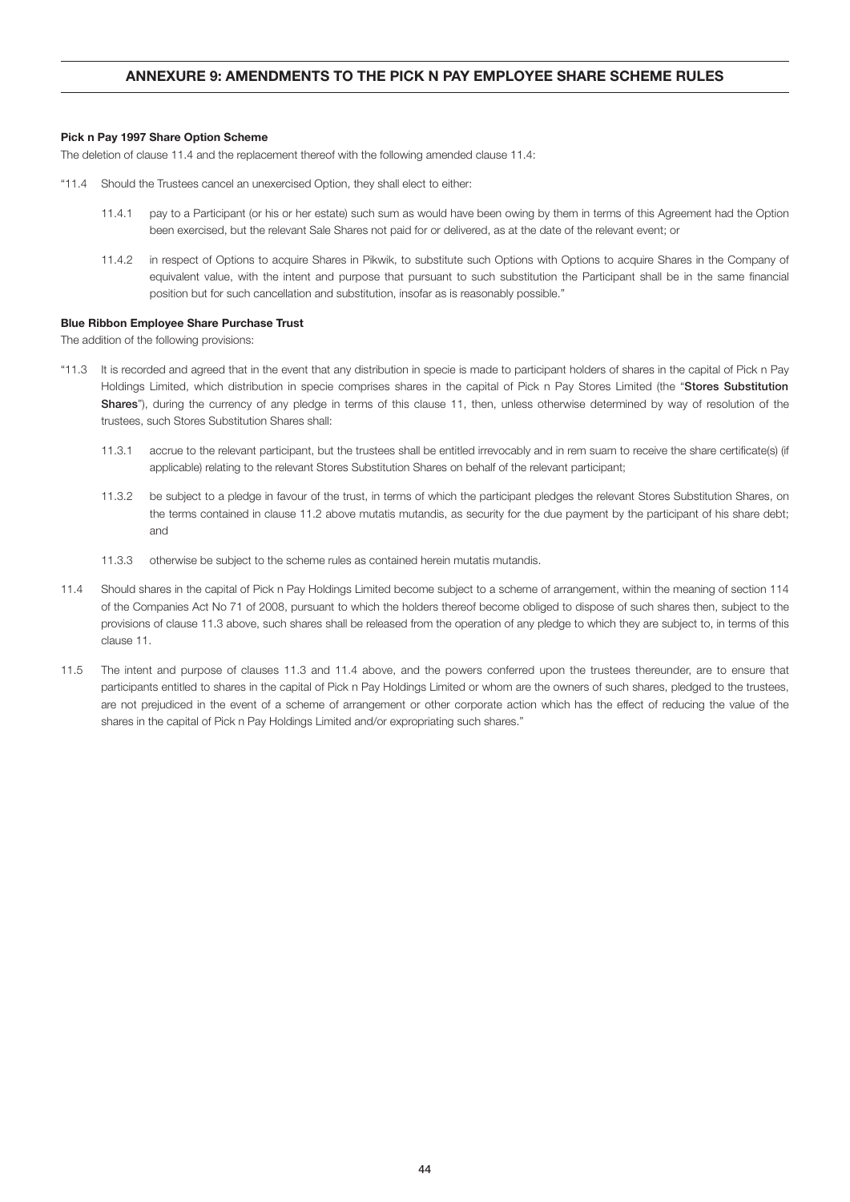# ANNEXURE 9: AMENDMENTS TO THE PICK N PAY EMPLOYEE SHARE SCHEME RULES

**Pick n Pay 1997 Share Option Scheme**

The deletion of clause 11.4 and the replacement thereof with the following amended clause 11.4:

"11.4 Should the Trustees cancel an unexercised Option, they shall elect to either:

11.4.1 pay to a Participant (or his or her estate) such sum as would have been owing by them in terms of this Agreement had the Option been exercised, but the relevant Sale Shares not paid for or delivered, as at the date of the relevant event; or

11.4.2 in respect of Options to acquire Shares in Pikwik, to substitute such Options with Options to acquire Shares in the Company of equivalent value, with the intent and purpose that pursuant to such substitution the Participant shall be in the same financial position but for such cancellation and substitution, insofar as is reasonably possible."

**Blue Ribbon Employee Share Purchase Trust**

The addition of the following provisions:

"11.3 It is recorded and agreed that in the event that any distribution in specie is made to participant holders of shares in the capital of Pick n Pay Holdings Limited, which distribution in specie comprises shares in the capital of Pick n Pay Stores Limited (the "**Stores Substitution Shares**"), during the currency of any pledge in terms of this clause 11, then, unless otherwise determined by way of resolution of the trustees, such Stores Substitution Shares shall:

11.3.1 accrue to the relevant participant, but the trustees shall be entitled irrevocably and in rem suam to receive the share certificate(s) (if applicable) relating to the relevant Stores Substitution Shares on behalf of the relevant participant;

11.3.2 be subject to a pledge in favour of the trust, in terms of which the participant pledges the relevant Stores Substitution Shares, on the terms contained in clause 11.2 above mutatis mutandis, as security for the due payment by the participant of his share debt; and

11.3.3 otherwise be subject to the scheme rules as contained herein mutatis mutandis.

11.4 Should shares in the capital of Pick n Pay Holdings Limited become subject to a scheme of arrangement, within the meaning of section 114 of the Companies Act No 71 of 2008, pursuant to which the holders thereof become obliged to dispose of such shares then, subject to the provisions of clause 11.3 above, such shares shall be released from the operation of any pledge to which they are subject to, in terms of this clause 11.

11.5 The intent and purpose of clauses 11.3 and 11.4 above, and the powers conferred upon the trustees thereunder, are to ensure that participants entitled to shares in the capital of Pick n Pay Holdings Limited or whom are the owners of such shares, pledged to the trustees, are not prejudiced in the event of a scheme of arrangement or other corporate action which has the effect of reducing the value of the shares in the capital of Pick n Pay Holdings Limited and/or expropriating such shares."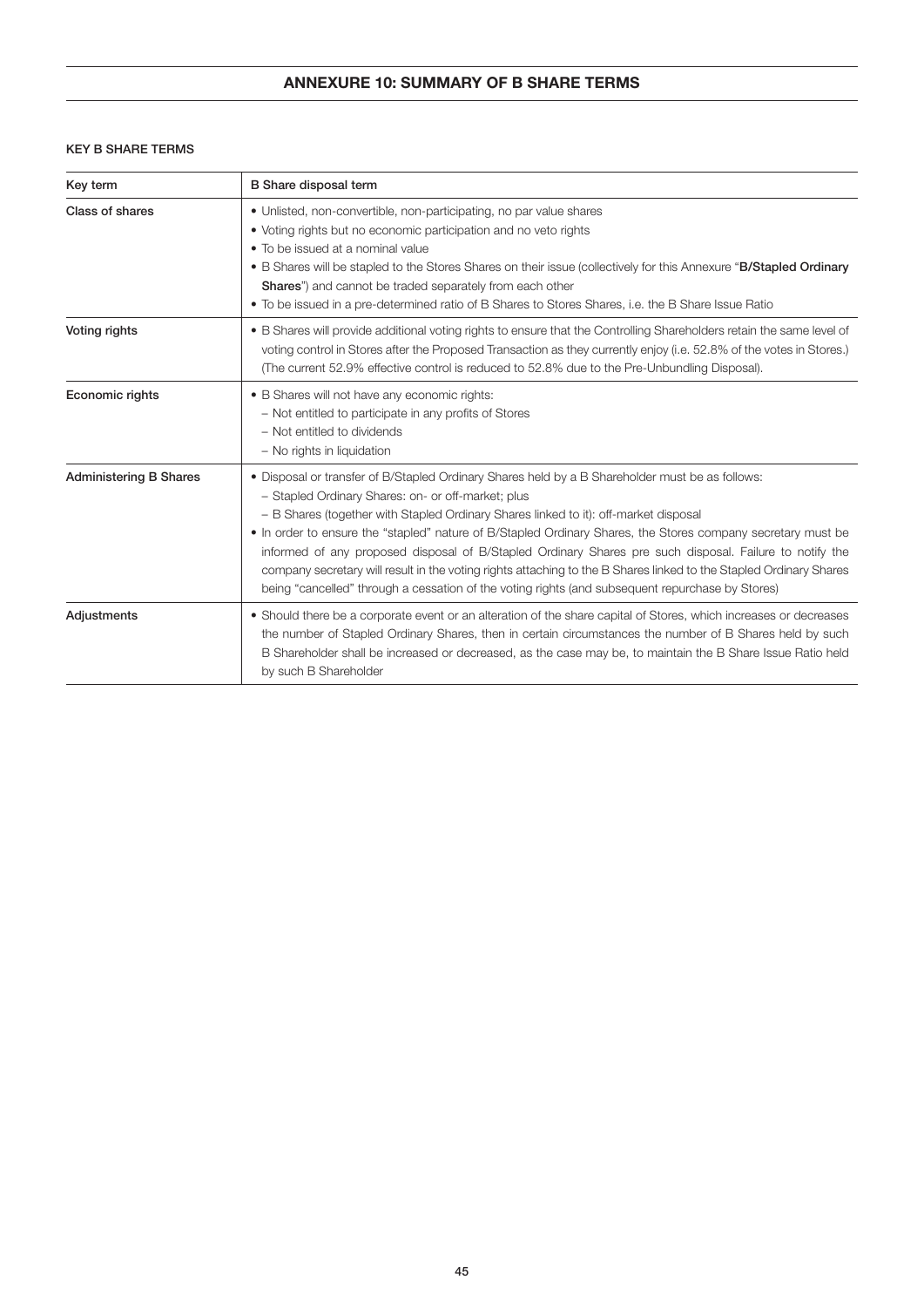# ANNEXURE 10: SUMMARY OF B SHARE TERMS

### KEY B SHARE TERMS

| Key term | B Share disposal term |
|---|---|
| Class of shares | • Unlisted, non-convertible, non-participating, no par value shares<br>• Voting rights but no economic participation and no veto rights<br>• To be issued at a nominal value<br>• B Shares will be stapled to the Stores Shares on their issue (collectively for this Annexure "**B/Stapled Ordinary Shares**") and cannot be traded separately from each other<br>• To be issued in a pre-determined ratio of B Shares to Stores Shares, i.e. the B Share Issue Ratio |
| Voting rights | • B Shares will provide additional voting rights to ensure that the Controlling Shareholders retain the same level of voting control in Stores after the Proposed Transaction as they currently enjoy (i.e. 52.8% of the votes in Stores.) (The current 52.9% effective control is reduced to 52.8% due to the Pre-Unbundling Disposal). |
| Economic rights | • B Shares will not have any economic rights:<br>– Not entitled to participate in any profits of Stores<br>– Not entitled to dividends<br>– No rights in liquidation |
| Administering B Shares | • Disposal or transfer of B/Stapled Ordinary Shares held by a B Shareholder must be as follows:<br>– Stapled Ordinary Shares: on- or off-market; plus<br>– B Shares (together with Stapled Ordinary Shares linked to it): off-market disposal<br>• In order to ensure the "stapled" nature of B/Stapled Ordinary Shares, the Stores company secretary must be informed of any proposed disposal of B/Stapled Ordinary Shares pre such disposal. Failure to notify the company secretary will result in the voting rights attaching to the B Shares linked to the Stapled Ordinary Shares being "cancelled" through a cessation of the voting rights (and subsequent repurchase by Stores) |
| Adjustments | • Should there be a corporate event or an alteration of the share capital of Stores, which increases or decreases the number of Stapled Ordinary Shares, then in certain circumstances the number of B Shares held by such B Shareholder shall be increased or decreased, as the case may be, to maintain the B Share Issue Ratio held by such B Shareholder |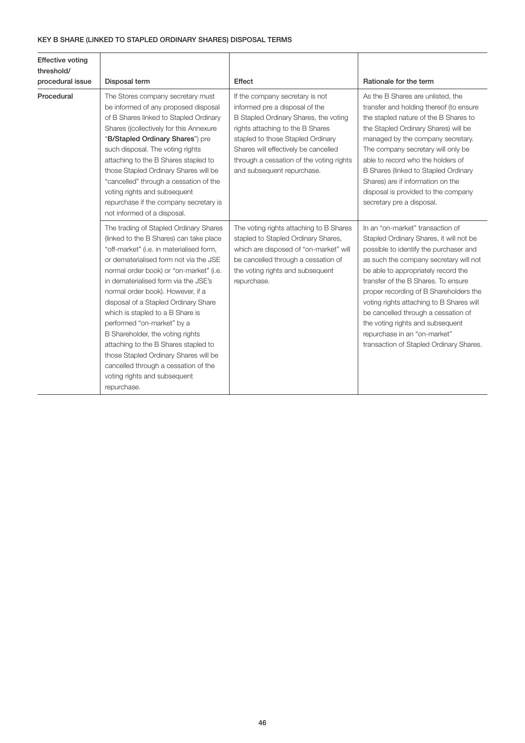#### KEY B SHARE (LINKED TO STAPLED ORDINARY SHARES) DISPOSAL TERMS

| Effective voting threshold/ procedural issue | Disposal term | Effect | Rationale for the term |
|---|---|---|---|
| Procedural | The Stores company secretary must be informed of any proposed disposal of B Shares linked to Stapled Ordinary Shares ((collectively for this Annexure "**B/Stapled Ordinary Shares**") pre such disposal. The voting rights attaching to the B Shares stapled to those Stapled Ordinary Shares will be "cancelled" through a cessation of the voting rights and subsequent repurchase if the company secretary is not informed of a disposal. | If the company secretary is not informed pre a disposal of the B Stapled Ordinary Shares, the voting rights attaching to the B Shares stapled to those Stapled Ordinary Shares will effectively be cancelled through a cessation of the voting rights and subsequent repurchase. | As the B Shares are unlisted, the transfer and holding thereof (to ensure the stapled nature of the B Shares to the Stapled Ordinary Shares) will be managed by the company secretary. The company secretary will only be able to record who the holders of B Shares (linked to Stapled Ordinary Shares) are if information on the disposal is provided to the company secretary pre a disposal. |
| | The trading of Stapled Ordinary Shares (linked to the B Shares) can take place "off-market" (i.e. in materialised form, or dematerialised form not via the JSE normal order book) or "on-market" (i.e. in dematerialised form via the JSE's normal order book). However, if a disposal of a Stapled Ordinary Share which is stapled to a B Share is performed "on-market" by a B Shareholder, the voting rights attaching to the B Shares stapled to those Stapled Ordinary Shares will be cancelled through a cessation of the voting rights and subsequent repurchase. | The voting rights attaching to B Shares stapled to Stapled Ordinary Shares, which are disposed of "on-market" will be cancelled through a cessation of the voting rights and subsequent repurchase. | In an "on-market" transaction of Stapled Ordinary Shares, it will not be possible to identify the purchaser and as such the company secretary will not be able to appropriately record the transfer of the B Shares. To ensure proper recording of B Shareholders the voting rights attaching to B Shares will be cancelled through a cessation of the voting rights and subsequent repurchase in an "on-market" transaction of Stapled Ordinary Shares. |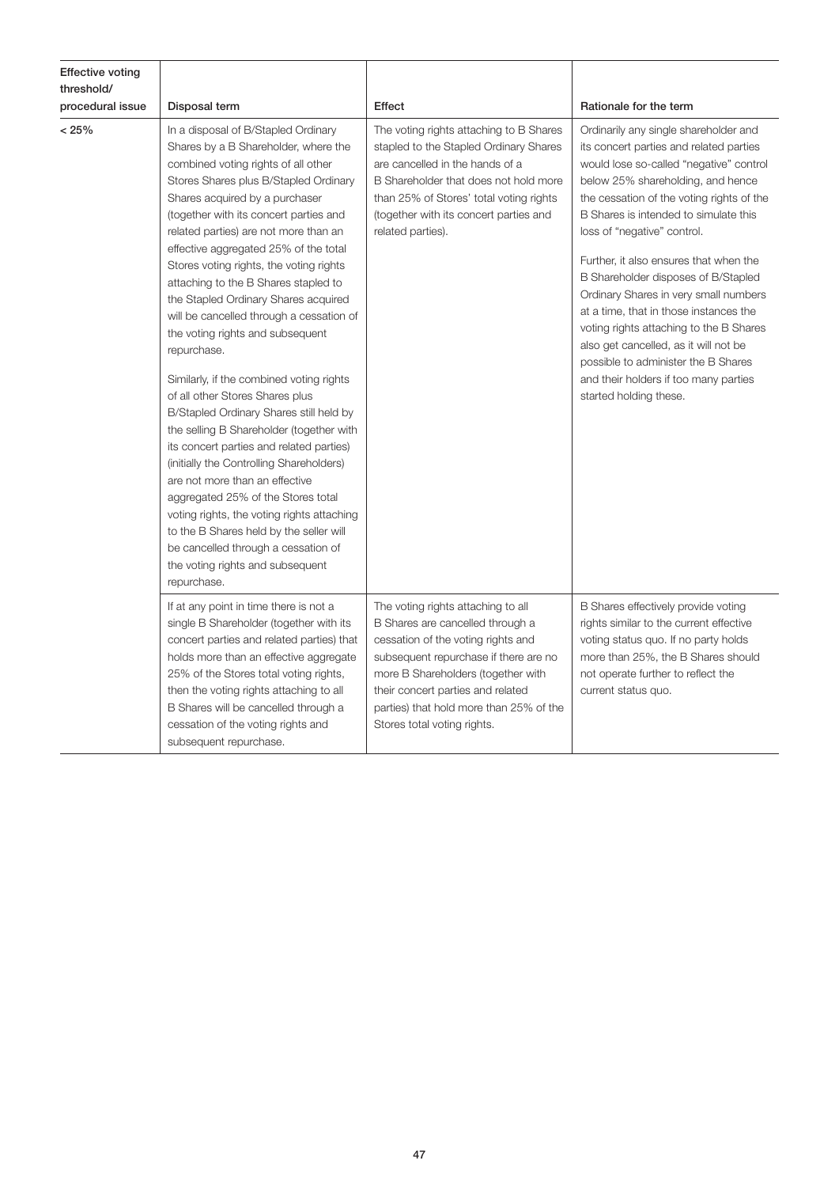| Effective voting threshold/ procedural issue | Disposal term | Effect | Rationale for the term |
| --- | --- | --- | --- |
| < 25% | In a disposal of B/Stapled Ordinary Shares by a B Shareholder, where the combined voting rights of all other Stores Shares plus B/Stapled Ordinary Shares acquired by a purchaser (together with its concert parties and related parties) are not more than an effective aggregated 25% of the total Stores voting rights, the voting rights attaching to the B Shares stapled to the Stapled Ordinary Shares acquired will be cancelled through a cessation of the voting rights and subsequent repurchase.<br><br>Similarly, if the combined voting rights of all other Stores Shares plus B/Stapled Ordinary Shares still held by the selling B Shareholder (together with its concert parties and related parties) (initially the Controlling Shareholders) are not more than an effective aggregated 25% of the Stores total voting rights, the voting rights attaching to the B Shares held by the seller will be cancelled through a cessation of the voting rights and subsequent repurchase. | The voting rights attaching to B Shares stapled to the Stapled Ordinary Shares are cancelled in the hands of a B Shareholder that does not hold more than 25% of Stores' total voting rights (together with its concert parties and related parties). | Ordinarily any single shareholder and its concert parties and related parties would lose so-called "negative" control below 25% shareholding, and hence the cessation of the voting rights of the B Shares is intended to simulate this loss of "negative" control.<br><br>Further, it also ensures that when the B Shareholder disposes of B/Stapled Ordinary Shares in very small numbers at a time, that in those instances the voting rights attaching to the B Shares also get cancelled, as it will not be possible to administer the B Shares and their holders if too many parties started holding these. |
| | If at any point in time there is not a single B Shareholder (together with its concert parties and related parties) that holds more than an effective aggregate 25% of the Stores total voting rights, then the voting rights attaching to all B Shares will be cancelled through a cessation of the voting rights and subsequent repurchase. | The voting rights attaching to all B Shares are cancelled through a cessation of the voting rights and subsequent repurchase if there are no more B Shareholders (together with their concert parties and related parties) that hold more than 25% of the Stores total voting rights. | B Shares effectively provide voting rights similar to the current effective voting status quo. If no party holds more than 25%, the B Shares should not operate further to reflect the current status quo. |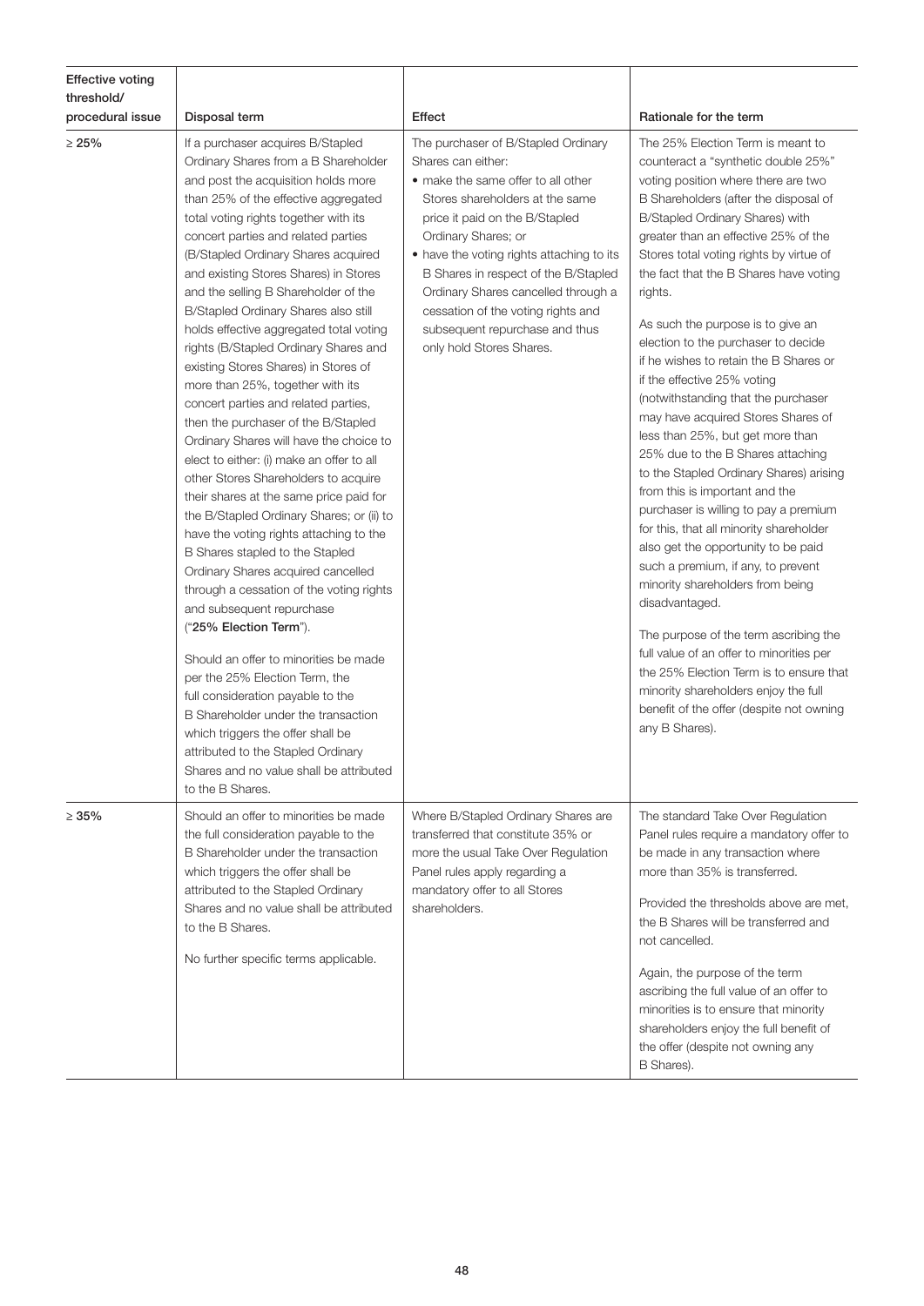| Effective voting threshold/ procedural issue | Disposal term | Effect | Rationale for the term |
|---|---|---|---|
| ≥ 25% | If a purchaser acquires B/Stapled Ordinary Shares from a B Shareholder and post the acquisition holds more than 25% of the effective aggregated total voting rights together with its concert parties and related parties (B/Stapled Ordinary Shares acquired and existing Stores Shares) in Stores and the selling B Shareholder of the B/Stapled Ordinary Shares also still holds effective aggregated total voting rights (B/Stapled Ordinary Shares and existing Stores Shares) in Stores of more than 25%, together with its concert parties and related parties, then the purchaser of the B/Stapled Ordinary Shares will have the choice to elect to either: (i) make an offer to all other Stores Shareholders to acquire their shares at the same price paid for the B/Stapled Ordinary Shares; or (ii) to have the voting rights attaching to the B Shares stapled to the Stapled Ordinary Shares acquired cancelled through a cessation of the voting rights and subsequent repurchase ("**25% Election Term**").<br><br>Should an offer to minorities be made per the 25% Election Term, the full consideration payable to the B Shareholder under the transaction which triggers the offer shall be attributed to the Stapled Ordinary Shares and no value shall be attributed to the B Shares. | The purchaser of B/Stapled Ordinary Shares can either:<br>• make the same offer to all other Stores shareholders at the same price it paid on the B/Stapled Ordinary Shares; or<br>• have the voting rights attaching to its B Shares in respect of the B/Stapled Ordinary Shares cancelled through a cessation of the voting rights and subsequent repurchase and thus only hold Stores Shares. | The 25% Election Term is meant to counteract a "synthetic double 25%" voting position where there are two B Shareholders (after the disposal of B/Stapled Ordinary Shares) with greater than an effective 25% of the Stores total voting rights by virtue of the fact that the B Shares have voting rights.<br><br>As such the purpose is to give an election to the purchaser to decide if he wishes to retain the B Shares or if the effective 25% voting (notwithstanding that the purchaser may have acquired Stores Shares of less than 25%, but get more than 25% due to the B Shares attaching to the Stapled Ordinary Shares) arising from this is important and the purchaser is willing to pay a premium for this, that all minority shareholder also get the opportunity to be paid such a premium, if any, to prevent minority shareholders from being disadvantaged.<br><br>The purpose of the term ascribing the full value of an offer to minorities per the 25% Election Term is to ensure that minority shareholders enjoy the full benefit of the offer (despite not owning any B Shares). |
| ≥ 35% | Should an offer to minorities be made the full consideration payable to the B Shareholder under the transaction which triggers the offer shall be attributed to the Stapled Ordinary Shares and no value shall be attributed to the B Shares.<br><br>No further specific terms applicable. | Where B/Stapled Ordinary Shares are transferred that constitute 35% or more the usual Take Over Regulation Panel rules apply regarding a mandatory offer to all Stores shareholders. | The standard Take Over Regulation Panel rules require a mandatory offer to be made in any transaction where more than 35% is transferred.<br><br>Provided the thresholds above are met, the B Shares will be transferred and not cancelled.<br><br>Again, the purpose of the term ascribing the full value of an offer to minorities is to ensure that minority shareholders enjoy the full benefit of the offer (despite not owning any B Shares). |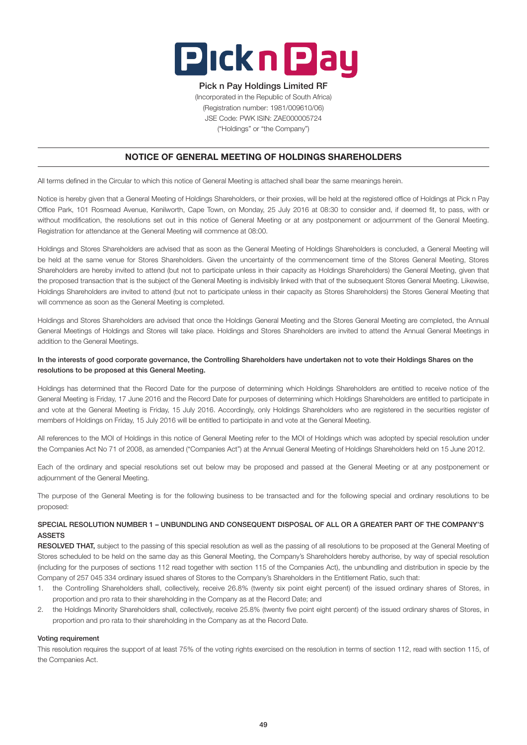**Pick n Pay Holdings Limited RF**
(Incorporated in the Republic of South Africa)
(Registration number: 1981/009610/06)
JSE Code: PWK ISIN: ZAE000005724
("Holdings" or "the Company")

## NOTICE OF GENERAL MEETING OF HOLDINGS SHAREHOLDERS

All terms defined in the Circular to which this notice of General Meeting is attached shall bear the same meanings herein.

Notice is hereby given that a General Meeting of Holdings Shareholders, or their proxies, will be held at the registered office of Holdings at Pick n Pay Office Park, 101 Rosmead Avenue, Kenilworth, Cape Town, on Monday, 25 July 2016 at 08:30 to consider and, if deemed fit, to pass, with or without modification, the resolutions set out in this notice of General Meeting or at any postponement or adjournment of the General Meeting. Registration for attendance at the General Meeting will commence at 08:00.

Holdings and Stores Shareholders are advised that as soon as the General Meeting of Holdings Shareholders is concluded, a General Meeting will be held at the same venue for Stores Shareholders. Given the uncertainty of the commencement time of the Stores General Meeting, Stores Shareholders are hereby invited to attend (but not to participate unless in their capacity as Holdings Shareholders) the General Meeting, given that the proposed transaction that is the subject of the General Meeting is indivisibly linked with that of the subsequent Stores General Meeting. Likewise, Holdings Shareholders are invited to attend (but not to participate unless in their capacity as Stores Shareholders) the Stores General Meeting that will commence as soon as the General Meeting is completed.

Holdings and Stores Shareholders are advised that once the Holdings General Meeting and the Stores General Meeting are completed, the Annual General Meetings of Holdings and Stores will take place. Holdings and Stores Shareholders are invited to attend the Annual General Meetings in addition to the General Meetings.

**In the interests of good corporate governance, the Controlling Shareholders have undertaken not to vote their Holdings Shares on the resolutions to be proposed at this General Meeting.**

Holdings has determined that the Record Date for the purpose of determining which Holdings Shareholders are entitled to receive notice of the General Meeting is Friday, 17 June 2016 and the Record Date for purposes of determining which Holdings Shareholders are entitled to participate in and vote at the General Meeting is Friday, 15 July 2016. Accordingly, only Holdings Shareholders who are registered in the securities register of members of Holdings on Friday, 15 July 2016 will be entitled to participate in and vote at the General Meeting.

All references to the MOI of Holdings in this notice of General Meeting refer to the MOI of Holdings which was adopted by special resolution under the Companies Act No 71 of 2008, as amended ("Companies Act") at the Annual General Meeting of Holdings Shareholders held on 15 June 2012.

Each of the ordinary and special resolutions set out below may be proposed and passed at the General Meeting or at any postponement or adjournment of the General Meeting.

The purpose of the General Meeting is for the following business to be transacted and for the following special and ordinary resolutions to be proposed:

### SPECIAL RESOLUTION NUMBER 1 – UNBUNDLING AND CONSEQUENT DISPOSAL OF ALL OR A GREATER PART OF THE COMPANY'S ASSETS

**RESOLVED THAT,** subject to the passing of this special resolution as well as the passing of all resolutions to be proposed at the General Meeting of Stores scheduled to be held on the same day as this General Meeting, the Company's Shareholders hereby authorise, by way of special resolution (including for the purposes of sections 112 read together with section 115 of the Companies Act), the unbundling and distribution in specie by the Company of 257 045 334 ordinary issued shares of Stores to the Company's Shareholders in the Entitlement Ratio, such that:

1. the Controlling Shareholders shall, collectively, receive 26.8% (twenty six point eight percent) of the issued ordinary shares of Stores, in proportion and pro rata to their shareholding in the Company as at the Record Date; and
2. the Holdings Minority Shareholders shall, collectively, receive 25.8% (twenty five point eight percent) of the issued ordinary shares of Stores, in proportion and pro rata to their shareholding in the Company as at the Record Date.

**Voting requirement**

This resolution requires the support of at least 75% of the voting rights exercised on the resolution in terms of section 112, read with section 115, of the Companies Act.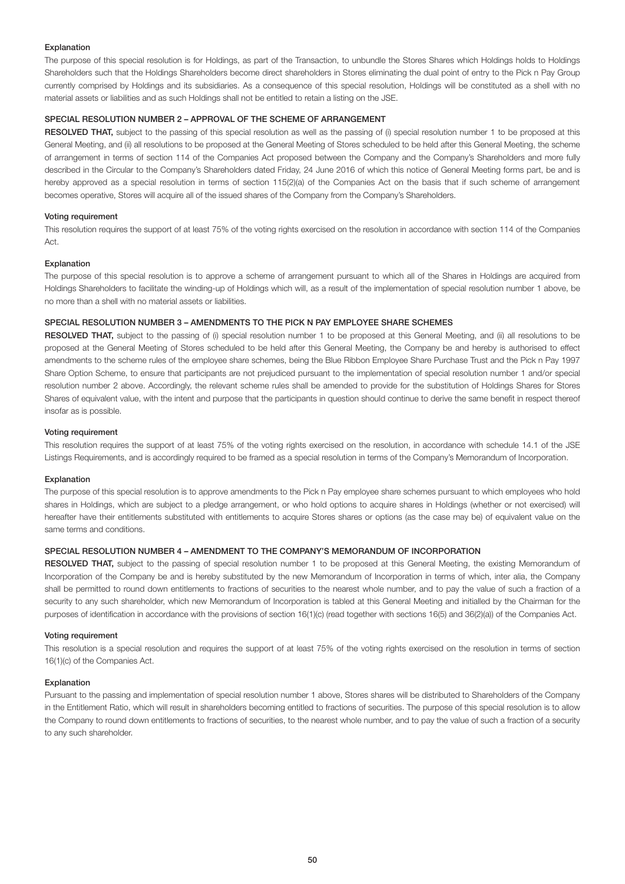#### Explanation

The purpose of this special resolution is for Holdings, as part of the Transaction, to unbundle the Stores Shares which Holdings holds to Holdings Shareholders such that the Holdings Shareholders become direct shareholders in Stores eliminating the dual point of entry to the Pick n Pay Group currently comprised by Holdings and its subsidiaries. As a consequence of this special resolution, Holdings will be constituted as a shell with no material assets or liabilities and as such Holdings shall not be entitled to retain a listing on the JSE.

### SPECIAL RESOLUTION NUMBER 2 – APPROVAL OF THE SCHEME OF ARRANGEMENT

**RESOLVED THAT,** subject to the passing of this special resolution as well as the passing of (i) special resolution number 1 to be proposed at this General Meeting, and (ii) all resolutions to be proposed at the General Meeting of Stores scheduled to be held after this General Meeting, the scheme of arrangement in terms of section 114 of the Companies Act proposed between the Company and the Company's Shareholders and more fully described in the Circular to the Company's Shareholders dated Friday, 24 June 2016 of which this notice of General Meeting forms part, be and is hereby approved as a special resolution in terms of section 115(2)(a) of the Companies Act on the basis that if such scheme of arrangement becomes operative, Stores will acquire all of the issued shares of the Company from the Company's Shareholders.

#### Voting requirement

This resolution requires the support of at least 75% of the voting rights exercised on the resolution in accordance with section 114 of the Companies Act.

#### Explanation

The purpose of this special resolution is to approve a scheme of arrangement pursuant to which all of the Shares in Holdings are acquired from Holdings Shareholders to facilitate the winding-up of Holdings which will, as a result of the implementation of special resolution number 1 above, be no more than a shell with no material assets or liabilities.

### SPECIAL RESOLUTION NUMBER 3 – AMENDMENTS TO THE PICK N PAY EMPLOYEE SHARE SCHEMES

**RESOLVED THAT,** subject to the passing of (i) special resolution number 1 to be proposed at this General Meeting, and (ii) all resolutions to be proposed at the General Meeting of Stores scheduled to be held after this General Meeting, the Company be and hereby is authorised to effect amendments to the scheme rules of the employee share schemes, being the Blue Ribbon Employee Share Purchase Trust and the Pick n Pay 1997 Share Option Scheme, to ensure that participants are not prejudiced pursuant to the implementation of special resolution number 1 and/or special resolution number 2 above. Accordingly, the relevant scheme rules shall be amended to provide for the substitution of Holdings Shares for Stores Shares of equivalent value, with the intent and purpose that the participants in question should continue to derive the same benefit in respect thereof insofar as is possible.

#### Voting requirement

This resolution requires the support of at least 75% of the voting rights exercised on the resolution, in accordance with schedule 14.1 of the JSE Listings Requirements, and is accordingly required to be framed as a special resolution in terms of the Company's Memorandum of Incorporation.

#### Explanation

The purpose of this special resolution is to approve amendments to the Pick n Pay employee share schemes pursuant to which employees who hold shares in Holdings, which are subject to a pledge arrangement, or who hold options to acquire shares in Holdings (whether or not exercised) will hereafter have their entitlements substituted with entitlements to acquire Stores shares or options (as the case may be) of equivalent value on the same terms and conditions.

### SPECIAL RESOLUTION NUMBER 4 – AMENDMENT TO THE COMPANY'S MEMORANDUM OF INCORPORATION

**RESOLVED THAT,** subject to the passing of special resolution number 1 to be proposed at this General Meeting, the existing Memorandum of Incorporation of the Company be and is hereby substituted by the new Memorandum of Incorporation in terms of which, inter alia, the Company shall be permitted to round down entitlements to fractions of securities to the nearest whole number, and to pay the value of such a fraction of a security to any such shareholder, which new Memorandum of Incorporation is tabled at this General Meeting and initialled by the Chairman for the purposes of identification in accordance with the provisions of section 16(1)(c) (read together with sections 16(5) and 36(2)(a)) of the Companies Act.

#### Voting requirement

This resolution is a special resolution and requires the support of at least 75% of the voting rights exercised on the resolution in terms of section 16(1)(c) of the Companies Act.

#### Explanation

Pursuant to the passing and implementation of special resolution number 1 above, Stores shares will be distributed to Shareholders of the Company in the Entitlement Ratio, which will result in shareholders becoming entitled to fractions of securities. The purpose of this special resolution is to allow the Company to round down entitlements to fractions of securities, to the nearest whole number, and to pay the value of such a fraction of a security to any such shareholder.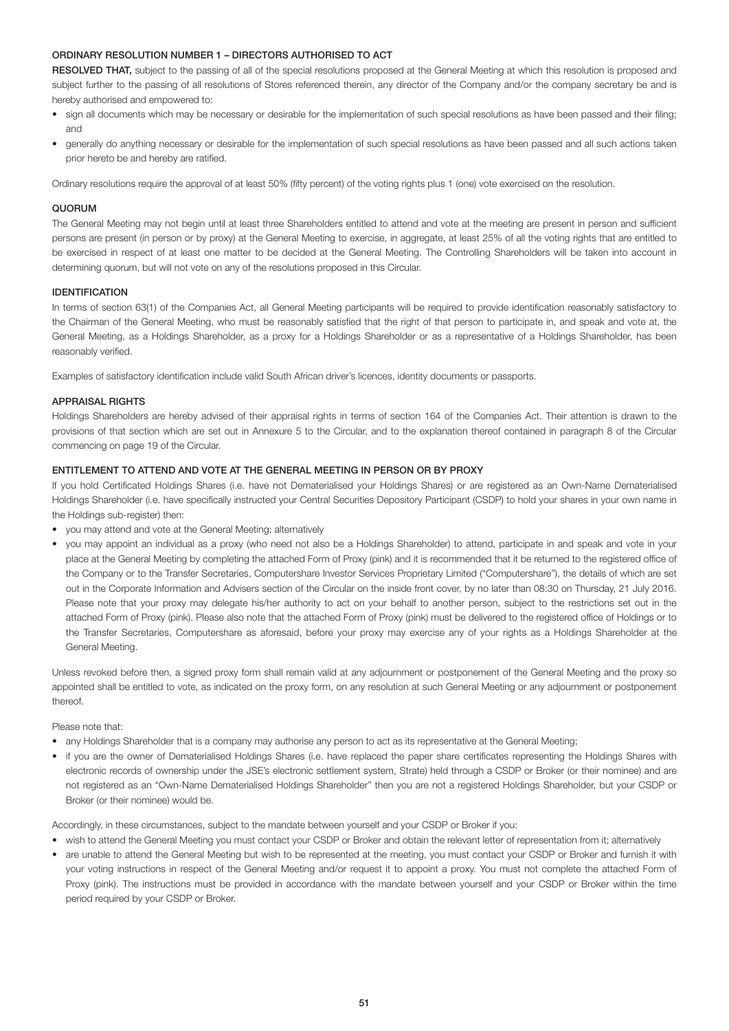### ORDINARY RESOLUTION NUMBER 1 – DIRECTORS AUTHORISED TO ACT

**RESOLVED THAT,** subject to the passing of all of the special resolutions proposed at the General Meeting at which this resolution is proposed and subject further to the passing of all resolutions of Stores referenced therein, any director of the Company and/or the company secretary be and is hereby authorised and empowered to:

- sign all documents which may be necessary or desirable for the implementation of such special resolutions as have been passed and their filing; and
- generally do anything necessary or desirable for the implementation of such special resolutions as have been passed and all such actions taken prior hereto be and hereby are ratified.

Ordinary resolutions require the approval of at least 50% (fifty percent) of the voting rights plus 1 (one) vote exercised on the resolution.

### QUORUM

The General Meeting may not begin until at least three Shareholders entitled to attend and vote at the meeting are present in person and sufficient persons are present (in person or by proxy) at the General Meeting to exercise, in aggregate, at least 25% of all the voting rights that are entitled to be exercised in respect of at least one matter to be decided at the General Meeting. The Controlling Shareholders will be taken into account in determining quorum, but will not vote on any of the resolutions proposed in this Circular.

### IDENTIFICATION

In terms of section 63(1) of the Companies Act, all General Meeting participants will be required to provide identification reasonably satisfactory to the Chairman of the General Meeting, who must be reasonably satisfied that the right of that person to participate in, and speak and vote at, the General Meeting, as a Holdings Shareholder, as a proxy for a Holdings Shareholder or as a representative of a Holdings Shareholder, has been reasonably verified.

Examples of satisfactory identification include valid South African driver's licences, identity documents or passports.

### APPRAISAL RIGHTS

Holdings Shareholders are hereby advised of their appraisal rights in terms of section 164 of the Companies Act. Their attention is drawn to the provisions of that section which are set out in Annexure 5 to the Circular, and to the explanation thereof contained in paragraph 8 of the Circular commencing on page 19 of the Circular.

### ENTITLEMENT TO ATTEND AND VOTE AT THE GENERAL MEETING IN PERSON OR BY PROXY

If you hold Certificated Holdings Shares (i.e. have not Dematerialised your Holdings Shares) or are registered as an Own-Name Dematerialised Holdings Shareholder (i.e. have specifically instructed your Central Securities Depository Participant (CSDP) to hold your shares in your own name in the Holdings sub-register) then:

- you may attend and vote at the General Meeting; alternatively
- you may appoint an individual as a proxy (who need not also be a Holdings Shareholder) to attend, participate in and speak and vote in your place at the General Meeting by completing the attached Form of Proxy (pink) and it is recommended that it be returned to the registered office of the Company or to the Transfer Secretaries, Computershare Investor Services Proprietary Limited ("Computershare"), the details of which are set out in the Corporate Information and Advisers section of the Circular on the inside front cover, by no later than 08:30 on Thursday, 21 July 2016. Please note that your proxy may delegate his/her authority to act on your behalf to another person, subject to the restrictions set out in the attached Form of Proxy (pink). Please also note that the attached Form of Proxy (pink) must be delivered to the registered office of Holdings or to the Transfer Secretaries, Computershare as aforesaid, before your proxy may exercise any of your rights as a Holdings Shareholder at the General Meeting.

Unless revoked before then, a signed proxy form shall remain valid at any adjournment or postponement of the General Meeting and the proxy so appointed shall be entitled to vote, as indicated on the proxy form, on any resolution at such General Meeting or any adjournment or postponement thereof.

Please note that:

- any Holdings Shareholder that is a company may authorise any person to act as its representative at the General Meeting;
- if you are the owner of Dematerialised Holdings Shares (i.e. have replaced the paper share certificates representing the Holdings Shares with electronic records of ownership under the JSE's electronic settlement system, Strate) held through a CSDP or Broker (or their nominee) and are not registered as an "Own-Name Dematerialised Holdings Shareholder" then you are not a registered Holdings Shareholder, but your CSDP or Broker (or their nominee) would be.

Accordingly, in these circumstances, subject to the mandate between yourself and your CSDP or Broker if you:

- wish to attend the General Meeting you must contact your CSDP or Broker and obtain the relevant letter of representation from it; alternatively
- are unable to attend the General Meeting but wish to be represented at the meeting, you must contact your CSDP or Broker and furnish it with your voting instructions in respect of the General Meeting and/or request it to appoint a proxy. You must not complete the attached Form of Proxy (pink). The instructions must be provided in accordance with the mandate between yourself and your CSDP or Broker within the time period required by your CSDP or Broker.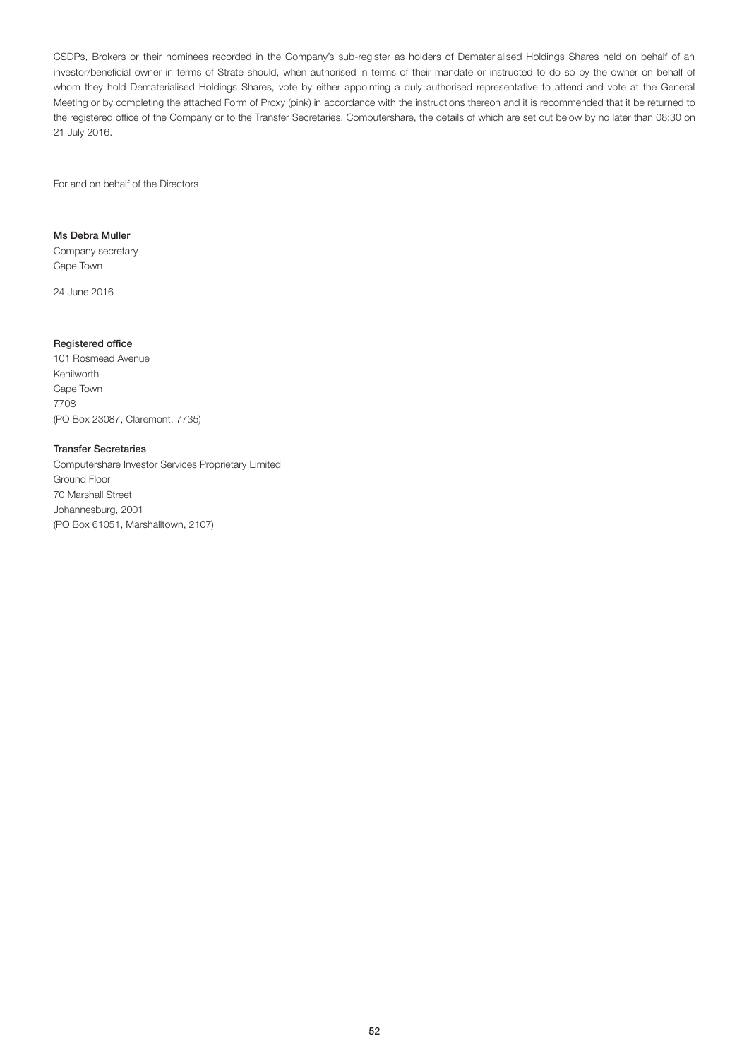CSDPs, Brokers or their nominees recorded in the Company's sub-register as holders of Dematerialised Holdings Shares held on behalf of an investor/beneficial owner in terms of Strate should, when authorised in terms of their mandate or instructed to do so by the owner on behalf of whom they hold Dematerialised Holdings Shares, vote by either appointing a duly authorised representative to attend and vote at the General Meeting or by completing the attached Form of Proxy (pink) in accordance with the instructions thereon and it is recommended that it be returned to the registered office of the Company or to the Transfer Secretaries, Computershare, the details of which are set out below by no later than 08:30 on 21 July 2016.

For and on behalf of the Directors

**Ms Debra Muller**
Company secretary
Cape Town

24 June 2016

**Registered office**
101 Rosmead Avenue
Kenilworth
Cape Town
7708
(PO Box 23087, Claremont, 7735)

**Transfer Secretaries**
Computershare Investor Services Proprietary Limited
Ground Floor
70 Marshall Street
Johannesburg, 2001
(PO Box 61051, Marshalltown, 2107)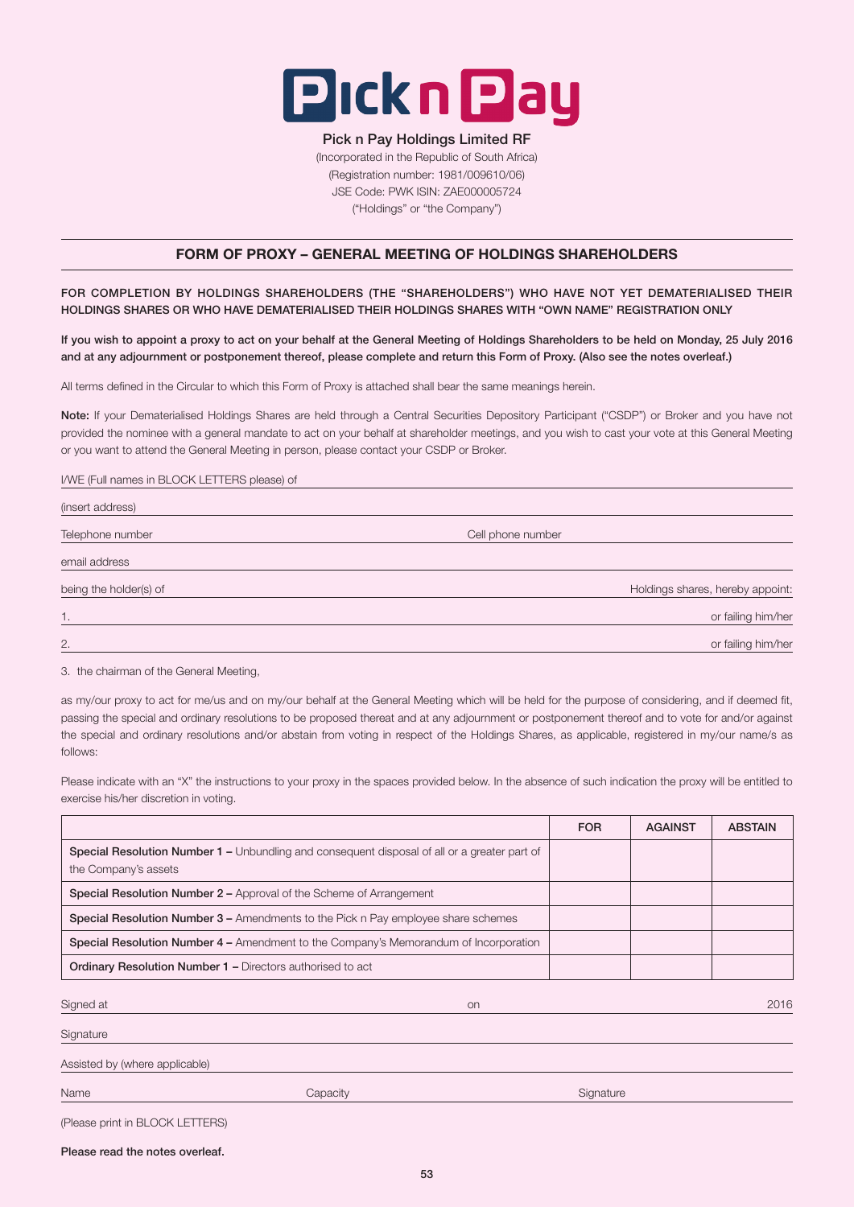**Pick n Pay Holdings Limited RF**

(Incorporated in the Republic of South Africa)
(Registration number: 1981/009610/06)
JSE Code: PWK ISIN: ZAE000005724
("Holdings" or "the Company")

## FORM OF PROXY – GENERAL MEETING OF HOLDINGS SHAREHOLDERS

**FOR COMPLETION BY HOLDINGS SHAREHOLDERS (THE "SHAREHOLDERS") WHO HAVE NOT YET DEMATERIALISED THEIR HOLDINGS SHARES OR WHO HAVE DEMATERIALISED THEIR HOLDINGS SHARES WITH "OWN NAME" REGISTRATION ONLY**

**If you wish to appoint a proxy to act on your behalf at the General Meeting of Holdings Shareholders to be held on Monday, 25 July 2016 and at any adjournment or postponement thereof, please complete and return this Form of Proxy. (Also see the notes overleaf.)**

All terms defined in the Circular to which this Form of Proxy is attached shall bear the same meanings herein.

**Note:** If your Dematerialised Holdings Shares are held through a Central Securities Depository Participant ("CSDP") or Broker and you have not provided the nominee with a general mandate to act on your behalf at shareholder meetings, and you wish to cast your vote at this General Meeting or you want to attend the General Meeting in person, please contact your CSDP or Broker.

I/WE (Full names in BLOCK LETTERS please) of ____________________

(insert address) ____________________

Telephone number ____________________ Cell phone number ____________________

email address ____________________

being the holder(s) of ____________________ Holdings shares, hereby appoint:

1. ____________________ or failing him/her

2. ____________________ or failing him/her

3. the chairman of the General Meeting,

as my/our proxy to act for me/us and on my/our behalf at the General Meeting which will be held for the purpose of considering, and if deemed fit, passing the special and ordinary resolutions to be proposed thereat and at any adjournment or postponement thereof and to vote for and/or against the special and ordinary resolutions and/or abstain from voting in respect of the Holdings Shares, as applicable, registered in my/our name/s as follows:

Please indicate with an "X" the instructions to your proxy in the spaces provided below. In the absence of such indication the proxy will be entitled to exercise his/her discretion in voting.

| | FOR | AGAINST | ABSTAIN |
|---|---|---|---|
| **Special Resolution Number 1 –** Unbundling and consequent disposal of all or a greater part of the Company's assets | | | |
| **Special Resolution Number 2 –** Approval of the Scheme of Arrangement | | | |
| **Special Resolution Number 3 –** Amendments to the Pick n Pay employee share schemes | | | |
| **Special Resolution Number 4 –** Amendment to the Company's Memorandum of Incorporation | | | |
| **Ordinary Resolution Number 1 –** Directors authorised to act | | | |

Signed at ____________________ on ____________________ 2016

Signature ____________________

Assisted by (where applicable) ____________________

Name ____________________ Capacity ____________________ Signature ____________________

(Please print in BLOCK LETTERS)

**Please read the notes overleaf.**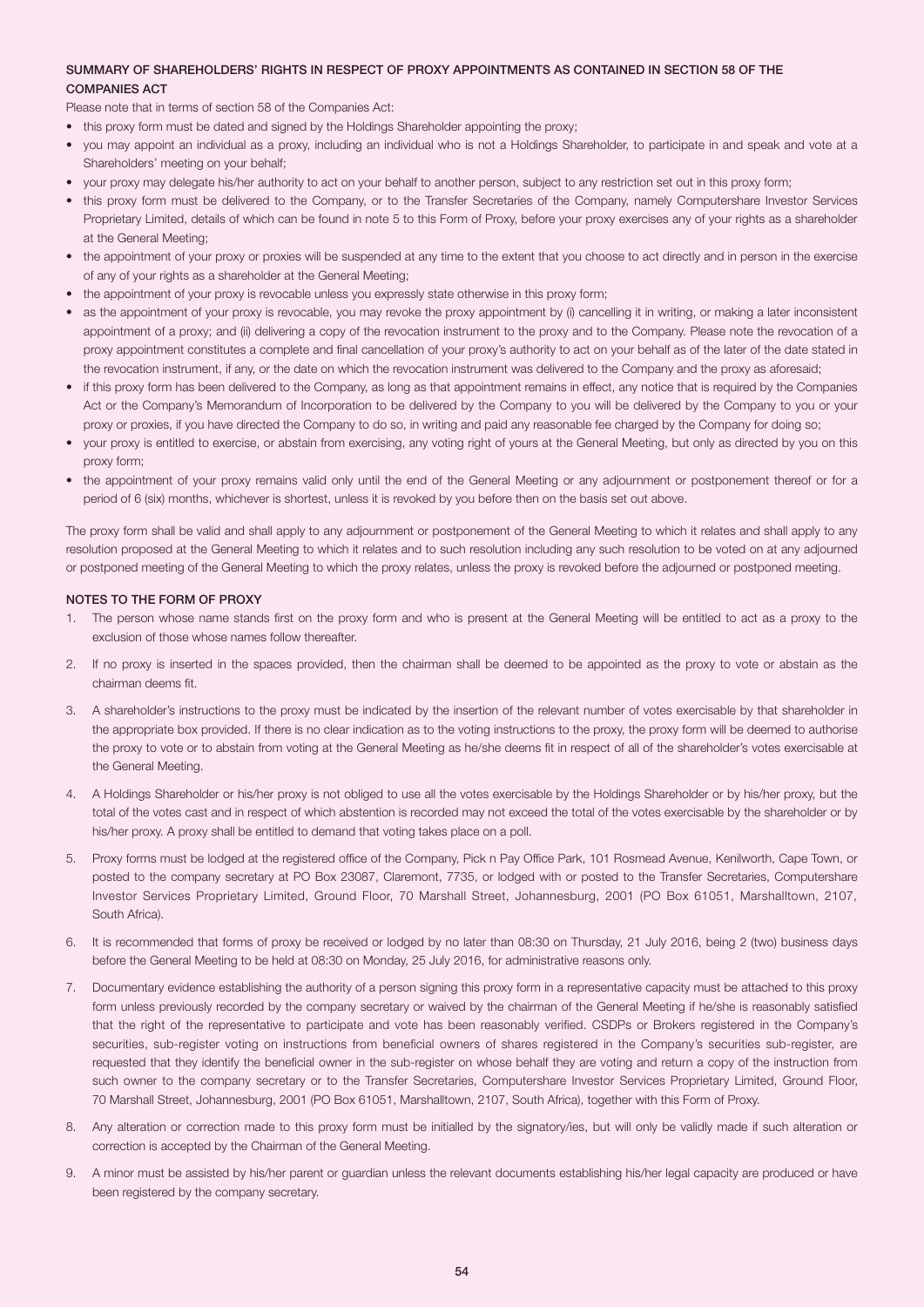## SUMMARY OF SHAREHOLDERS' RIGHTS IN RESPECT OF PROXY APPOINTMENTS AS CONTAINED IN SECTION 58 OF THE COMPANIES ACT

Please note that in terms of section 58 of the Companies Act:

- this proxy form must be dated and signed by the Holdings Shareholder appointing the proxy;
- you may appoint an individual as a proxy, including an individual who is not a Holdings Shareholder, to participate in and speak and vote at a Shareholders' meeting on your behalf;
- your proxy may delegate his/her authority to act on your behalf to another person, subject to any restriction set out in this proxy form;
- this proxy form must be delivered to the Company, or to the Transfer Secretaries of the Company, namely Computershare Investor Services Proprietary Limited, details of which can be found in note 5 to this Form of Proxy, before your proxy exercises any of your rights as a shareholder at the General Meeting;
- the appointment of your proxy or proxies will be suspended at any time to the extent that you choose to act directly and in person in the exercise of any of your rights as a shareholder at the General Meeting;
- the appointment of your proxy is revocable unless you expressly state otherwise in this proxy form;
- as the appointment of your proxy is revocable, you may revoke the proxy appointment by (i) cancelling it in writing, or making a later inconsistent appointment of a proxy; and (ii) delivering a copy of the revocation instrument to the proxy and to the Company. Please note the revocation of a proxy appointment constitutes a complete and final cancellation of your proxy's authority to act on your behalf as of the later of the date stated in the revocation instrument, if any, or the date on which the revocation instrument was delivered to the Company and the proxy as aforesaid;
- if this proxy form has been delivered to the Company, as long as that appointment remains in effect, any notice that is required by the Companies Act or the Company's Memorandum of Incorporation to be delivered by the Company to you will be delivered by the Company to you or your proxy or proxies, if you have directed the Company to do so, in writing and paid any reasonable fee charged by the Company for doing so;
- your proxy is entitled to exercise, or abstain from exercising, any voting right of yours at the General Meeting, but only as directed by you on this proxy form;
- the appointment of your proxy remains valid only until the end of the General Meeting or any adjournment or postponement thereof or for a period of 6 (six) months, whichever is shortest, unless it is revoked by you before then on the basis set out above.

The proxy form shall be valid and shall apply to any adjournment or postponement of the General Meeting to which it relates and shall apply to any resolution proposed at the General Meeting to which it relates and to such resolution including any such resolution to be voted on at any adjourned or postponed meeting of the General Meeting to which the proxy relates, unless the proxy is revoked before the adjourned or postponed meeting.

## NOTES TO THE FORM OF PROXY

1. The person whose name stands first on the proxy form and who is present at the General Meeting will be entitled to act as a proxy to the exclusion of those whose names follow thereafter.
2. If no proxy is inserted in the spaces provided, then the chairman shall be deemed to be appointed as the proxy to vote or abstain as the chairman deems fit.
3. A shareholder's instructions to the proxy must be indicated by the insertion of the relevant number of votes exercisable by that shareholder in the appropriate box provided. If there is no clear indication as to the voting instructions to the proxy, the proxy form will be deemed to authorise the proxy to vote or to abstain from voting at the General Meeting as he/she deems fit in respect of all of the shareholder's votes exercisable at the General Meeting.
4. A Holdings Shareholder or his/her proxy is not obliged to use all the votes exercisable by the Holdings Shareholder or by his/her proxy, but the total of the votes cast and in respect of which abstention is recorded may not exceed the total of the votes exercisable by the shareholder or by his/her proxy. A proxy shall be entitled to demand that voting takes place on a poll.
5. Proxy forms must be lodged at the registered office of the Company, Pick n Pay Office Park, 101 Rosmead Avenue, Kenilworth, Cape Town, or posted to the company secretary at PO Box 23087, Claremont, 7735, or lodged with or posted to the Transfer Secretaries, Computershare Investor Services Proprietary Limited, Ground Floor, 70 Marshall Street, Johannesburg, 2001 (PO Box 61051, Marshalltown, 2107, South Africa).
6. It is recommended that forms of proxy be received or lodged by no later than 08:30 on Thursday, 21 July 2016, being 2 (two) business days before the General Meeting to be held at 08:30 on Monday, 25 July 2016, for administrative reasons only.
7. Documentary evidence establishing the authority of a person signing this proxy form in a representative capacity must be attached to this proxy form unless previously recorded by the company secretary or waived by the chairman of the General Meeting if he/she is reasonably satisfied that the right of the representative to participate and vote has been reasonably verified. CSDPs or Brokers registered in the Company's securities, sub-register voting on instructions from beneficial owners of shares registered in the Company's securities sub-register, are requested that they identify the beneficial owner in the sub-register on whose behalf they are voting and return a copy of the instruction from such owner to the company secretary or to the Transfer Secretaries, Computershare Investor Services Proprietary Limited, Ground Floor, 70 Marshall Street, Johannesburg, 2001 (PO Box 61051, Marshalltown, 2107, South Africa), together with this Form of Proxy.
8. Any alteration or correction made to this proxy form must be initialled by the signatory/ies, but will only be validly made if such alteration or correction is accepted by the Chairman of the General Meeting.
9. A minor must be assisted by his/her parent or guardian unless the relevant documents establishing his/her legal capacity are produced or have been registered by the company secretary.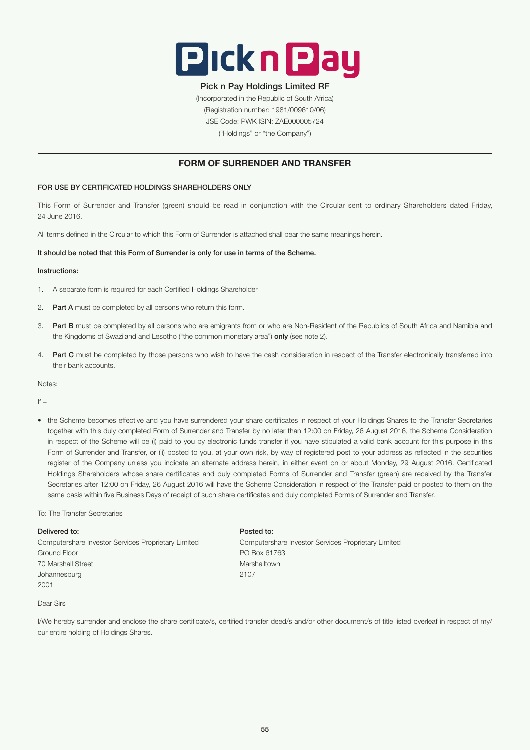# Pick n Pay Holdings Limited RF

(Incorporated in the Republic of South Africa)
(Registration number: 1981/009610/06)
JSE Code: PWK ISIN: ZAE000005724
("Holdings" or "the Company")

## FORM OF SURRENDER AND TRANSFER

**FOR USE BY CERTIFICATED HOLDINGS SHAREHOLDERS ONLY**

This Form of Surrender and Transfer (green) should be read in conjunction with the Circular sent to ordinary Shareholders dated Friday, 24 June 2016.

All terms defined in the Circular to which this Form of Surrender is attached shall bear the same meanings herein.

**It should be noted that this Form of Surrender is only for use in terms of the Scheme.**

**Instructions:**

1. A separate form is required for each Certified Holdings Shareholder
2. **Part A** must be completed by all persons who return this form.
3. **Part B** must be completed by all persons who are emigrants from or who are Non-Resident of the Republics of South Africa and Namibia and the Kingdoms of Swaziland and Lesotho ("the common monetary area") **only** (see note 2).
4. **Part C** must be completed by those persons who wish to have the cash consideration in respect of the Transfer electronically transferred into their bank accounts.

Notes:

If –

- the Scheme becomes effective and you have surrendered your share certificates in respect of your Holdings Shares to the Transfer Secretaries together with this duly completed Form of Surrender and Transfer by no later than 12:00 on Friday, 26 August 2016, the Scheme Consideration in respect of the Scheme will be (i) paid to you by electronic funds transfer if you have stipulated a valid bank account for this purpose in this Form of Surrender and Transfer, or (ii) posted to you, at your own risk, by way of registered post to your address as reflected in the securities register of the Company unless you indicate an alternate address herein, in either event on or about Monday, 29 August 2016. Certificated Holdings Shareholders whose share certificates and duly completed Forms of Surrender and Transfer (green) are received by the Transfer Secretaries after 12:00 on Friday, 26 August 2016 will have the Scheme Consideration in respect of the Transfer paid or posted to them on the same basis within five Business Days of receipt of such share certificates and duly completed Forms of Surrender and Transfer.

To: The Transfer Secretaries

**Delivered to:**
Computershare Investor Services Proprietary Limited
Ground Floor
70 Marshall Street
Johannesburg
2001

**Posted to:**
Computershare Investor Services Proprietary Limited
PO Box 61763
Marshalltown
2107

Dear Sirs

I/We hereby surrender and enclose the share certificate/s, certified transfer deed/s and/or other document/s of title listed overleaf in respect of my/our entire holding of Holdings Shares.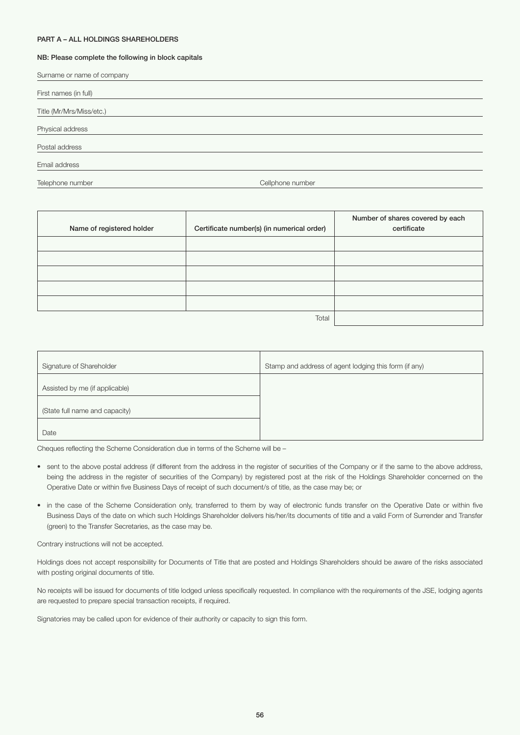**PART A – ALL HOLDINGS SHAREHOLDERS**

**NB: Please complete the following in block capitals**

Surname or name of company

First names (in full)

Title (Mr/Mrs/Miss/etc.)

Physical address

Postal address

Email address

Telephone number Cellphone number

| Name of registered holder | Certificate number(s) (in numerical order) | Number of shares covered by each certificate |
|---|---|---|
| | | |
| | | |
| | | |
| | | |
| | | |
| | Total | |

| Signature of Shareholder | Stamp and address of agent lodging this form (if any) |
|---|---|
| Assisted by me (if applicable) | |
| (State full name and capacity) | |
| Date | |

Cheques reflecting the Scheme Consideration due in terms of the Scheme will be –

- sent to the above postal address (if different from the address in the register of securities of the Company or if the same to the above address, being the address in the register of securities of the Company) by registered post at the risk of the Holdings Shareholder concerned on the Operative Date or within five Business Days of receipt of such document/s of title, as the case may be; or
- in the case of the Scheme Consideration only, transferred to them by way of electronic funds transfer on the Operative Date or within five Business Days of the date on which such Holdings Shareholder delivers his/her/its documents of title and a valid Form of Surrender and Transfer (green) to the Transfer Secretaries, as the case may be.

Contrary instructions will not be accepted.

Holdings does not accept responsibility for Documents of Title that are posted and Holdings Shareholders should be aware of the risks associated with posting original documents of title.

No receipts will be issued for documents of title lodged unless specifically requested. In compliance with the requirements of the JSE, lodging agents are requested to prepare special transaction receipts, if required.

Signatories may be called upon for evidence of their authority or capacity to sign this form.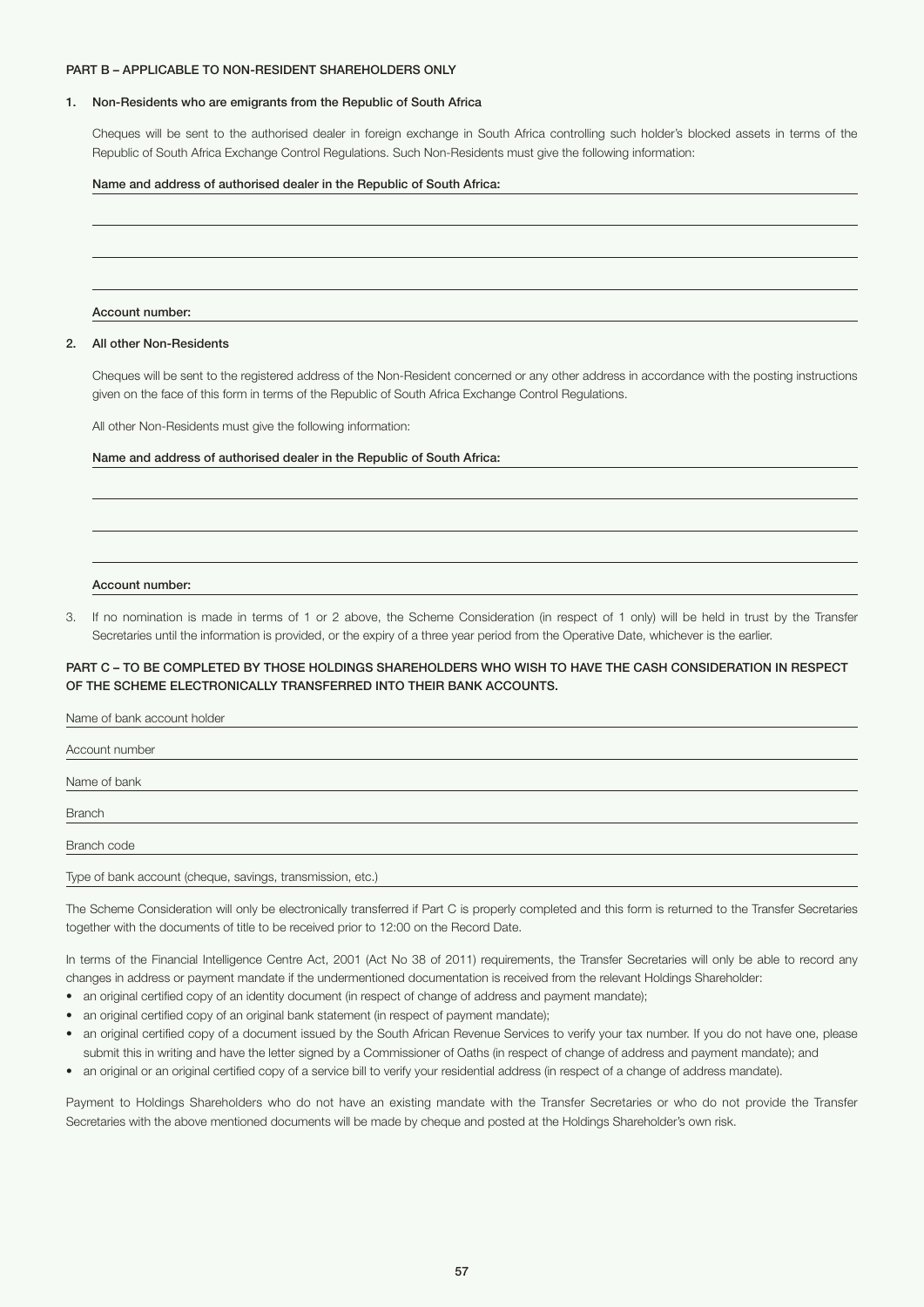**PART B – APPLICABLE TO NON-RESIDENT SHAREHOLDERS ONLY**

**1. Non-Residents who are emigrants from the Republic of South Africa**

Cheques will be sent to the authorised dealer in foreign exchange in South Africa controlling such holder's blocked assets in terms of the Republic of South Africa Exchange Control Regulations. Such Non-Residents must give the following information:

**Name and address of authorised dealer in the Republic of South Africa:**

______________________________________________

______________________________________________

______________________________________________

**Account number:**

**2. All other Non-Residents**

Cheques will be sent to the registered address of the Non-Resident concerned or any other address in accordance with the posting instructions given on the face of this form in terms of the Republic of South Africa Exchange Control Regulations.

All other Non-Residents must give the following information:

**Name and address of authorised dealer in the Republic of South Africa:**

______________________________________________

______________________________________________

______________________________________________

**Account number:**

3. If no nomination is made in terms of 1 or 2 above, the Scheme Consideration (in respect of 1 only) will be held in trust by the Transfer Secretaries until the information is provided, or the expiry of a three year period from the Operative Date, whichever is the earlier.

**PART C – TO BE COMPLETED BY THOSE HOLDINGS SHAREHOLDERS WHO WISH TO HAVE THE CASH CONSIDERATION IN RESPECT OF THE SCHEME ELECTRONICALLY TRANSFERRED INTO THEIR BANK ACCOUNTS.**

Name of bank account holder

Account number

Name of bank

Branch

Branch code

Type of bank account (cheque, savings, transmission, etc.)

The Scheme Consideration will only be electronically transferred if Part C is properly completed and this form is returned to the Transfer Secretaries together with the documents of title to be received prior to 12:00 on the Record Date.

In terms of the Financial Intelligence Centre Act, 2001 (Act No 38 of 2011) requirements, the Transfer Secretaries will only be able to record any changes in address or payment mandate if the undermentioned documentation is received from the relevant Holdings Shareholder:

- an original certified copy of an identity document (in respect of change of address and payment mandate);
- an original certified copy of an original bank statement (in respect of payment mandate);
- an original certified copy of a document issued by the South African Revenue Services to verify your tax number. If you do not have one, please submit this in writing and have the letter signed by a Commissioner of Oaths (in respect of change of address and payment mandate); and
- an original or an original certified copy of a service bill to verify your residential address (in respect of a change of address mandate).

Payment to Holdings Shareholders who do not have an existing mandate with the Transfer Secretaries or who do not provide the Transfer Secretaries with the above mentioned documents will be made by cheque and posted at the Holdings Shareholder's own risk.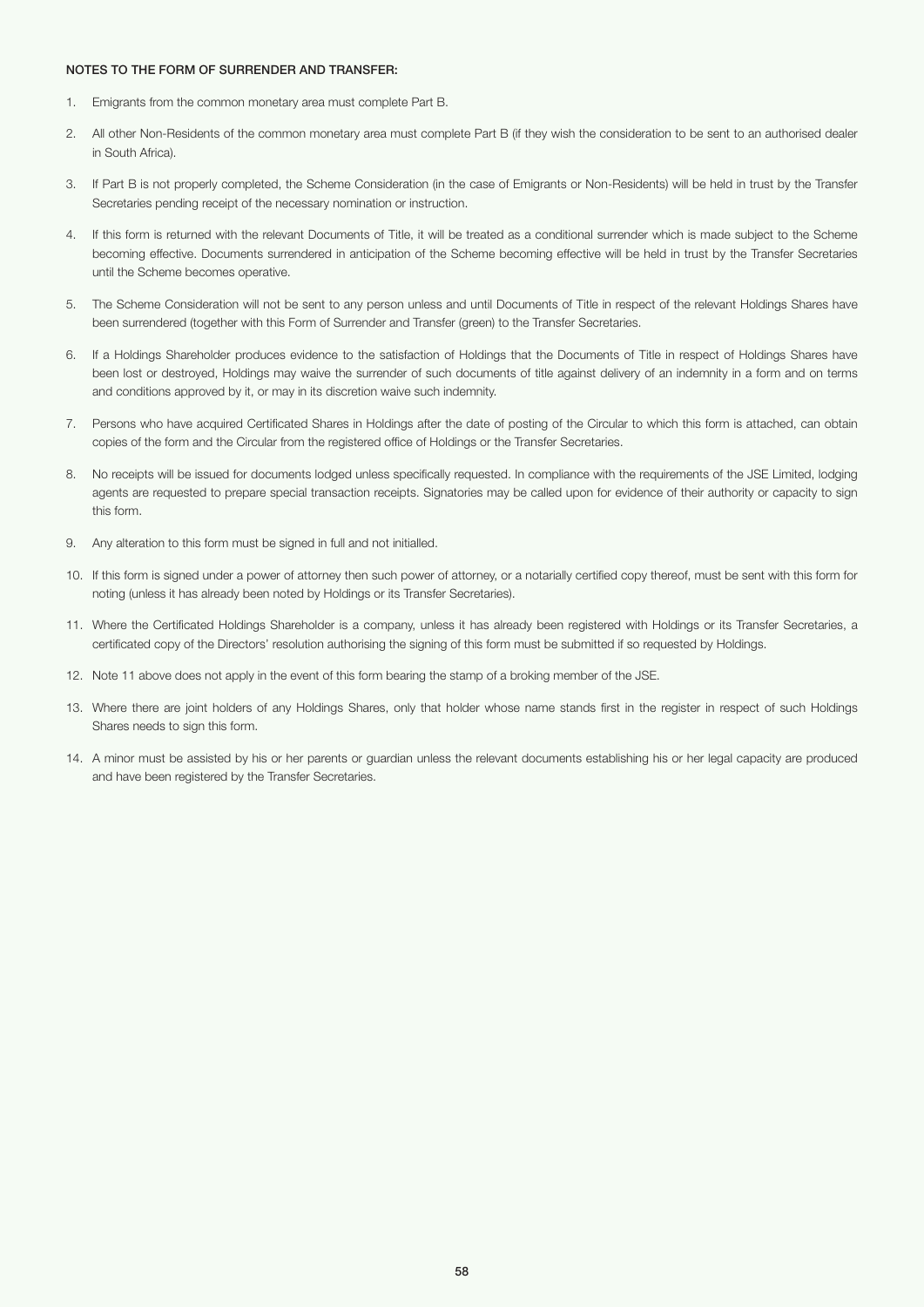**NOTES TO THE FORM OF SURRENDER AND TRANSFER:**

1. Emigrants from the common monetary area must complete Part B.
2. All other Non-Residents of the common monetary area must complete Part B (if they wish the consideration to be sent to an authorised dealer in South Africa).
3. If Part B is not properly completed, the Scheme Consideration (in the case of Emigrants or Non-Residents) will be held in trust by the Transfer Secretaries pending receipt of the necessary nomination or instruction.
4. If this form is returned with the relevant Documents of Title, it will be treated as a conditional surrender which is made subject to the Scheme becoming effective. Documents surrendered in anticipation of the Scheme becoming effective will be held in trust by the Transfer Secretaries until the Scheme becomes operative.
5. The Scheme Consideration will not be sent to any person unless and until Documents of Title in respect of the relevant Holdings Shares have been surrendered (together with this Form of Surrender and Transfer (green) to the Transfer Secretaries.
6. If a Holdings Shareholder produces evidence to the satisfaction of Holdings that the Documents of Title in respect of Holdings Shares have been lost or destroyed, Holdings may waive the surrender of such documents of title against delivery of an indemnity in a form and on terms and conditions approved by it, or may in its discretion waive such indemnity.
7. Persons who have acquired Certificated Shares in Holdings after the date of posting of the Circular to which this form is attached, can obtain copies of the form and the Circular from the registered office of Holdings or the Transfer Secretaries.
8. No receipts will be issued for documents lodged unless specifically requested. In compliance with the requirements of the JSE Limited, lodging agents are requested to prepare special transaction receipts. Signatories may be called upon for evidence of their authority or capacity to sign this form.
9. Any alteration to this form must be signed in full and not initialled.
10. If this form is signed under a power of attorney then such power of attorney, or a notarially certified copy thereof, must be sent with this form for noting (unless it has already been noted by Holdings or its Transfer Secretaries).
11. Where the Certificated Holdings Shareholder is a company, unless it has already been registered with Holdings or its Transfer Secretaries, a certificated copy of the Directors' resolution authorising the signing of this form must be submitted if so requested by Holdings.
12. Note 11 above does not apply in the event of this form bearing the stamp of a broking member of the JSE.
13. Where there are joint holders of any Holdings Shares, only that holder whose name stands first in the register in respect of such Holdings Shares needs to sign this form.
14. A minor must be assisted by his or her parents or guardian unless the relevant documents establishing his or her legal capacity are produced and have been registered by the Transfer Secretaries.